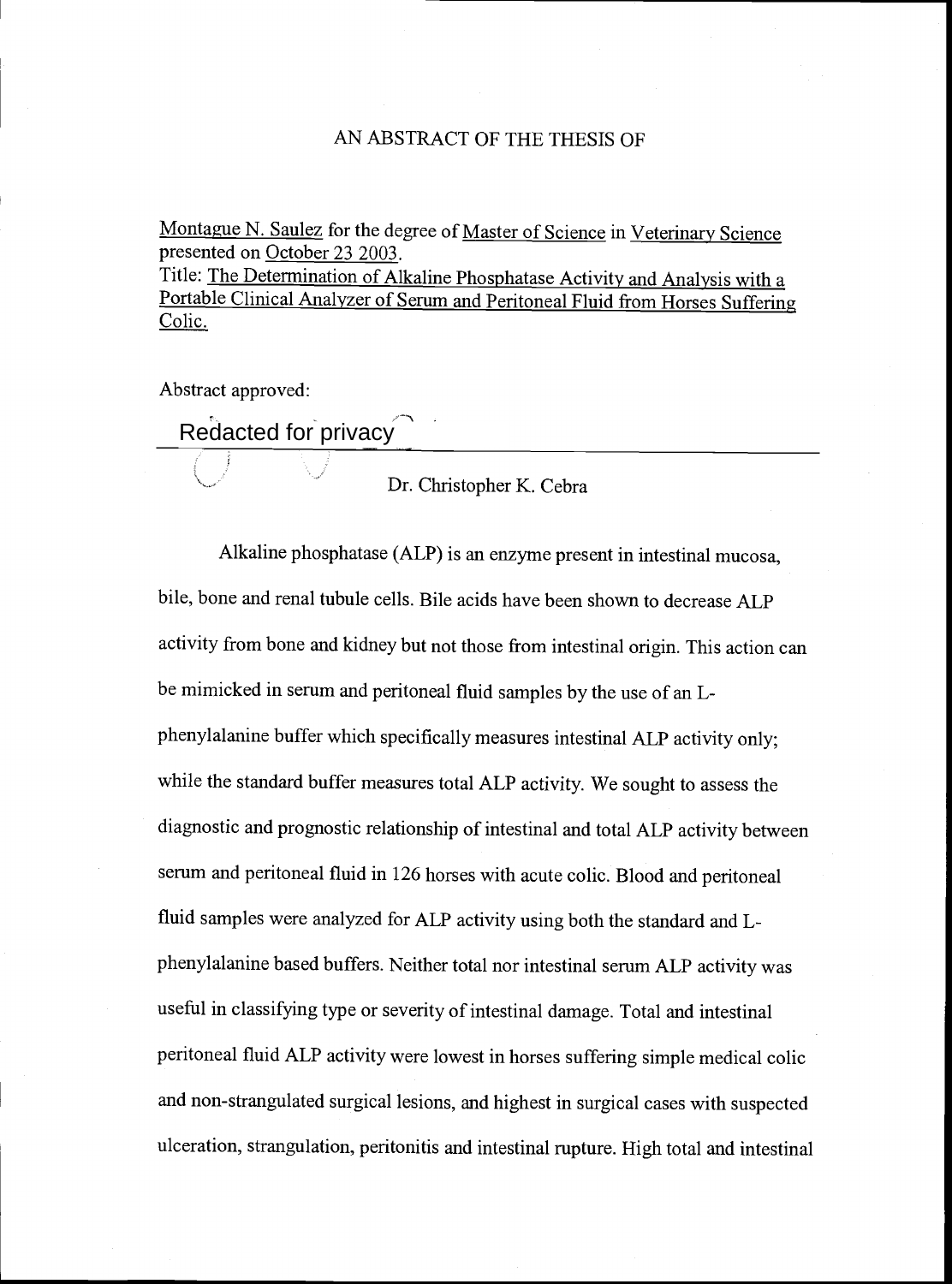# AN ABSTRACT OF THE THESIS OF

Montague N. Saulez for the degree of Master of Science in Veterinary Science presented on October 23 2003.

Title: The Determination of Alkaline Phosphatase Activity and Analysis with a Portable Clinical Analyzer of Serum and Peritoneal Fluid from Horses Suffering Colic.

Abstract approved:

Redacted for privacy

Dr. Christopher K. Cebra

Alkaline phosphatase (ALP) is an enzyme present in intestinal mucosa, bile, bone and renal tubule cells. Bile acids have been shown to decrease ALP activity from bone and kidney but not those from intestinal origin. This action can be mimicked in serum and peritoneal fluid samples by the use of an L-phenylalanine buffer which specifically measures intestinal ALP activity only; while the standard buffer measures total ALP activity. We sought to assess the diagnostic and prognostic relationship of intestinal and total ALP activity between serum and peritoneal fluid in 126 horses with acute colic. Blood and peritoneal fluid samples were analyzed for ALP activity using both the standard and L-phenylalanine based buffers. Neither total nor intestinal serum ALP activity was useful in classifying type or severity of intestinal damage. Total and intestinal peritoneal fluid ALP activity were lowest in horses suffering simple medical colic and non-strangulated surgical lesions, and highest in surgical cases with suspected ulceration, strangulation, peritonitis and intestinal rupture. High total and intestinal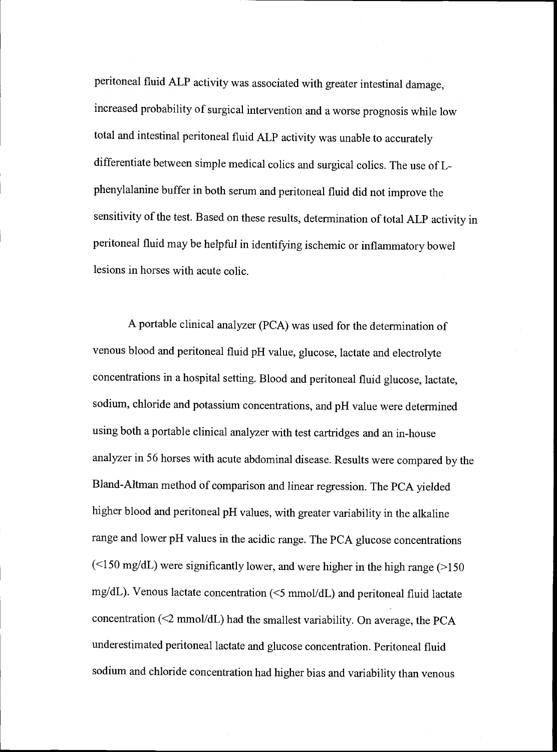peritoneal fluid ALP activity was associated with greater intestinal damage, increased probability of surgical intervention and a worse prognosis while low total and intestinal peritoneal fluid ALP activity was unable to accurately differentiate between simple medical colics and surgical colics. The use of L-phenylalanine buffer in both serum and peritoneal fluid did not improve the sensitivity of the test. Based on these results, determination of total ALP activity in peritoneal fluid may be helpful in identifying ischemic or inflammatory bowel lesions in horses with acute colic.

A portable clinical analyzer (PCA) was used for the determination of venous blood and peritoneal fluid pH value, glucose, lactate and electrolyte concentrations in a hospital setting. Blood and peritoneal fluid glucose, lactate, sodium, chloride and potassium concentrations, and pH value were determined using both a portable clinical analyzer with test cartridges and an in-house analyzer in 56 horses with acute abdominal disease. Results were compared by the Bland-Altman method of comparison and linear regression. The PCA yielded higher blood and peritoneal pH values, with greater variability in the alkaline range and lower pH values in the acidic range. The PCA glucose concentrations (<150 mg/dL) were significantly lower, and were higher in the high range (>150 mg/dL). Venous lactate concentration (<5 mmol/dL) and peritoneal fluid lactate concentration (<2 mmol/dL) had the smallest variability. On average, the PCA underestimated peritoneal lactate and glucose concentration. Peritoneal fluid sodium and chloride concentration had higher bias and variability than venous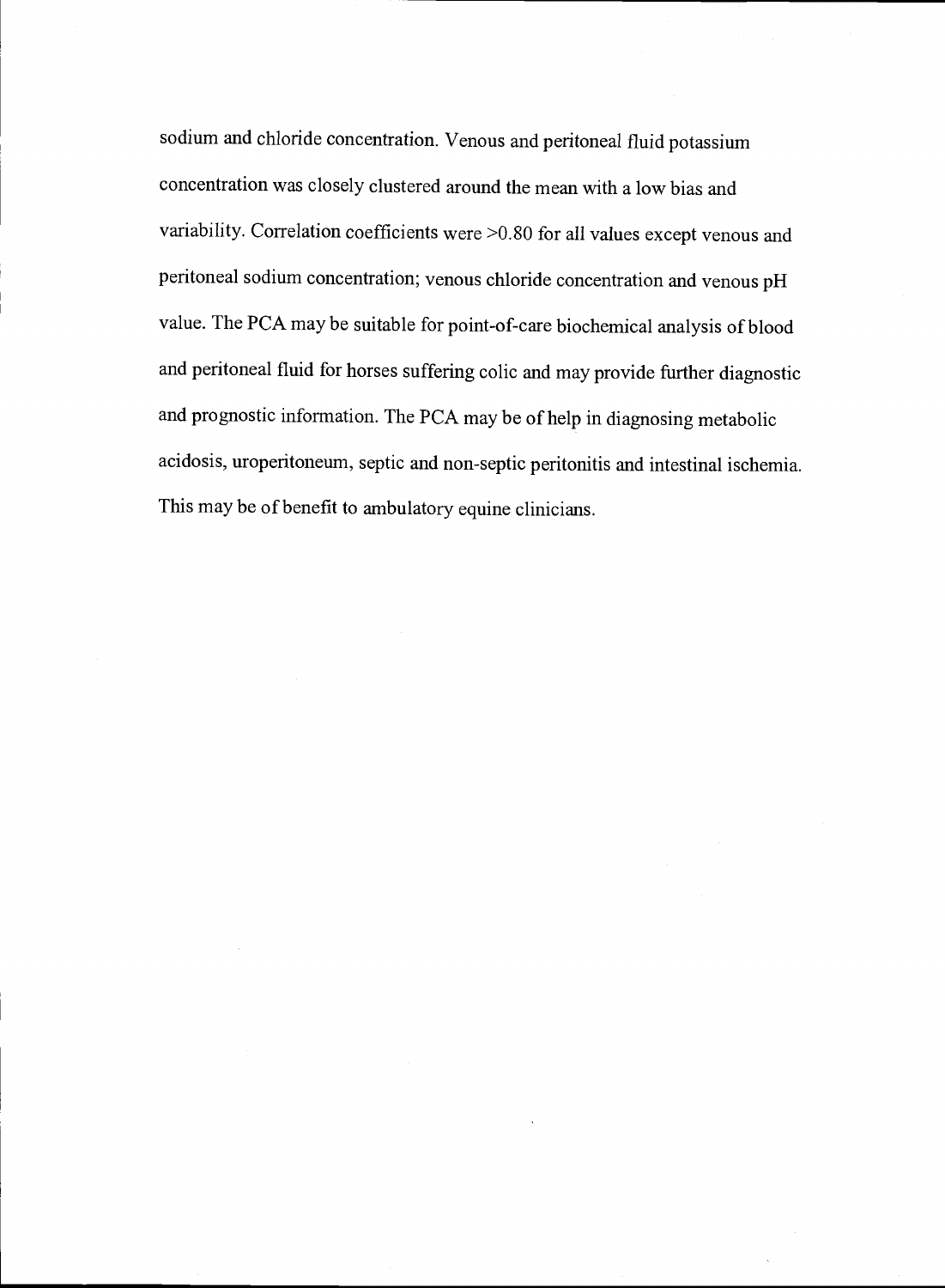sodium and chloride concentration. Venous and peritoneal fluid potassium concentration was closely clustered around the mean with a low bias and variability. Correlation coefficients were >0.80 for all values except venous and peritoneal sodium concentration; venous chloride concentration and venous pH value. The PCA may be suitable for point-of-care biochemical analysis of blood and peritoneal fluid for horses suffering colic and may provide further diagnostic and prognostic information. The PCA may be of help in diagnosing metabolic acidosis, uroperitoneum, septic and non-septic peritonitis and intestinal ischemia. This may be of benefit to ambulatory equine clinicians.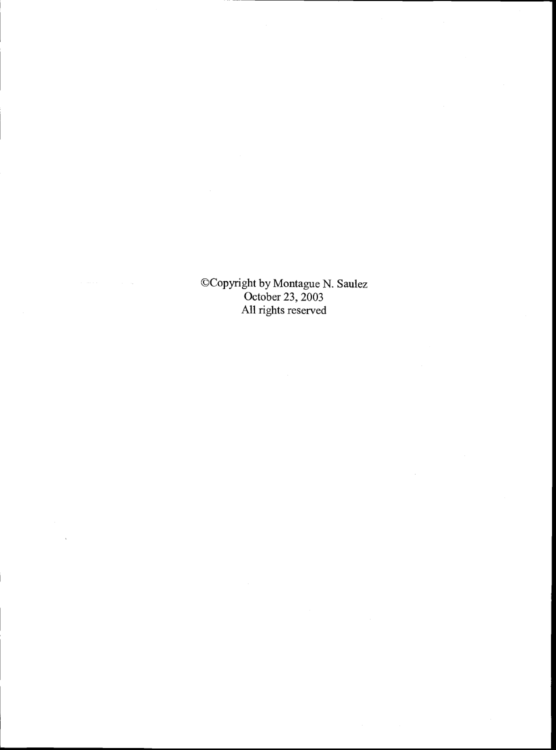©Copyright by Montague N. Saulez
October 23, 2003
All rights reserved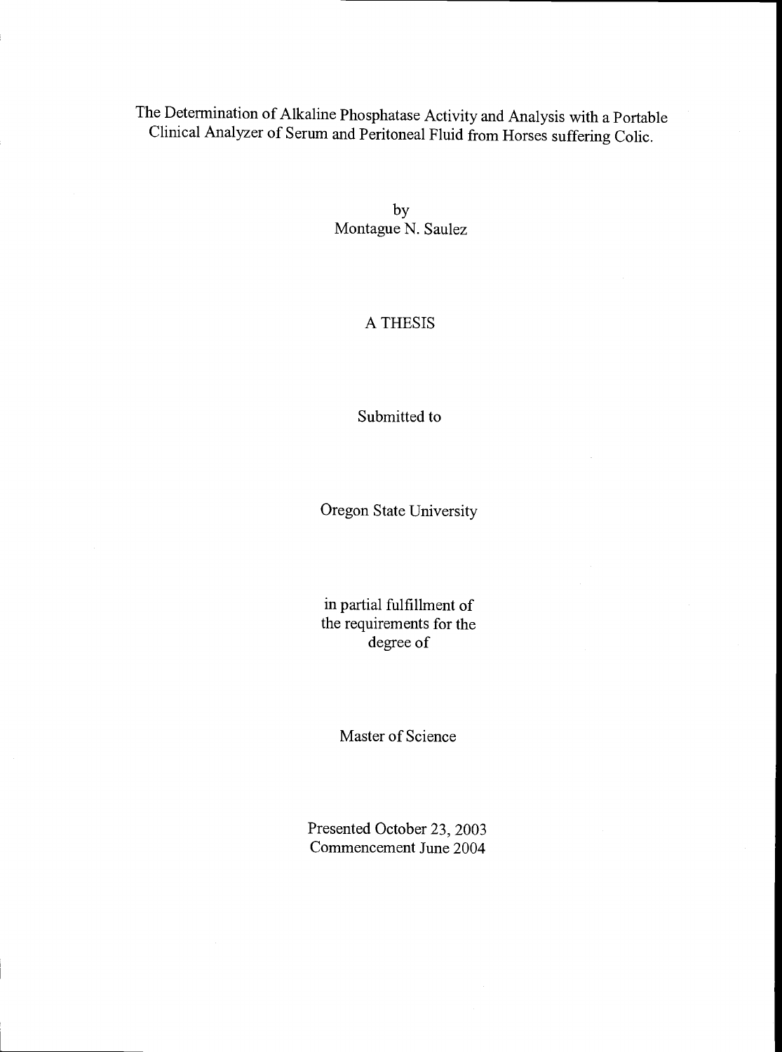# The Determination of Alkaline Phosphatase Activity and Analysis with a Portable Clinical Analyzer of Serum and Peritoneal Fluid from Horses suffering Colic.

by
Montague N. Saulez

A THESIS

Submitted to

Oregon State University

in partial fulfillment of
the requirements for the
degree of

Master of Science

Presented October 23, 2003
Commencement June 2004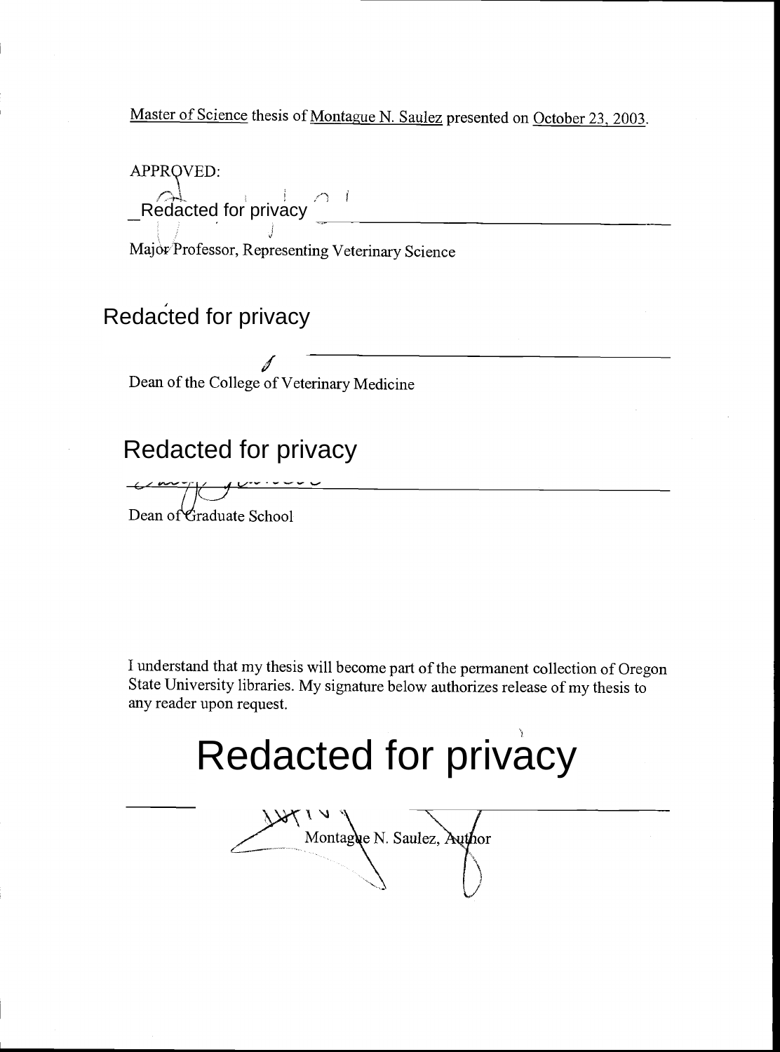Master of Science thesis of Montague N. Saulez presented on October 23, 2003.

APPROVED:

Redacted for privacy

Major Professor, Representing Veterinary Science

Redacted for privacy

Dean of the College of Veterinary Medicine

Redacted for privacy

Dean of Graduate School

I understand that my thesis will become part of the permanent collection of Oregon State University libraries. My signature below authorizes release of my thesis to any reader upon request.

Redacted for privacy

Montague N. Saulez, Author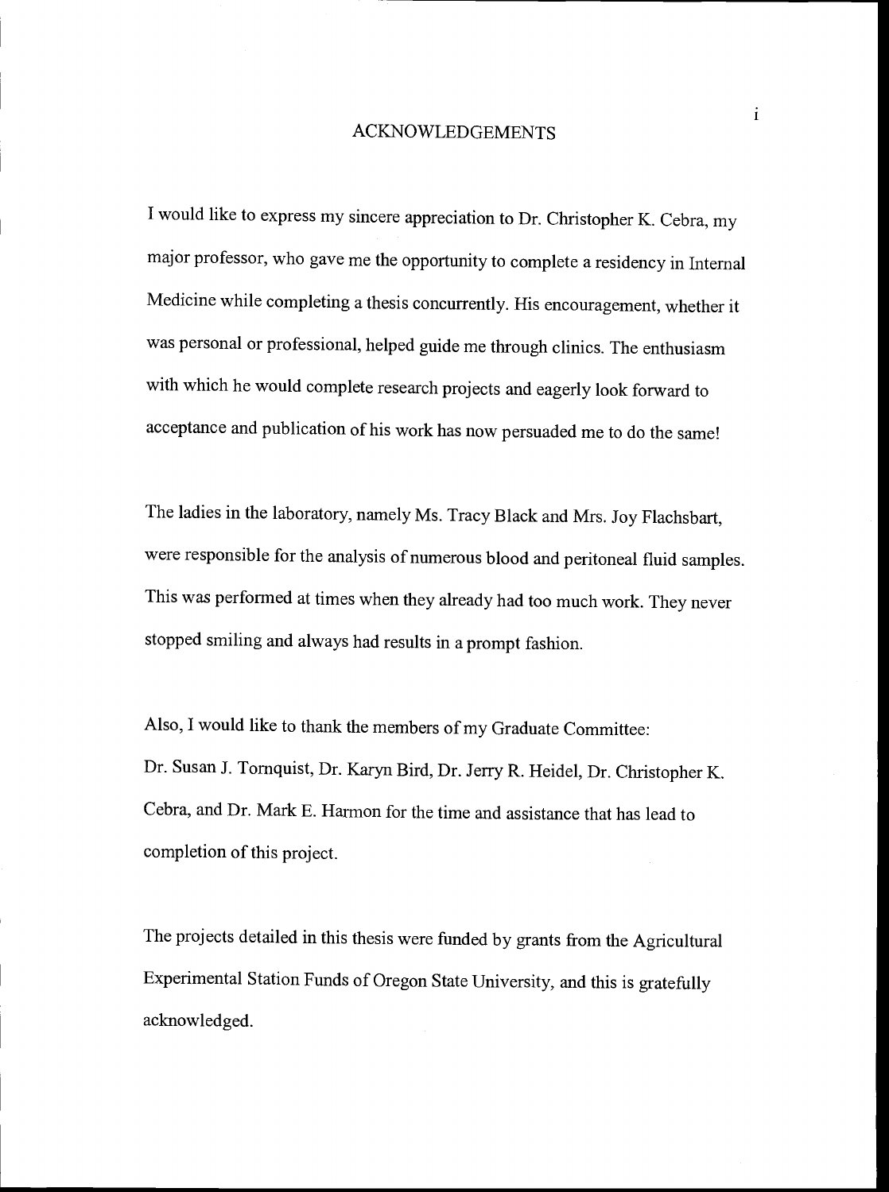# ACKNOWLEDGEMENTS

I would like to express my sincere appreciation to Dr. Christopher K. Cebra, my major professor, who gave me the opportunity to complete a residency in Internal Medicine while completing a thesis concurrently. His encouragement, whether it was personal or professional, helped guide me through clinics. The enthusiasm with which he would complete research projects and eagerly look forward to acceptance and publication of his work has now persuaded me to do the same!

The ladies in the laboratory, namely Ms. Tracy Black and Mrs. Joy Flachsbart, were responsible for the analysis of numerous blood and peritoneal fluid samples. This was performed at times when they already had too much work. They never stopped smiling and always had results in a prompt fashion.

Also, I would like to thank the members of my Graduate Committee: Dr. Susan J. Tornquist, Dr. Karyn Bird, Dr. Jerry R. Heidel, Dr. Christopher K. Cebra, and Dr. Mark E. Harmon for the time and assistance that has lead to completion of this project.

The projects detailed in this thesis were funded by grants from the Agricultural Experimental Station Funds of Oregon State University, and this is gratefully acknowledged.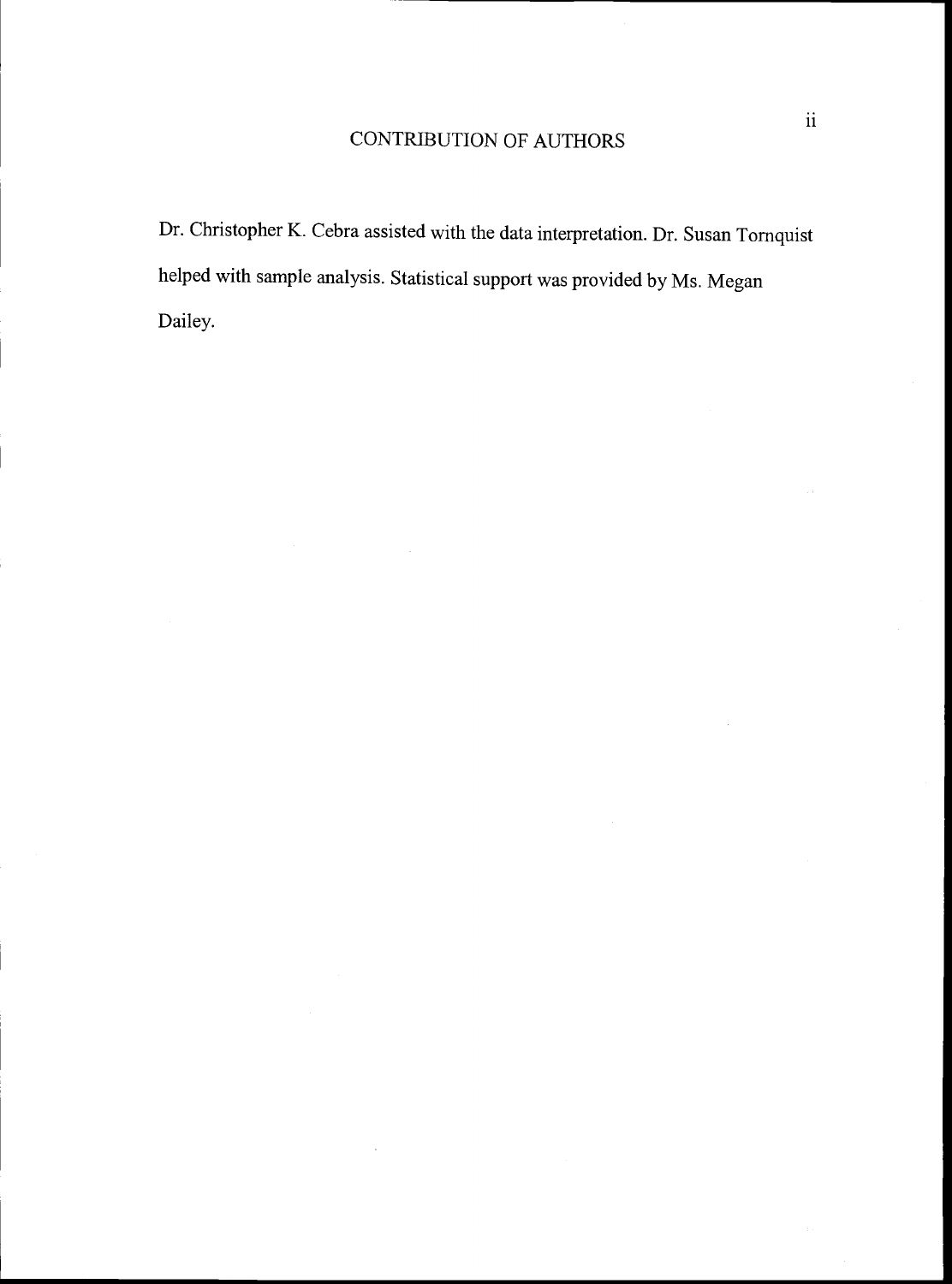# CONTRIBUTION OF AUTHORS

Dr. Christopher K. Cebra assisted with the data interpretation. Dr. Susan Tornquist helped with sample analysis. Statistical support was provided by Ms. Megan Dailey.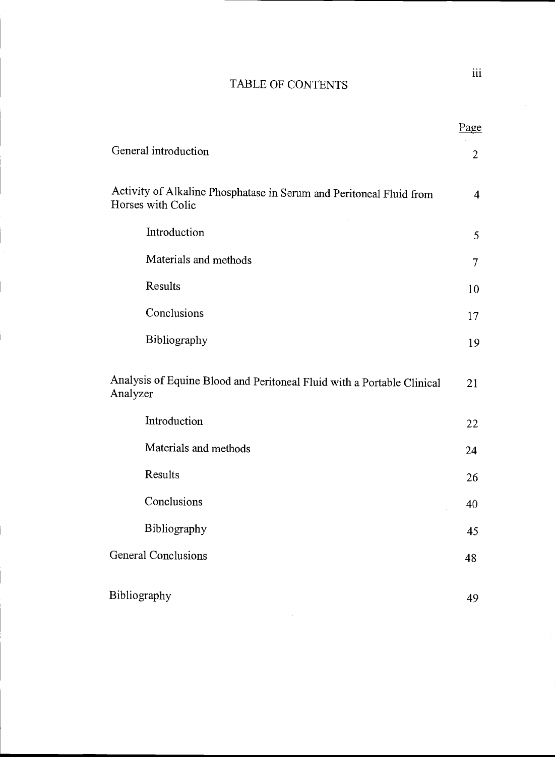# TABLE OF CONTENTS

| | Page |
|---|---|
| General introduction | 2 |
| Activity of Alkaline Phosphatase in Serum and Peritoneal Fluid from Horses with Colic | 4 |
| Introduction | 5 |
| Materials and methods | 7 |
| Results | 10 |
| Conclusions | 17 |
| Bibliography | 19 |
| Analysis of Equine Blood and Peritoneal Fluid with a Portable Clinical Analyzer | 21 |
| Introduction | 22 |
| Materials and methods | 24 |
| Results | 26 |
| Conclusions | 40 |
| Bibliography | 45 |
| General Conclusions | 48 |
| Bibliography | 49 |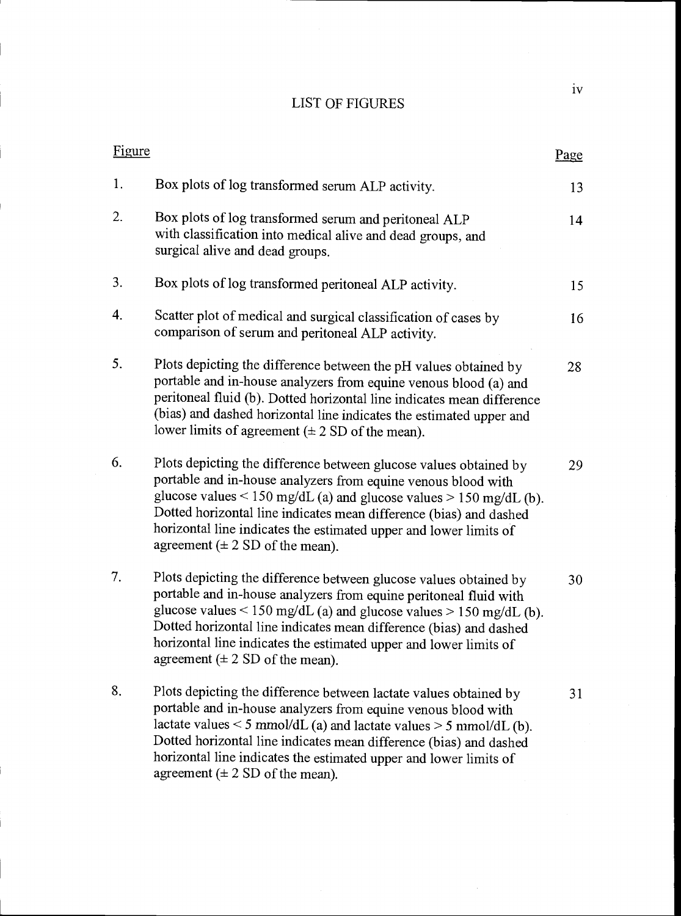# LIST OF FIGURES

| Figure | | Page |
|---|---|---|
| 1. | Box plots of log transformed serum ALP activity. | 13 |
| 2. | Box plots of log transformed serum and peritoneal ALP with classification into medical alive and dead groups, and surgical alive and dead groups. | 14 |
| 3. | Box plots of log transformed peritoneal ALP activity. | 15 |
| 4. | Scatter plot of medical and surgical classification of cases by comparison of serum and peritoneal ALP activity. | 16 |
| 5. | Plots depicting the difference between the pH values obtained by portable and in-house analyzers from equine venous blood (a) and peritoneal fluid (b). Dotted horizontal line indicates mean difference (bias) and dashed horizontal line indicates the estimated upper and lower limits of agreement (± 2 SD of the mean). | 28 |
| 6. | Plots depicting the difference between glucose values obtained by portable and in-house analyzers from equine venous blood with glucose values < 150 mg/dL (a) and glucose values > 150 mg/dL (b). Dotted horizontal line indicates mean difference (bias) and dashed horizontal line indicates the estimated upper and lower limits of agreement (± 2 SD of the mean). | 29 |
| 7. | Plots depicting the difference between glucose values obtained by portable and in-house analyzers from equine peritoneal fluid with glucose values < 150 mg/dL (a) and glucose values > 150 mg/dL (b). Dotted horizontal line indicates mean difference (bias) and dashed horizontal line indicates the estimated upper and lower limits of agreement (± 2 SD of the mean). | 30 |
| 8. | Plots depicting the difference between lactate values obtained by portable and in-house analyzers from equine venous blood with lactate values < 5 mmol/dL (a) and lactate values > 5 mmol/dL (b). Dotted horizontal line indicates mean difference (bias) and dashed horizontal line indicates the estimated upper and lower limits of agreement (± 2 SD of the mean). | 31 |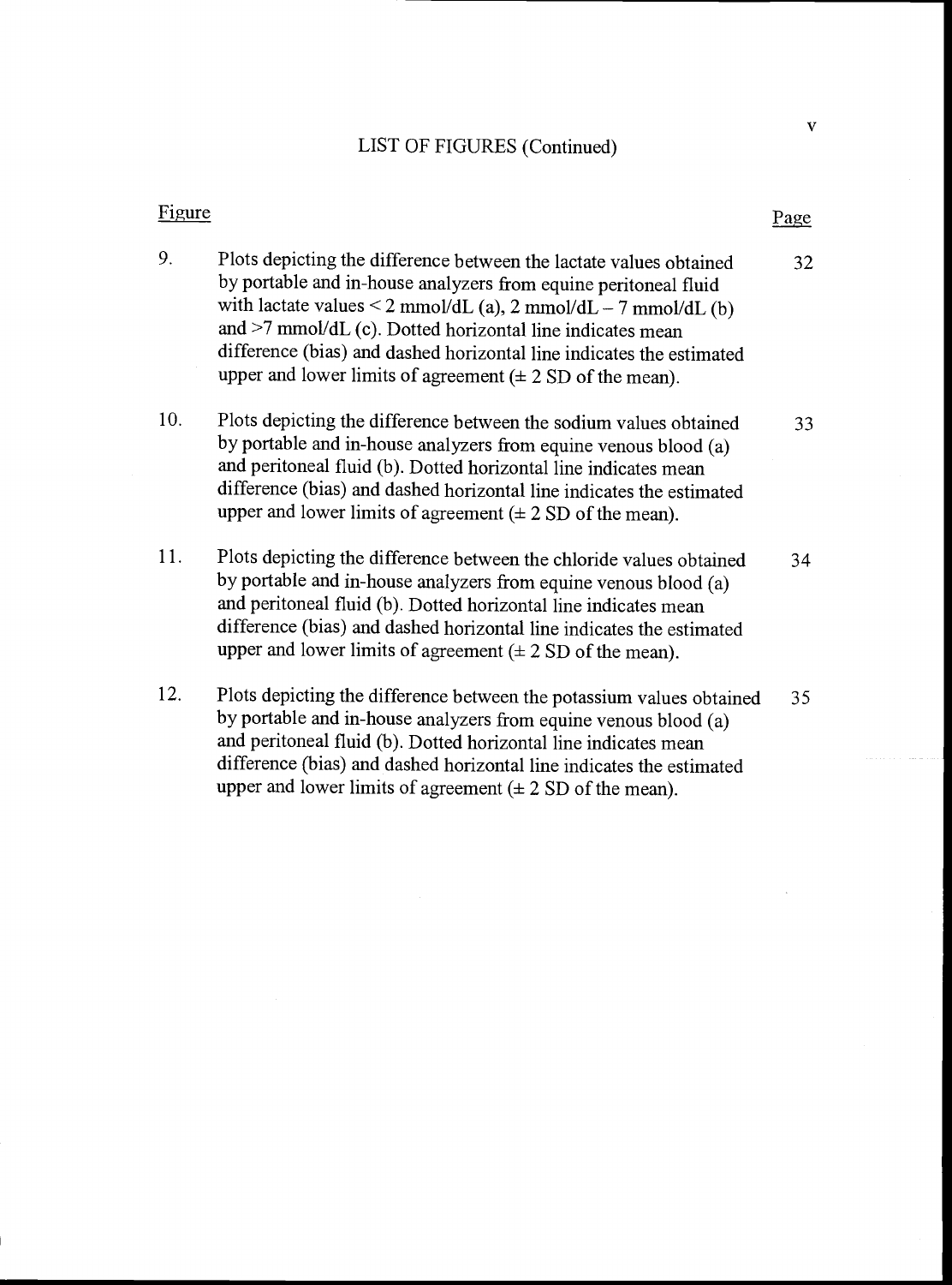# LIST OF FIGURES (Continued)

| Figure | | Page |
|---|---|---|
| 9. | Plots depicting the difference between the lactate values obtained by portable and in-house analyzers from equine peritoneal fluid with lactate values < 2 mmol/dL (a), 2 mmol/dL – 7 mmol/dL (b) and >7 mmol/dL (c). Dotted horizontal line indicates mean difference (bias) and dashed horizontal line indicates the estimated upper and lower limits of agreement (± 2 SD of the mean). | 32 |
| 10. | Plots depicting the difference between the sodium values obtained by portable and in-house analyzers from equine venous blood (a) and peritoneal fluid (b). Dotted horizontal line indicates mean difference (bias) and dashed horizontal line indicates the estimated upper and lower limits of agreement (± 2 SD of the mean). | 33 |
| 11. | Plots depicting the difference between the chloride values obtained by portable and in-house analyzers from equine venous blood (a) and peritoneal fluid (b). Dotted horizontal line indicates mean difference (bias) and dashed horizontal line indicates the estimated upper and lower limits of agreement (± 2 SD of the mean). | 34 |
| 12. | Plots depicting the difference between the potassium values obtained by portable and in-house analyzers from equine venous blood (a) and peritoneal fluid (b). Dotted horizontal line indicates mean difference (bias) and dashed horizontal line indicates the estimated upper and lower limits of agreement (± 2 SD of the mean). | 35 |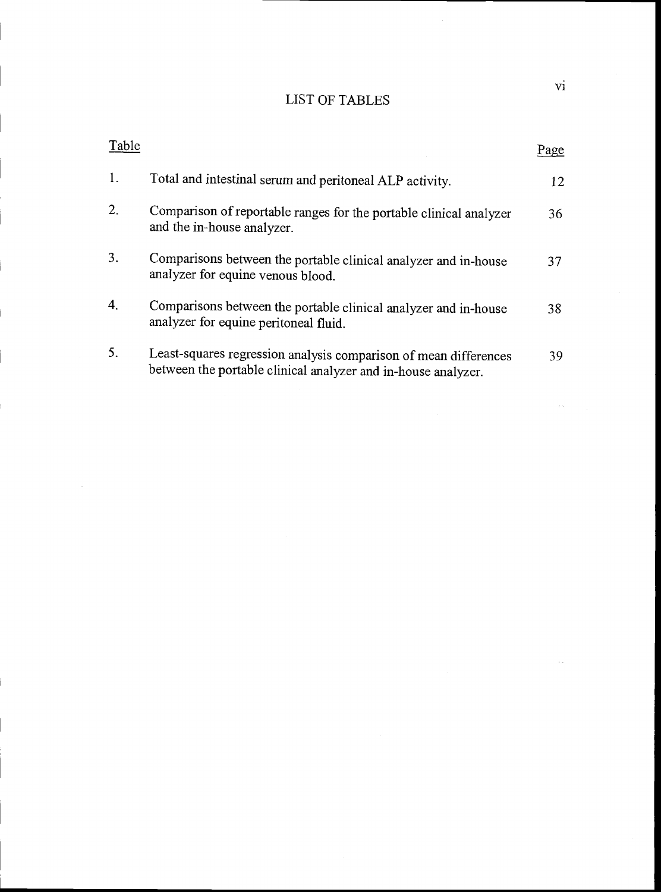# LIST OF TABLES

| Table | | Page |
|---|---|---|
| 1. | Total and intestinal serum and peritoneal ALP activity. | 12 |
| 2. | Comparison of reportable ranges for the portable clinical analyzer and the in-house analyzer. | 36 |
| 3. | Comparisons between the portable clinical analyzer and in-house analyzer for equine venous blood. | 37 |
| 4. | Comparisons between the portable clinical analyzer and in-house analyzer for equine peritoneal fluid. | 38 |
| 5. | Least-squares regression analysis comparison of mean differences between the portable clinical analyzer and in-house analyzer. | 39 |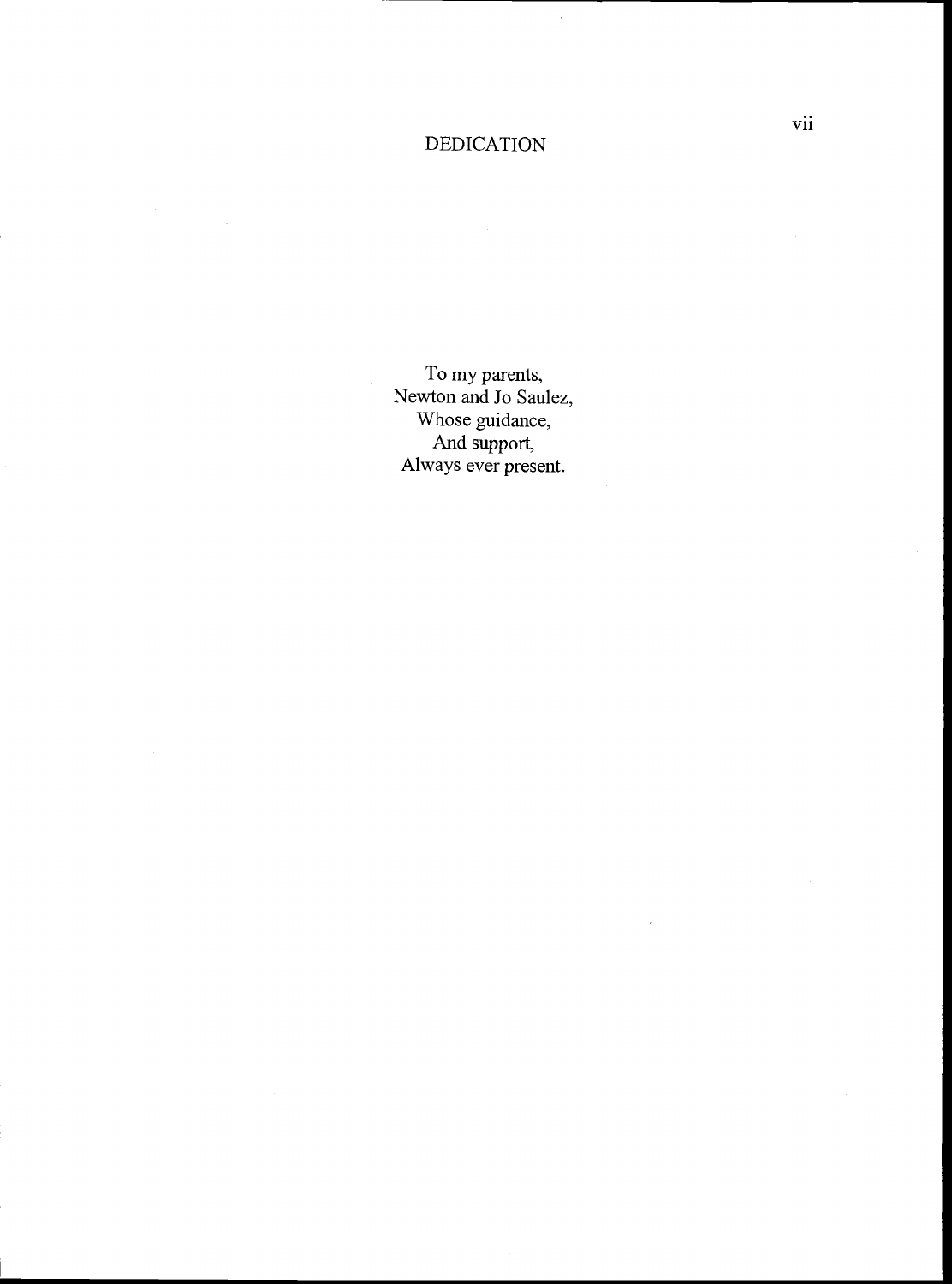# DEDICATION

To my parents,
Newton and Jo Saulez,
Whose guidance,
And support,
Always ever present.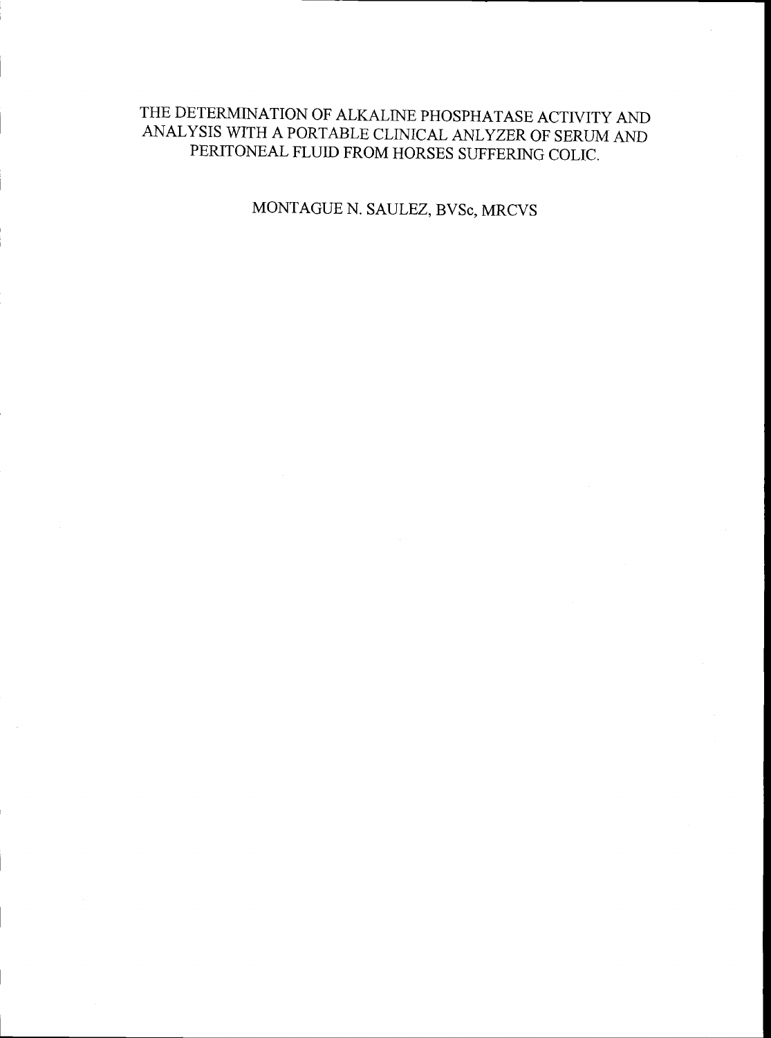# THE DETERMINATION OF ALKALINE PHOSPHATASE ACTIVITY AND ANALYSIS WITH A PORTABLE CLINICAL ANLYZER OF SERUM AND PERITONEAL FLUID FROM HORSES SUFFERING COLIC.

MONTAGUE N. SAULEZ, BVSc, MRCVS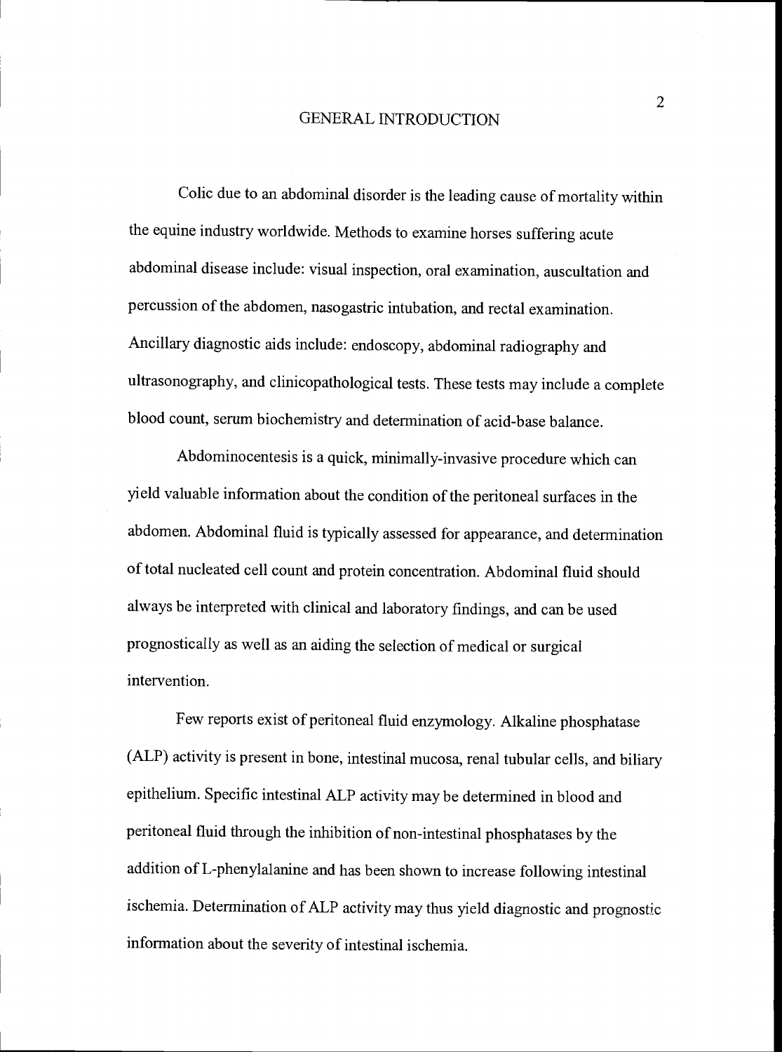# GENERAL INTRODUCTION

Colic due to an abdominal disorder is the leading cause of mortality within the equine industry worldwide. Methods to examine horses suffering acute abdominal disease include: visual inspection, oral examination, auscultation and percussion of the abdomen, nasogastric intubation, and rectal examination. Ancillary diagnostic aids include: endoscopy, abdominal radiography and ultrasonography, and clinicopathological tests. These tests may include a complete blood count, serum biochemistry and determination of acid-base balance.

Abdominocentesis is a quick, minimally-invasive procedure which can yield valuable information about the condition of the peritoneal surfaces in the abdomen. Abdominal fluid is typically assessed for appearance, and determination of total nucleated cell count and protein concentration. Abdominal fluid should always be interpreted with clinical and laboratory findings, and can be used prognostically as well as an aiding the selection of medical or surgical intervention.

Few reports exist of peritoneal fluid enzymology. Alkaline phosphatase (ALP) activity is present in bone, intestinal mucosa, renal tubular cells, and biliary epithelium. Specific intestinal ALP activity may be determined in blood and peritoneal fluid through the inhibition of non-intestinal phosphatases by the addition of L-phenylalanine and has been shown to increase following intestinal ischemia. Determination of ALP activity may thus yield diagnostic and prognostic information about the severity of intestinal ischemia.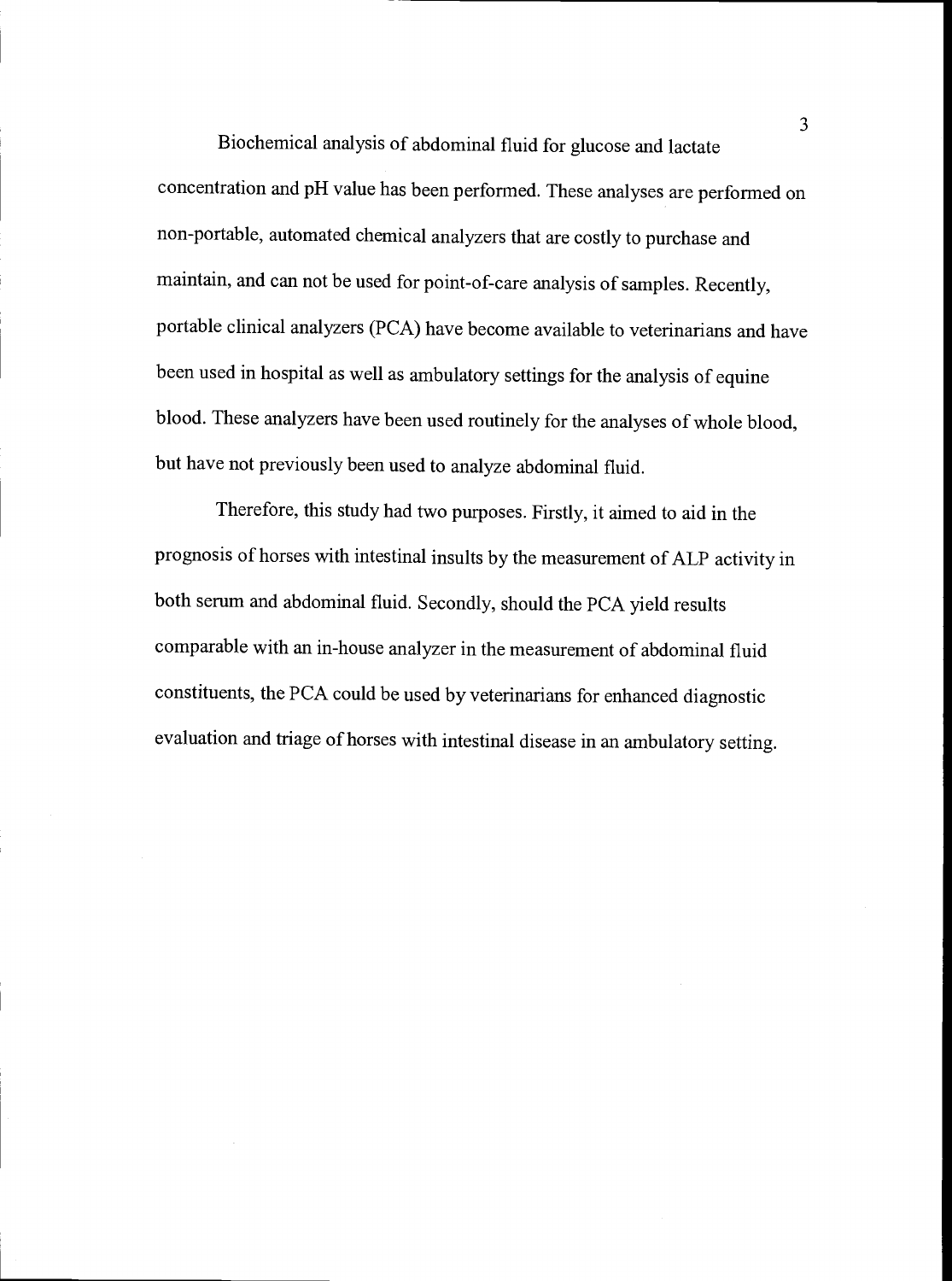Biochemical analysis of abdominal fluid for glucose and lactate concentration and pH value has been performed. These analyses are performed on non-portable, automated chemical analyzers that are costly to purchase and maintain, and can not be used for point-of-care analysis of samples. Recently, portable clinical analyzers (PCA) have become available to veterinarians and have been used in hospital as well as ambulatory settings for the analysis of equine blood. These analyzers have been used routinely for the analyses of whole blood, but have not previously been used to analyze abdominal fluid.

Therefore, this study had two purposes. Firstly, it aimed to aid in the prognosis of horses with intestinal insults by the measurement of ALP activity in both serum and abdominal fluid. Secondly, should the PCA yield results comparable with an in-house analyzer in the measurement of abdominal fluid constituents, the PCA could be used by veterinarians for enhanced diagnostic evaluation and triage of horses with intestinal disease in an ambulatory setting.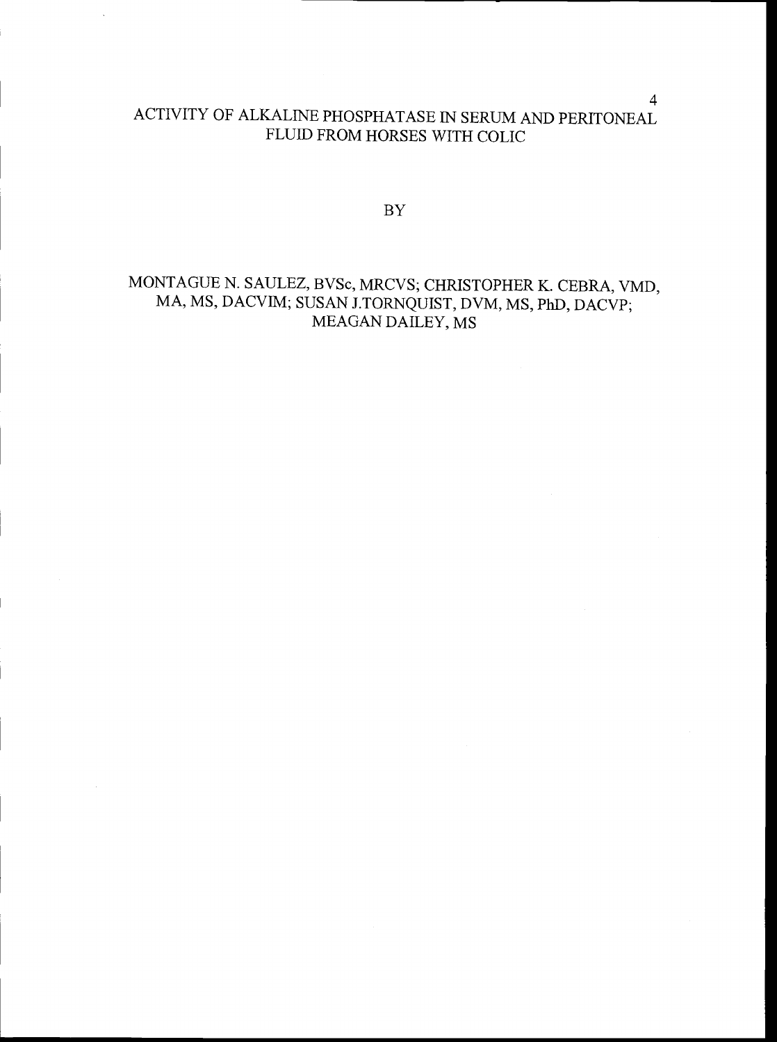# ACTIVITY OF ALKALINE PHOSPHATASE IN SERUM AND PERITONEAL FLUID FROM HORSES WITH COLIC

BY

MONTAGUE N. SAULEZ, BVSc, MRCVS; CHRISTOPHER K. CEBRA, VMD, MA, MS, DACVIM; SUSAN J.TORNQUIST, DVM, MS, PhD, DACVP; MEAGAN DAILEY, MS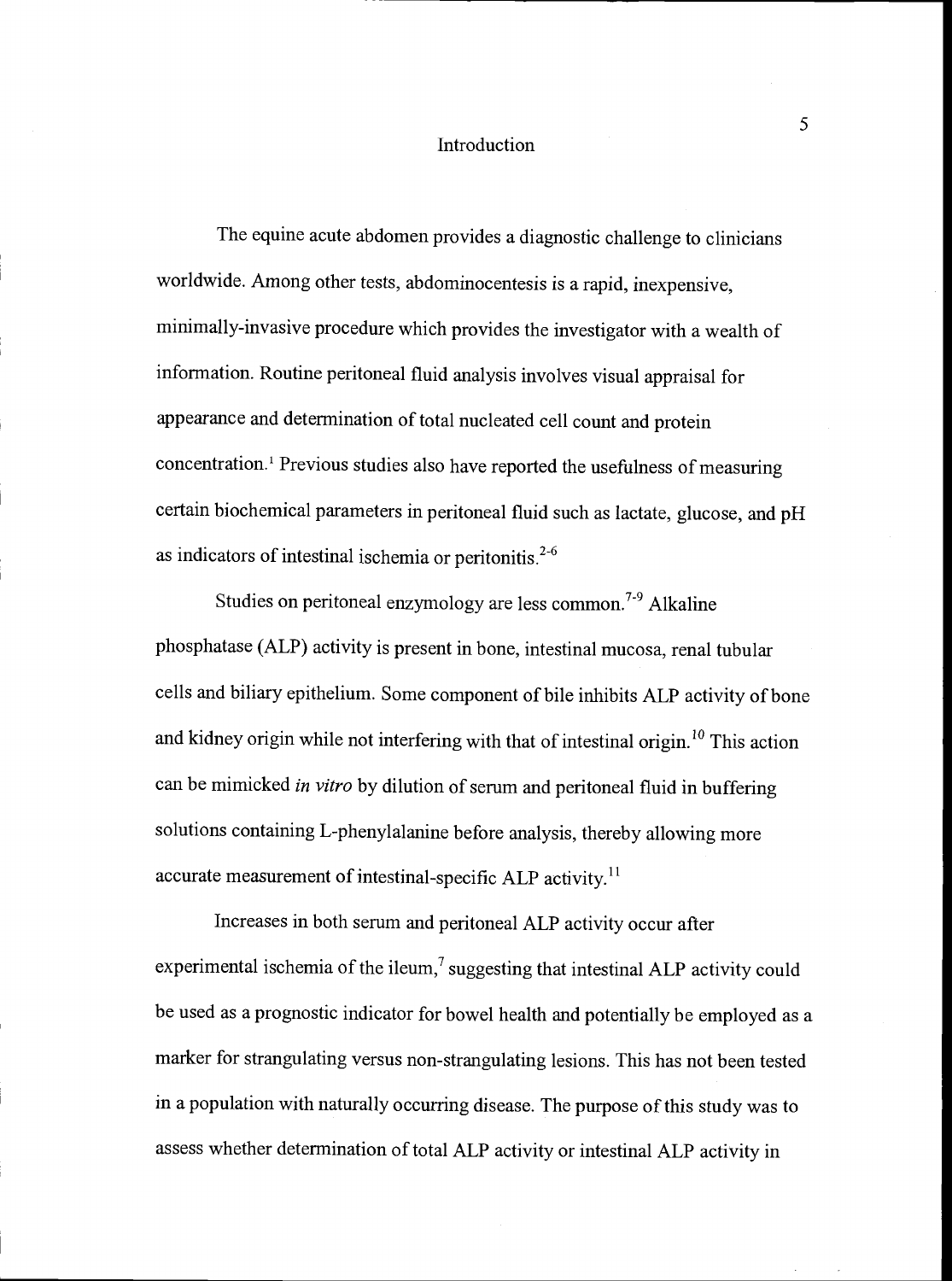# Introduction

The equine acute abdomen provides a diagnostic challenge to clinicians worldwide. Among other tests, abdominocentesis is a rapid, inexpensive, minimally-invasive procedure which provides the investigator with a wealth of information. Routine peritoneal fluid analysis involves visual appraisal for appearance and determination of total nucleated cell count and protein concentration.[1] Previous studies also have reported the usefulness of measuring certain biochemical parameters in peritoneal fluid such as lactate, glucose, and pH as indicators of intestinal ischemia or peritonitis.[2-6]

Studies on peritoneal enzymology are less common.[7-9] Alkaline phosphatase (ALP) activity is present in bone, intestinal mucosa, renal tubular cells and biliary epithelium. Some component of bile inhibits ALP activity of bone and kidney origin while not interfering with that of intestinal origin.[10] This action can be mimicked *in vitro* by dilution of serum and peritoneal fluid in buffering solutions containing L-phenylalanine before analysis, thereby allowing more accurate measurement of intestinal-specific ALP activity.[11]

Increases in both serum and peritoneal ALP activity occur after experimental ischemia of the ileum,[7] suggesting that intestinal ALP activity could be used as a prognostic indicator for bowel health and potentially be employed as a marker for strangulating versus non-strangulating lesions. This has not been tested in a population with naturally occurring disease. The purpose of this study was to assess whether determination of total ALP activity or intestinal ALP activity in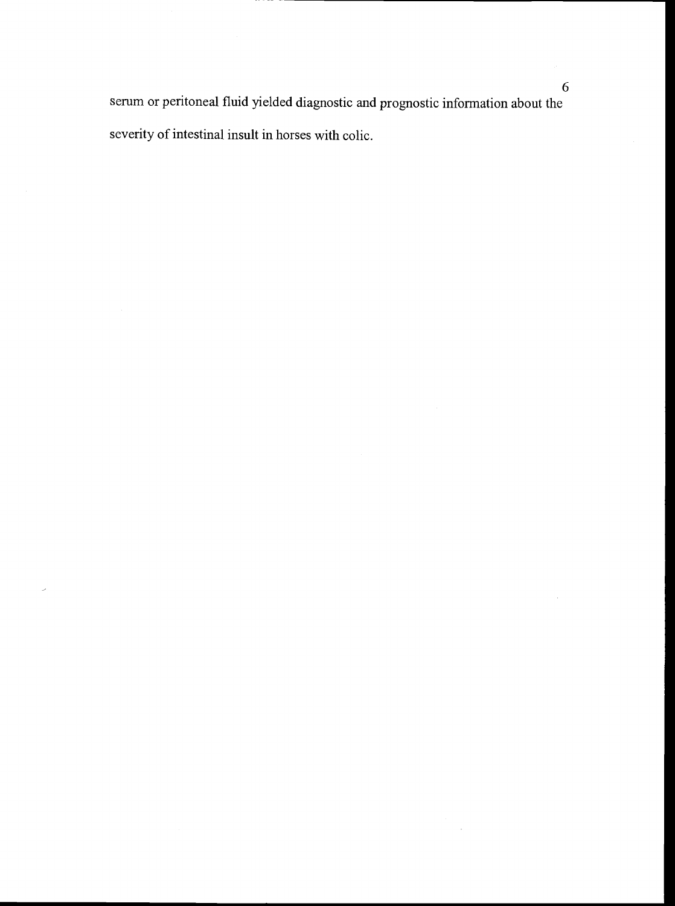serum or peritoneal fluid yielded diagnostic and prognostic information about the severity of intestinal insult in horses with colic.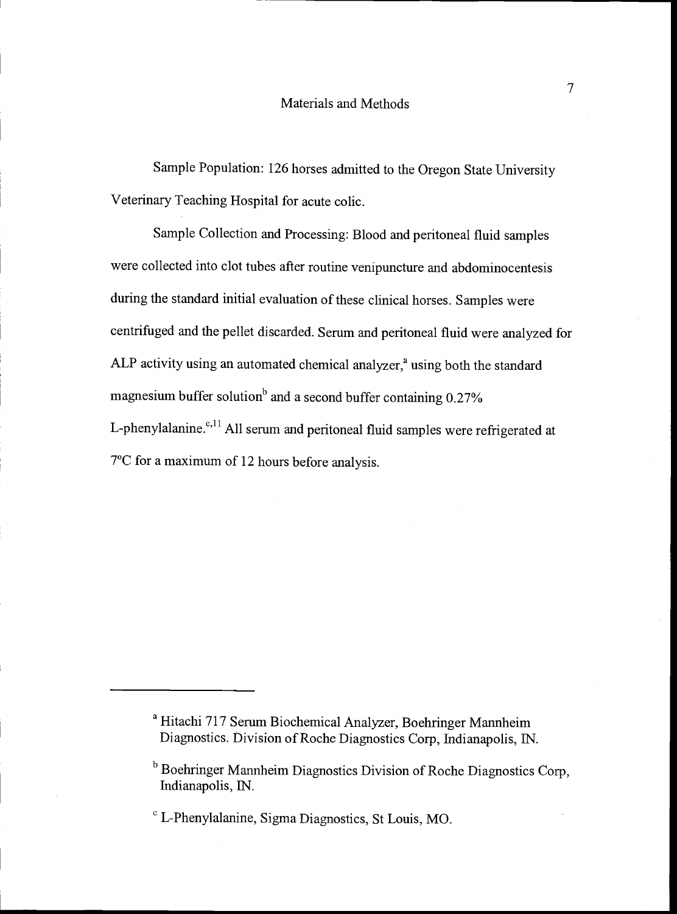## Materials and Methods

Sample Population: 126 horses admitted to the Oregon State University Veterinary Teaching Hospital for acute colic.

Sample Collection and Processing: Blood and peritoneal fluid samples were collected into clot tubes after routine venipuncture and abdominocentesis during the standard initial evaluation of these clinical horses. Samples were centrifuged and the pellet discarded. Serum and peritoneal fluid were analyzed for ALP activity using an automated chemical analyzer,[a] using both the standard magnesium buffer solution[b] and a second buffer containing 0.27% L-phenylalanine.[c,11] All serum and peritoneal fluid samples were refrigerated at 7°C for a maximum of 12 hours before analysis.

---

[a] Hitachi 717 Serum Biochemical Analyzer, Boehringer Mannheim Diagnostics. Division of Roche Diagnostics Corp, Indianapolis, IN.

[b] Boehringer Mannheim Diagnostics Division of Roche Diagnostics Corp, Indianapolis, IN.

[c] L-Phenylalanine, Sigma Diagnostics, St Louis, MO.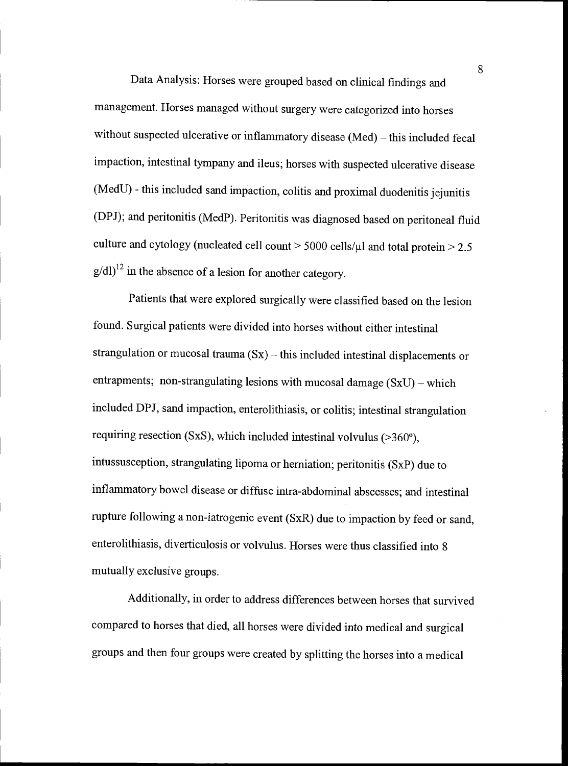Data Analysis: Horses were grouped based on clinical findings and management. Horses managed without surgery were categorized into horses without suspected ulcerative or inflammatory disease (Med) – this included fecal impaction, intestinal tympany and ileus; horses with suspected ulcerative disease (MedU) - this included sand impaction, colitis and proximal duodenitis jejunitis (DPJ); and peritonitis (MedP). Peritonitis was diagnosed based on peritoneal fluid culture and cytology (nucleated cell count > 5000 cells/μl and total protein > 2.5 g/dl)[12] in the absence of a lesion for another category.

Patients that were explored surgically were classified based on the lesion found. Surgical patients were divided into horses without either intestinal strangulation or mucosal trauma (Sx) – this included intestinal displacements or entrapments; non-strangulating lesions with mucosal damage (SxU) – which included DPJ, sand impaction, enterolithiasis, or colitis; intestinal strangulation requiring resection (SxS), which included intestinal volvulus (>360°), intussusception, strangulating lipoma or herniation; peritonitis (SxP) due to inflammatory bowel disease or diffuse intra-abdominal abscesses; and intestinal rupture following a non-iatrogenic event (SxR) due to impaction by feed or sand, enterolithiasis, diverticulosis or volvulus. Horses were thus classified into 8 mutually exclusive groups.

Additionally, in order to address differences between horses that survived compared to horses that died, all horses were divided into medical and surgical groups and then four groups were created by splitting the horses into a medical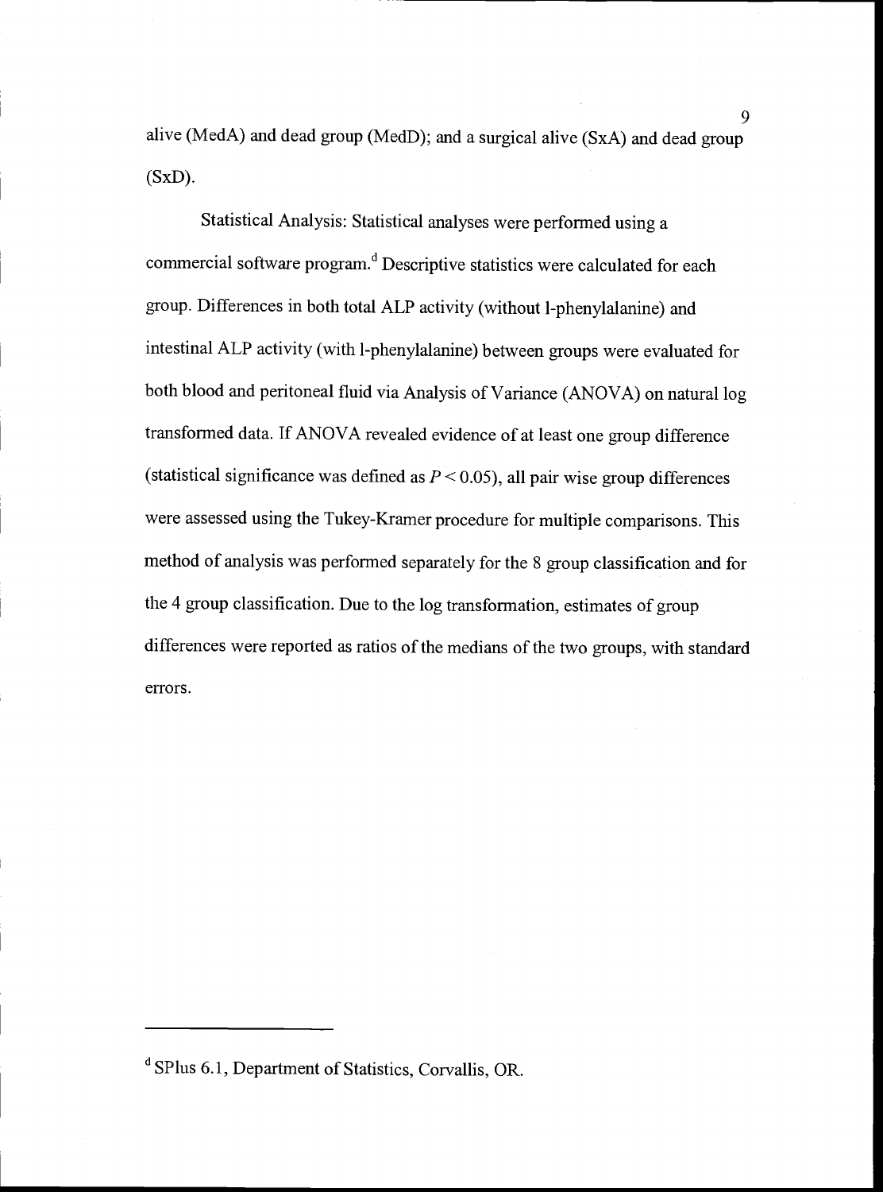alive (MedA) and dead group (MedD); and a surgical alive (SxA) and dead group (SxD).

Statistical Analysis: Statistical analyses were performed using a commercial software program.[d] Descriptive statistics were calculated for each group. Differences in both total ALP activity (without l-phenylalanine) and intestinal ALP activity (with l-phenylalanine) between groups were evaluated for both blood and peritoneal fluid via Analysis of Variance (ANOVA) on natural log transformed data. If ANOVA revealed evidence of at least one group difference (statistical significance was defined as $P < 0.05$), all pair wise group differences were assessed using the Tukey-Kramer procedure for multiple comparisons. This method of analysis was performed separately for the 8 group classification and for the 4 group classification. Due to the log transformation, estimates of group differences were reported as ratios of the medians of the two groups, with standard errors.

---

[d] SPlus 6.1, Department of Statistics, Corvallis, OR.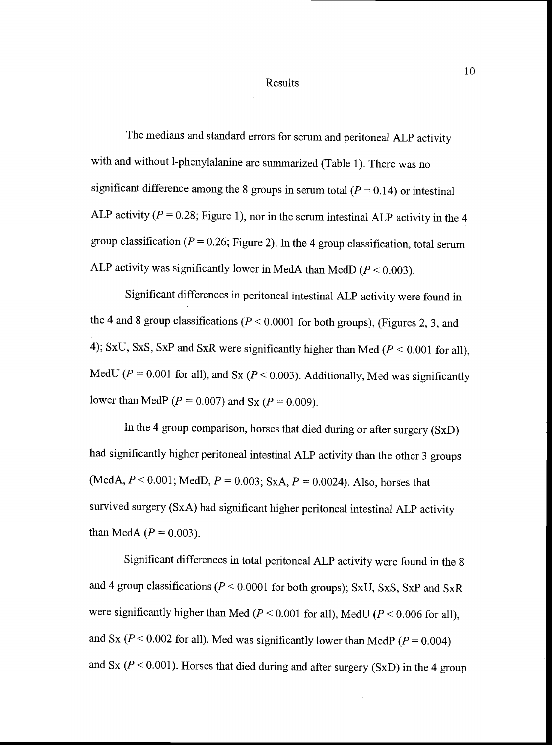## Results

The medians and standard errors for serum and peritoneal ALP activity with and without l-phenylalanine are summarized (Table 1). There was no significant difference among the 8 groups in serum total ($P = 0.14$) or intestinal ALP activity ($P = 0.28$; Figure 1), nor in the serum intestinal ALP activity in the 4 group classification ($P = 0.26$; Figure 2). In the 4 group classification, total serum ALP activity was significantly lower in MedA than MedD ($P < 0.003$).

Significant differences in peritoneal intestinal ALP activity were found in the 4 and 8 group classifications ($P < 0.0001$ for both groups), (Figures 2, 3, and 4); SxU, SxS, SxP and SxR were significantly higher than Med ($P < 0.001$ for all), MedU ($P = 0.001$ for all), and Sx ($P < 0.003$). Additionally, Med was significantly lower than MedP ($P = 0.007$) and Sx ($P = 0.009$).

In the 4 group comparison, horses that died during or after surgery (SxD) had significantly higher peritoneal intestinal ALP activity than the other 3 groups (MedA, $P < 0.001$; MedD, $P = 0.003$; SxA, $P = 0.0024$). Also, horses that survived surgery (SxA) had significant higher peritoneal intestinal ALP activity than MedA ($P = 0.003$).

Significant differences in total peritoneal ALP activity were found in the 8 and 4 group classifications ($P < 0.0001$ for both groups); SxU, SxS, SxP and SxR were significantly higher than Med ($P < 0.001$ for all), MedU ($P < 0.006$ for all), and Sx ($P < 0.002$ for all). Med was significantly lower than MedP ($P = 0.004$) and Sx ($P < 0.001$). Horses that died during and after surgery (SxD) in the 4 group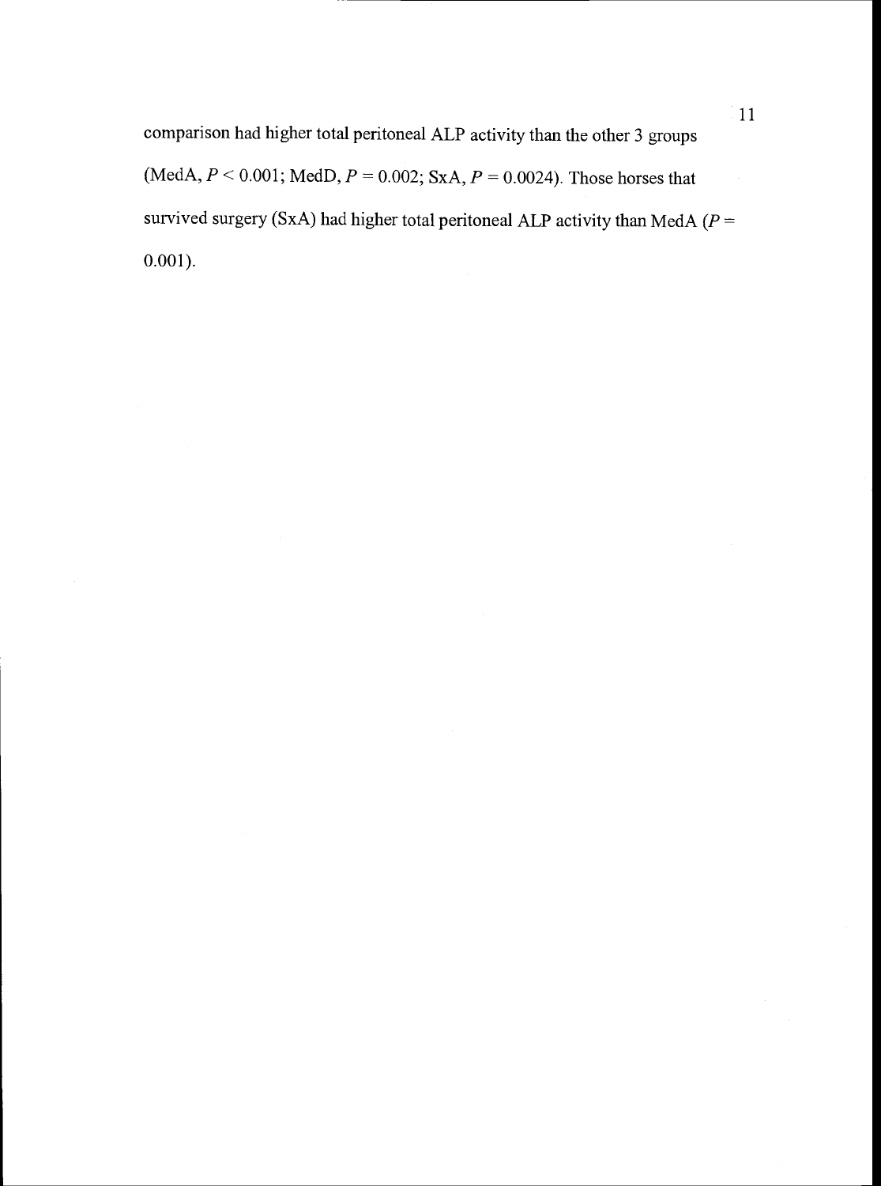comparison had higher total peritoneal ALP activity than the other 3 groups (MedA, $P < 0.001$; MedD, $P = 0.002$; SxA, $P = 0.0024$). Those horses that survived surgery (SxA) had higher total peritoneal ALP activity than MedA ($P = 0.001$).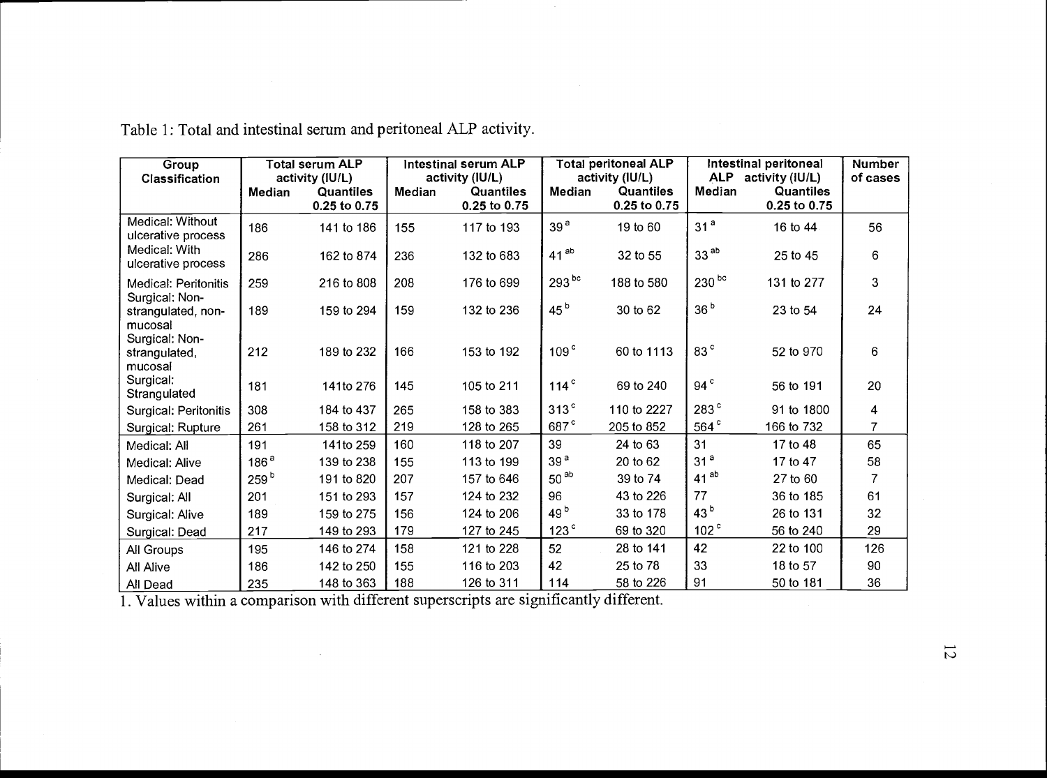Table 1: Total and intestinal serum and peritoneal ALP activity.

| Group Classification | Total serum ALP activity (IU/L) | | Intestinal serum ALP activity (IU/L) | | Total peritoneal ALP activity (IU/L) | | Intestinal peritoneal ALP activity (IU/L) | | Number of cases |
|---|---|---|---|---|---|---|---|---|---|
| | Median | Quantiles 0.25 to 0.75 | Median | Quantiles 0.25 to 0.75 | Median | Quantiles 0.25 to 0.75 | Median | Quantiles 0.25 to 0.75 | |
| Medical: Without ulcerative process | 186 | 141 to 186 | 155 | 117 to 193 | 39[a] | 19 to 60 | 31[a] | 16 to 44 | 56 |
| Medical: With ulcerative process | 286 | 162 to 874 | 236 | 132 to 683 | 41[ab] | 32 to 55 | 33[ab] | 25 to 45 | 6 |
| Medical: Peritonitis | 259 | 216 to 808 | 208 | 176 to 699 | 293[bc] | 188 to 580 | 230[bc] | 131 to 277 | 3 |
| Surgical: Non-strangulated, non-mucosal | 189 | 159 to 294 | 159 | 132 to 236 | 45[b] | 30 to 62 | 36[b] | 23 to 54 | 24 |
| Surgical: Non-strangulated, mucosal | 212 | 189 to 232 | 166 | 153 to 192 | 109[c] | 60 to 1113 | 83[c] | 52 to 970 | 6 |
| Surgical: Strangulated | 181 | 141to 276 | 145 | 105 to 211 | 114[c] | 69 to 240 | 94[c] | 56 to 191 | 20 |
| Surgical: Peritonitis | 308 | 184 to 437 | 265 | 158 to 383 | 313[c] | 110 to 2227 | 283[c] | 91 to 1800 | 4 |
| Surgical: Rupture | 261 | 158 to 312 | 219 | 128 to 265 | 687[c] | 205 to 852 | 564[c] | 166 to 732 | 7 |
| Medical: All | 191 | 141to 259 | 160 | 118 to 207 | 39 | 24 to 63 | 31 | 17 to 48 | 65 |
| Medical: Alive | 186[a] | 139 to 238 | 155 | 113 to 199 | 39[a] | 20 to 62 | 31[a] | 17 to 47 | 58 |
| Medical: Dead | 259[b] | 191 to 820 | 207 | 157 to 646 | 50[ab] | 39 to 74 | 41[ab] | 27 to 60 | 7 |
| Surgical: All | 201 | 151 to 293 | 157 | 124 to 232 | 96 | 43 to 226 | 77 | 36 to 185 | 61 |
| Surgical: Alive | 189 | 159 to 275 | 156 | 124 to 206 | 49[b] | 33 to 178 | 43[b] | 26 to 131 | 32 |
| Surgical: Dead | 217 | 149 to 293 | 179 | 127 to 245 | 123[c] | 69 to 320 | 102[c] | 56 to 240 | 29 |
| All Groups | 195 | 146 to 274 | 158 | 121 to 228 | 52 | 28 to 141 | 42 | 22 to 100 | 126 |
| All Alive | 186 | 142 to 250 | 155 | 116 to 203 | 42 | 25 to 78 | 33 | 18 to 57 | 90 |
| All Dead | 235 | 148 to 363 | 188 | 126 to 311 | 114 | 58 to 226 | 91 | 50 to 181 | 36 |

1. Values within a comparison with different superscripts are significantly different.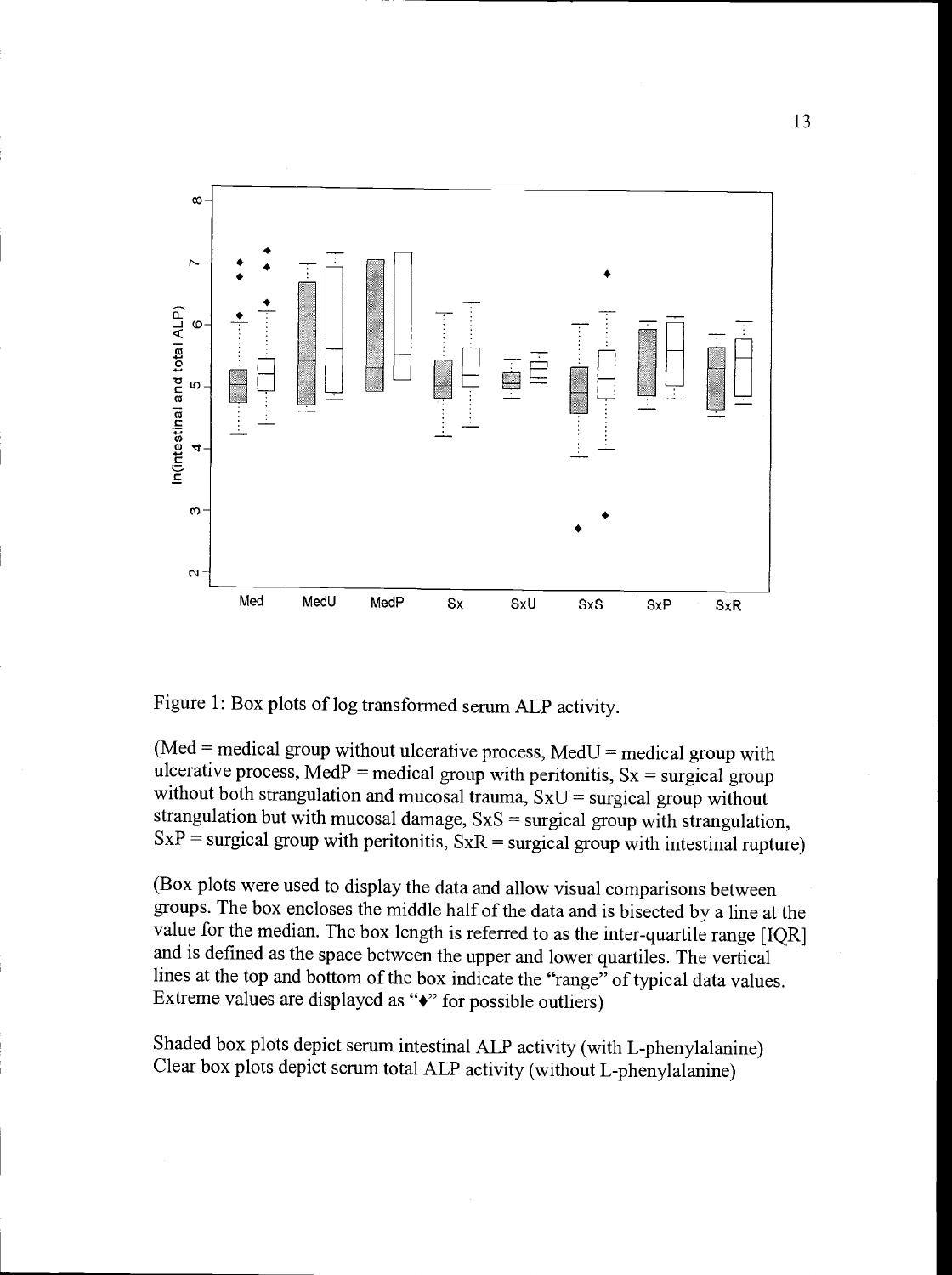Figure 1: Box plots of log transformed serum ALP activity.

(Med = medical group without ulcerative process, MedU = medical group with ulcerative process, MedP = medical group with peritonitis, Sx = surgical group without both strangulation and mucosal trauma, SxU = surgical group without strangulation but with mucosal damage, SxS = surgical group with strangulation, SxP = surgical group with peritonitis, SxR = surgical group with intestinal rupture)

(Box plots were used to display the data and allow visual comparisons between groups. The box encloses the middle half of the data and is bisected by a line at the value for the median. The box length is referred to as the inter-quartile range [IQR] and is defined as the space between the upper and lower quartiles. The vertical lines at the top and bottom of the box indicate the "range" of typical data values. Extreme values are displayed as "♦" for possible outliers)

Shaded box plots depict serum intestinal ALP activity (with L-phenylalanine)
Clear box plots depict serum total ALP activity (without L-phenylalanine)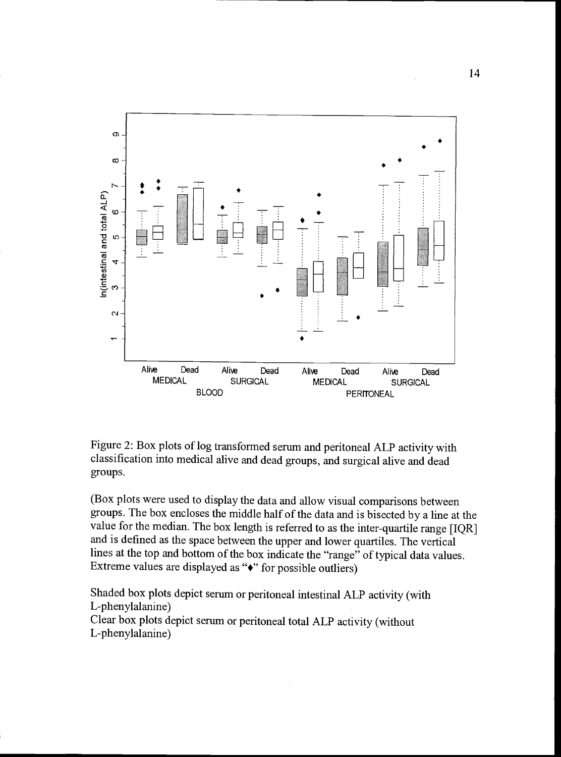Figure 2: Box plots of log transformed serum and peritoneal ALP activity with classification into medical alive and dead groups, and surgical alive and dead groups.

(Box plots were used to display the data and allow visual comparisons between groups. The box encloses the middle half of the data and is bisected by a line at the value for the median. The box length is referred to as the inter-quartile range [IQR] and is defined as the space between the upper and lower quartiles. The vertical lines at the top and bottom of the box indicate the "range" of typical data values. Extreme values are displayed as "♦" for possible outliers)

Shaded box plots depict serum or peritoneal intestinal ALP activity (with L-phenylalanine)

Clear box plots depict serum or peritoneal total ALP activity (without L-phenylalanine)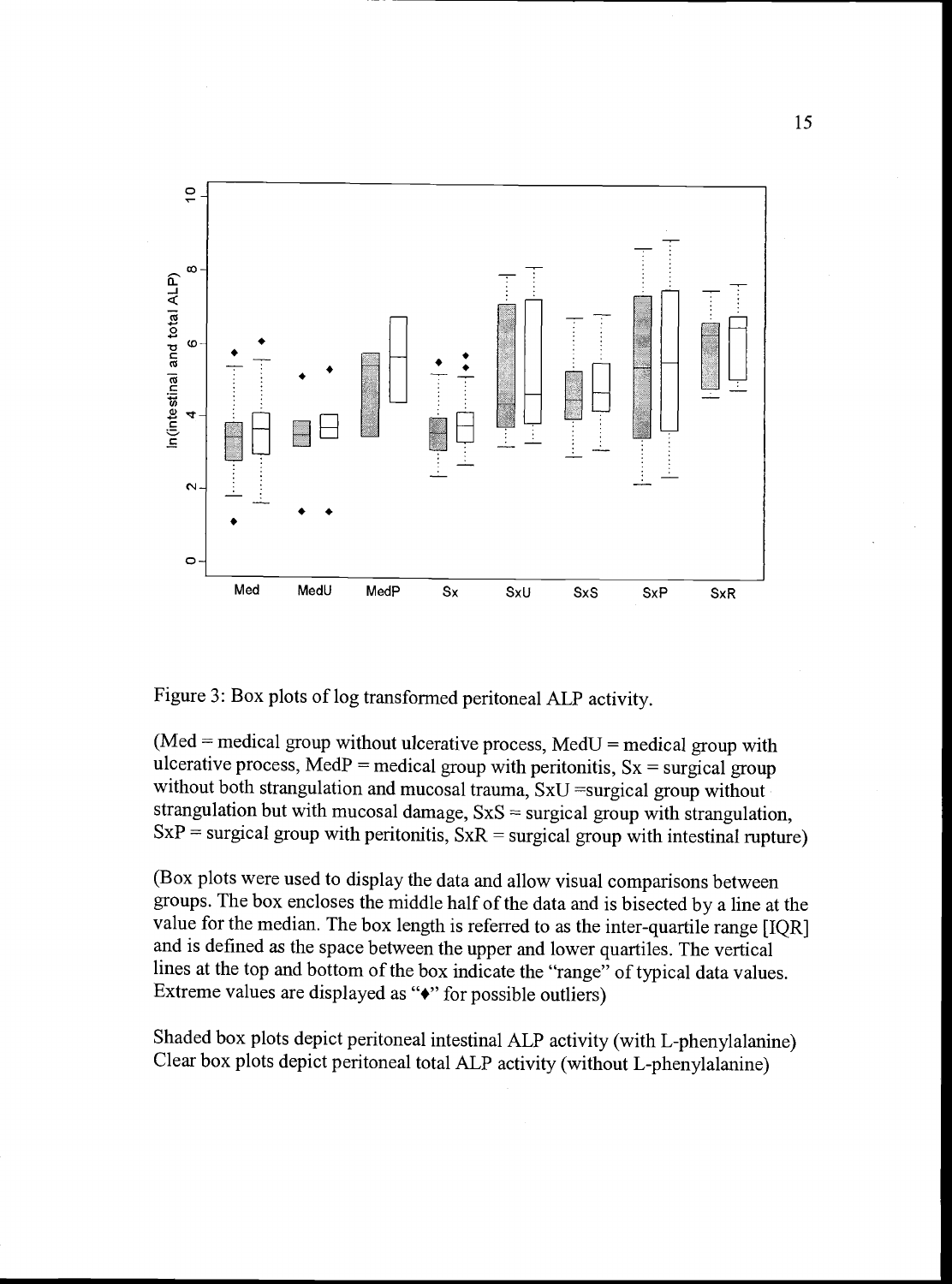Figure 3: Box plots of log transformed peritoneal ALP activity.

(Med = medical group without ulcerative process, MedU = medical group with ulcerative process, MedP = medical group with peritonitis, Sx = surgical group without both strangulation and mucosal trauma, SxU =surgical group without strangulation but with mucosal damage, SxS = surgical group with strangulation, SxP = surgical group with peritonitis, SxR = surgical group with intestinal rupture)

(Box plots were used to display the data and allow visual comparisons between groups. The box encloses the middle half of the data and is bisected by a line at the value for the median. The box length is referred to as the inter-quartile range [IQR] and is defined as the space between the upper and lower quartiles. The vertical lines at the top and bottom of the box indicate the "range" of typical data values. Extreme values are displayed as "♦" for possible outliers)

Shaded box plots depict peritoneal intestinal ALP activity (with L-phenylalanine)
Clear box plots depict peritoneal total ALP activity (without L-phenylalanine)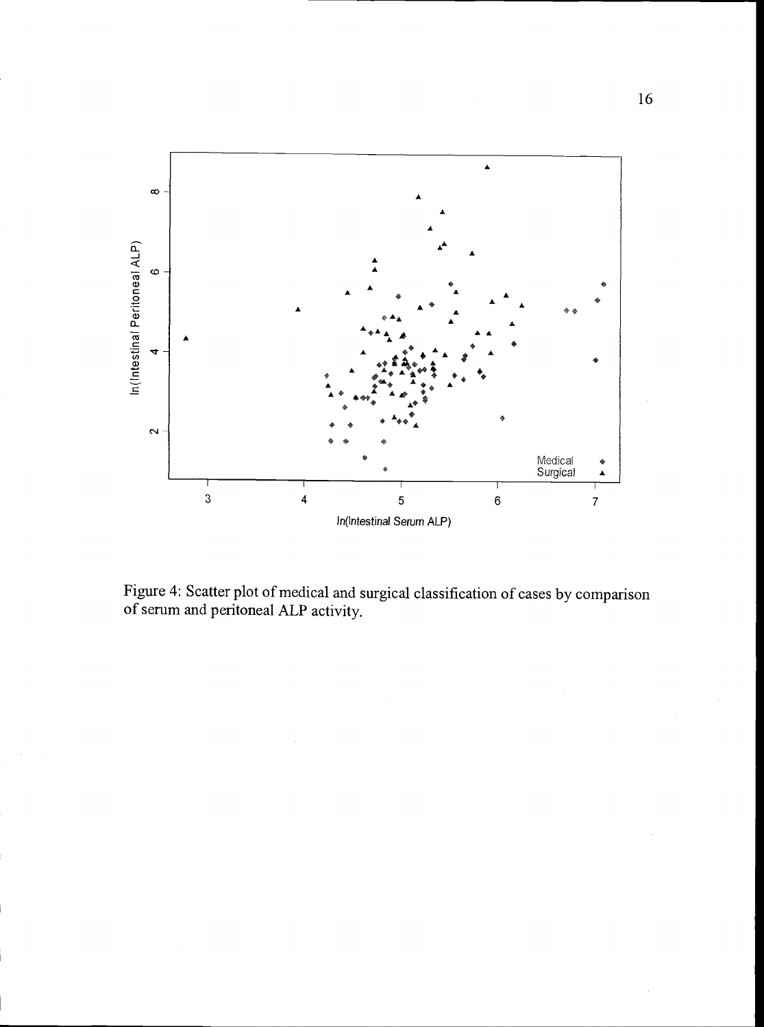Figure 4: Scatter plot of medical and surgical classification of cases by comparison of serum and peritoneal ALP activity.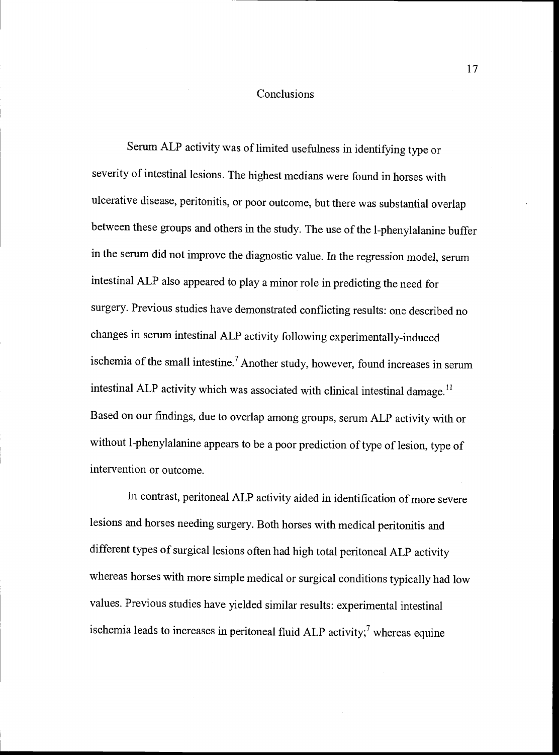# Conclusions

Serum ALP activity was of limited usefulness in identifying type or severity of intestinal lesions. The highest medians were found in horses with ulcerative disease, peritonitis, or poor outcome, but there was substantial overlap between these groups and others in the study. The use of the l-phenylalanine buffer in the serum did not improve the diagnostic value. In the regression model, serum intestinal ALP also appeared to play a minor role in predicting the need for surgery. Previous studies have demonstrated conflicting results: one described no changes in serum intestinal ALP activity following experimentally-induced ischemia of the small intestine.[7] Another study, however, found increases in serum intestinal ALP activity which was associated with clinical intestinal damage.[11] Based on our findings, due to overlap among groups, serum ALP activity with or without l-phenylalanine appears to be a poor prediction of type of lesion, type of intervention or outcome.

In contrast, peritoneal ALP activity aided in identification of more severe lesions and horses needing surgery. Both horses with medical peritonitis and different types of surgical lesions often had high total peritoneal ALP activity whereas horses with more simple medical or surgical conditions typically had low values. Previous studies have yielded similar results: experimental intestinal ischemia leads to increases in peritoneal fluid ALP activity;[7] whereas equine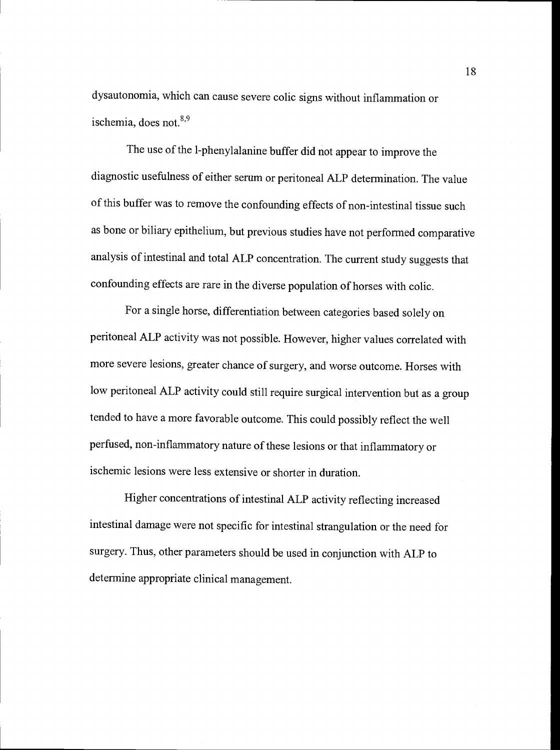dysautonomia, which can cause severe colic signs without inflammation or ischemia, does not.[8,9]

The use of the l-phenylalanine buffer did not appear to improve the diagnostic usefulness of either serum or peritoneal ALP determination. The value of this buffer was to remove the confounding effects of non-intestinal tissue such as bone or biliary epithelium, but previous studies have not performed comparative analysis of intestinal and total ALP concentration. The current study suggests that confounding effects are rare in the diverse population of horses with colic.

For a single horse, differentiation between categories based solely on peritoneal ALP activity was not possible. However, higher values correlated with more severe lesions, greater chance of surgery, and worse outcome. Horses with low peritoneal ALP activity could still require surgical intervention but as a group tended to have a more favorable outcome. This could possibly reflect the well perfused, non-inflammatory nature of these lesions or that inflammatory or ischemic lesions were less extensive or shorter in duration.

Higher concentrations of intestinal ALP activity reflecting increased intestinal damage were not specific for intestinal strangulation or the need for surgery. Thus, other parameters should be used in conjunction with ALP to determine appropriate clinical management.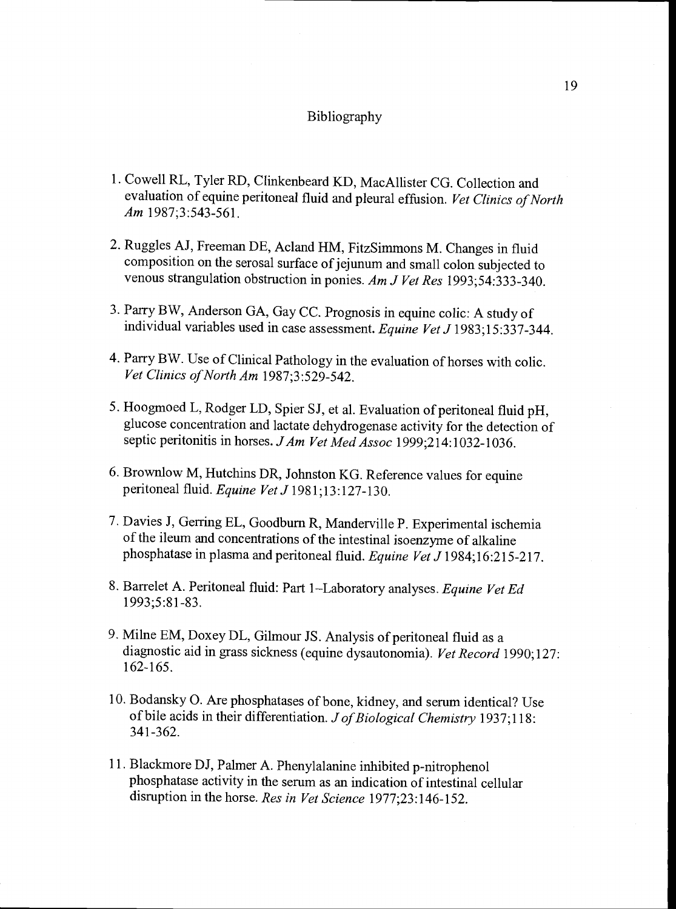# Bibliography

1. Cowell RL, Tyler RD, Clinkenbeard KD, MacAllister CG. Collection and evaluation of equine peritoneal fluid and pleural effusion. *Vet Clinics of North Am* 1987;3:543-561.

2. Ruggles AJ, Freeman DE, Acland HM, FitzSimmons M. Changes in fluid composition on the serosal surface of jejunum and small colon subjected to venous strangulation obstruction in ponies. *Am J Vet Res* 1993;54:333-340.

3. Parry BW, Anderson GA, Gay CC. Prognosis in equine colic: A study of individual variables used in case assessment. *Equine Vet J* 1983;15:337-344.

4. Parry BW. Use of Clinical Pathology in the evaluation of horses with colic. *Vet Clinics of North Am* 1987;3:529-542.

5. Hoogmoed L, Rodger LD, Spier SJ, et al. Evaluation of peritoneal fluid pH, glucose concentration and lactate dehydrogenase activity for the detection of septic peritonitis in horses. *J Am Vet Med Assoc* 1999;214:1032-1036.

6. Brownlow M, Hutchins DR, Johnston KG. Reference values for equine peritoneal fluid. *Equine Vet J* 1981;13:127-130.

7. Davies J, Gerring EL, Goodburn R, Manderville P. Experimental ischemia of the ileum and concentrations of the intestinal isoenzyme of alkaline phosphatase in plasma and peritoneal fluid. *Equine Vet J* 1984;16:215-217.

8. Barrelet A. Peritoneal fluid: Part 1--Laboratory analyses. *Equine Vet Ed* 1993;5:81-83.

9. Milne EM, Doxey DL, Gilmour JS. Analysis of peritoneal fluid as a diagnostic aid in grass sickness (equine dysautonomia). *Vet Record* 1990;127: 162-165.

10. Bodansky O. Are phosphatases of bone, kidney, and serum identical? Use of bile acids in their differentiation. *J of Biological Chemistry* 1937;118: 341-362.

11. Blackmore DJ, Palmer A. Phenylalanine inhibited p-nitrophenol phosphatase activity in the serum as an indication of intestinal cellular disruption in the horse. *Res in Vet Science* 1977;23:146-152.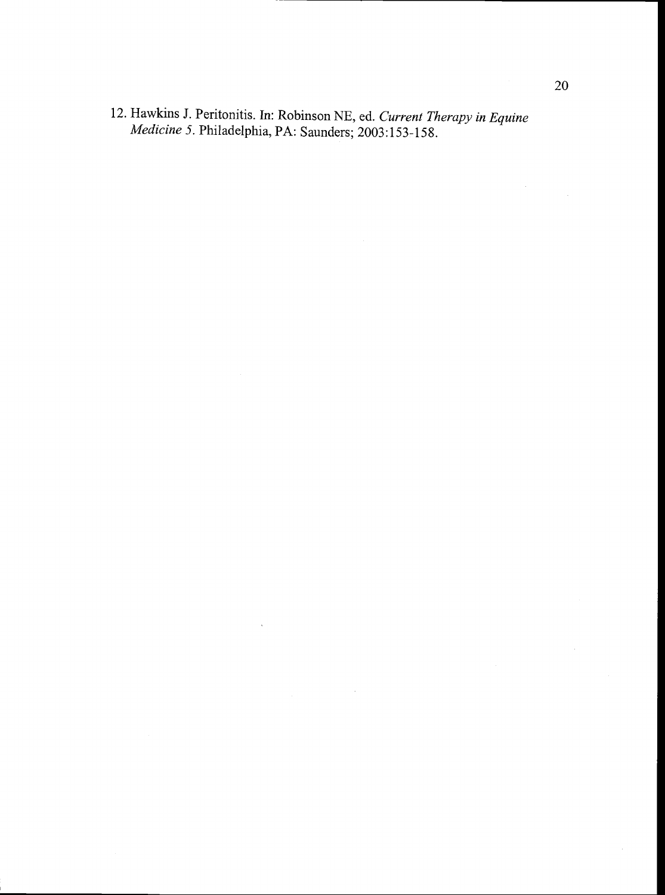12. Hawkins J. Peritonitis. In: Robinson NE, ed. *Current Therapy in Equine Medicine 5*. Philadelphia, PA: Saunders; 2003:153-158.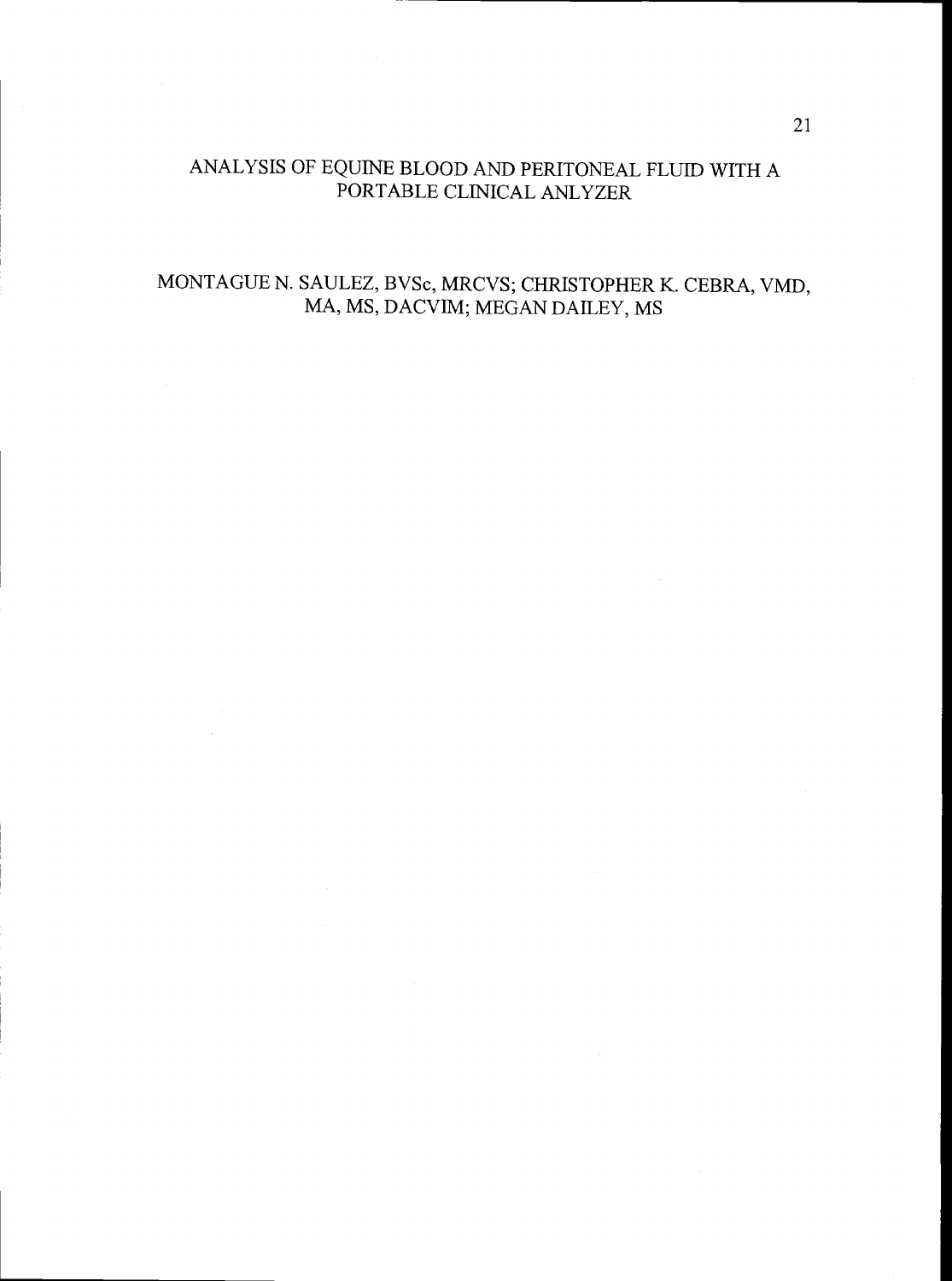# ANALYSIS OF EQUINE BLOOD AND PERITONEAL FLUID WITH A PORTABLE CLINICAL ANLYZER

MONTAGUE N. SAULEZ, BVSc, MRCVS; CHRISTOPHER K. CEBRA, VMD, MA, MS, DACVIM; MEGAN DAILEY, MS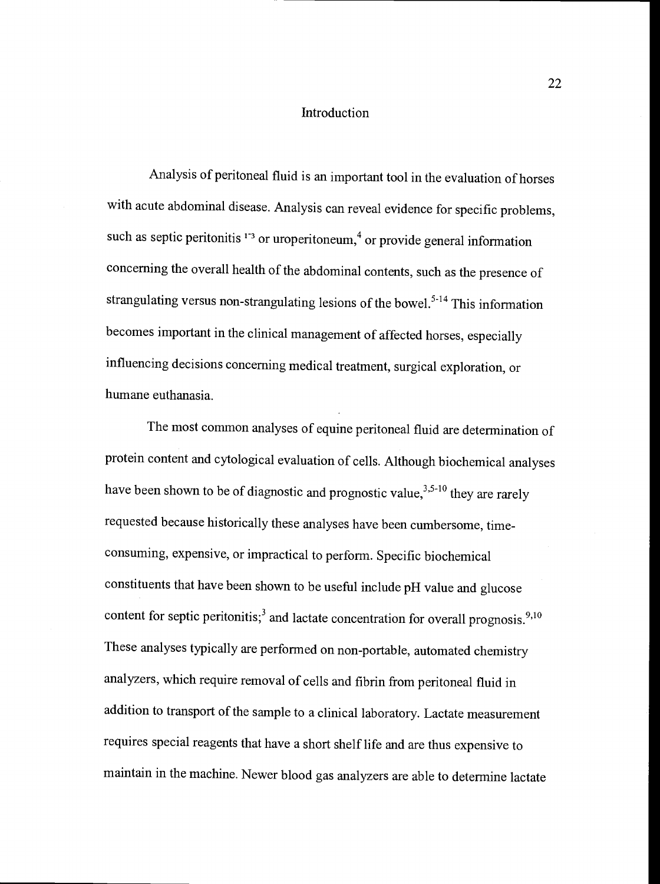## Introduction

Analysis of peritoneal fluid is an important tool in the evaluation of horses with acute abdominal disease. Analysis can reveal evidence for specific problems, such as septic peritonitis [1-3] or uroperitoneum,[4] or provide general information concerning the overall health of the abdominal contents, such as the presence of strangulating versus non-strangulating lesions of the bowel.[5-14] This information becomes important in the clinical management of affected horses, especially influencing decisions concerning medical treatment, surgical exploration, or humane euthanasia.

The most common analyses of equine peritoneal fluid are determination of protein content and cytological evaluation of cells. Although biochemical analyses have been shown to be of diagnostic and prognostic value,[3,5-10] they are rarely requested because historically these analyses have been cumbersome, time-consuming, expensive, or impractical to perform. Specific biochemical constituents that have been shown to be useful include pH value and glucose content for septic peritonitis;[3] and lactate concentration for overall prognosis.[9,10] These analyses typically are performed on non-portable, automated chemistry analyzers, which require removal of cells and fibrin from peritoneal fluid in addition to transport of the sample to a clinical laboratory. Lactate measurement requires special reagents that have a short shelf life and are thus expensive to maintain in the machine. Newer blood gas analyzers are able to determine lactate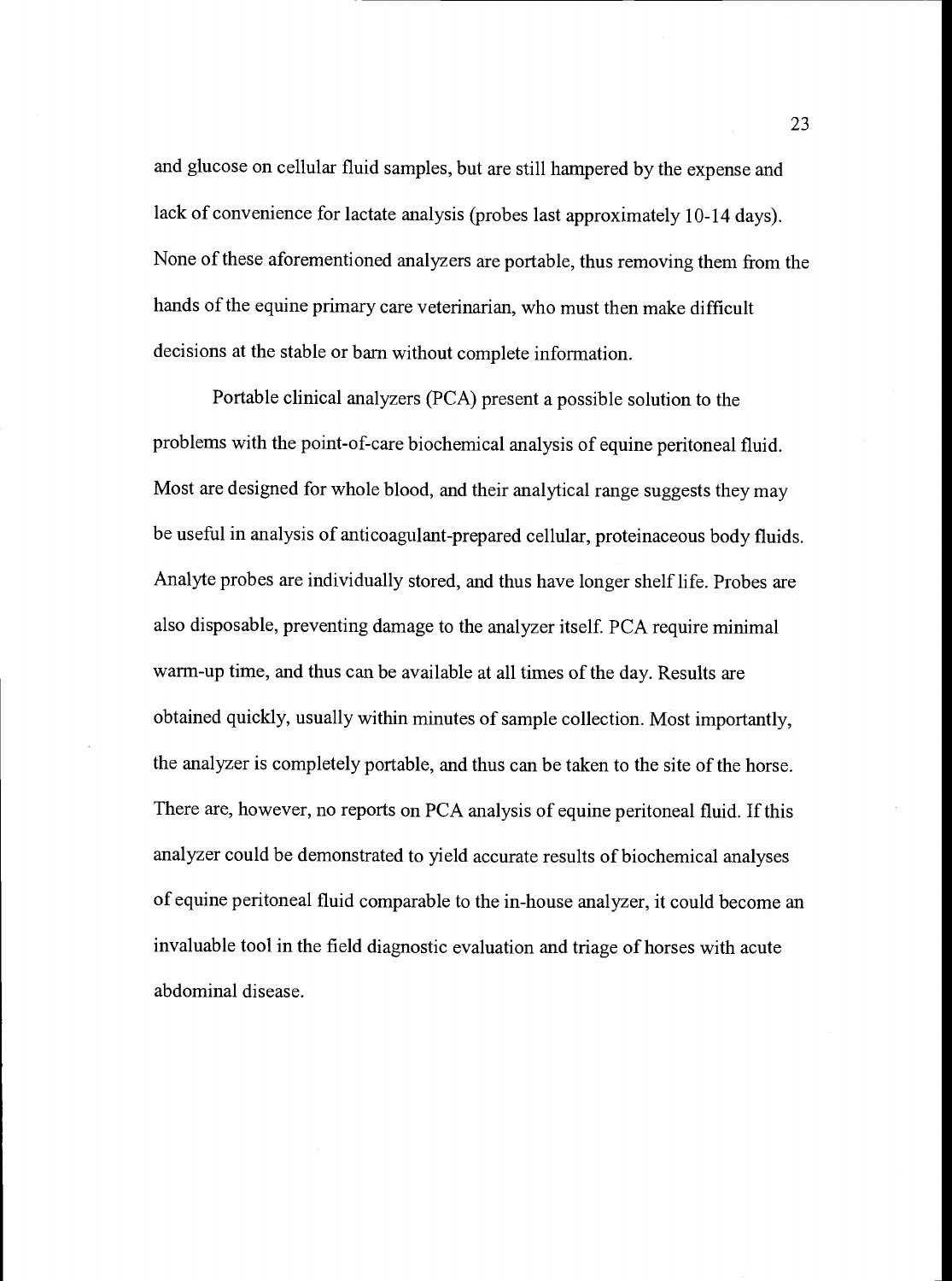and glucose on cellular fluid samples, but are still hampered by the expense and lack of convenience for lactate analysis (probes last approximately 10-14 days). None of these aforementioned analyzers are portable, thus removing them from the hands of the equine primary care veterinarian, who must then make difficult decisions at the stable or barn without complete information.

Portable clinical analyzers (PCA) present a possible solution to the problems with the point-of-care biochemical analysis of equine peritoneal fluid. Most are designed for whole blood, and their analytical range suggests they may be useful in analysis of anticoagulant-prepared cellular, proteinaceous body fluids. Analyte probes are individually stored, and thus have longer shelf life. Probes are also disposable, preventing damage to the analyzer itself. PCA require minimal warm-up time, and thus can be available at all times of the day. Results are obtained quickly, usually within minutes of sample collection. Most importantly, the analyzer is completely portable, and thus can be taken to the site of the horse. There are, however, no reports on PCA analysis of equine peritoneal fluid. If this analyzer could be demonstrated to yield accurate results of biochemical analyses of equine peritoneal fluid comparable to the in-house analyzer, it could become an invaluable tool in the field diagnostic evaluation and triage of horses with acute abdominal disease.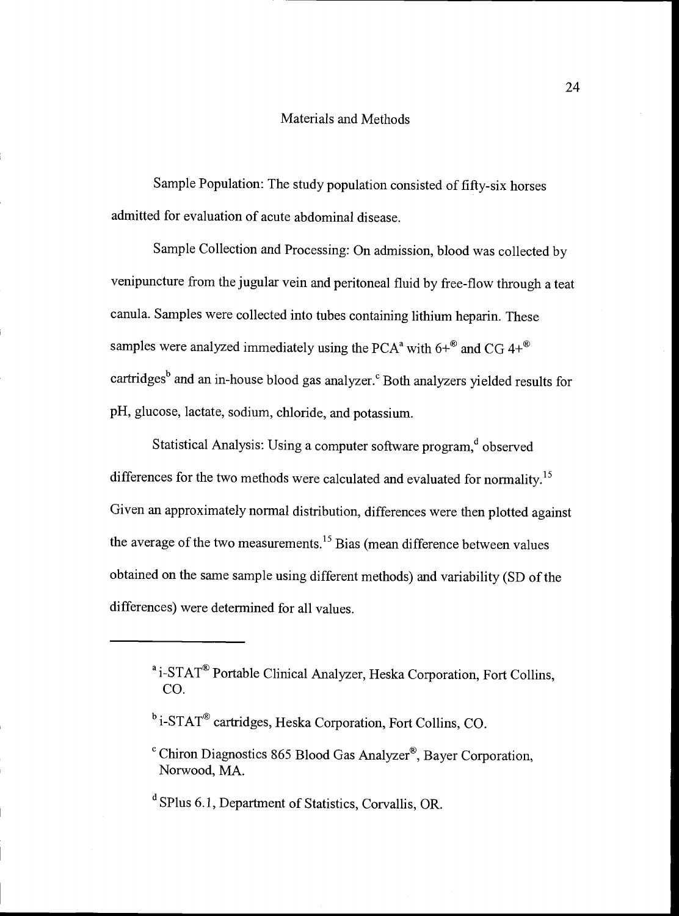## Materials and Methods

Sample Population: The study population consisted of fifty-six horses admitted for evaluation of acute abdominal disease.

Sample Collection and Processing: On admission, blood was collected by venipuncture from the jugular vein and peritoneal fluid by free-flow through a teat canula. Samples were collected into tubes containing lithium heparin. These samples were analyzed immediately using the PCA[a] with 6+® and CG 4+® cartridges[b] and an in-house blood gas analyzer.[c] Both analyzers yielded results for pH, glucose, lactate, sodium, chloride, and potassium.

Statistical Analysis: Using a computer software program,[d] observed differences for the two methods were calculated and evaluated for normality.[15] Given an approximately normal distribution, differences were then plotted against the average of the two measurements.[15] Bias (mean difference between values obtained on the same sample using different methods) and variability (SD of the differences) were determined for all values.

---

[a] i-STAT® Portable Clinical Analyzer, Heska Corporation, Fort Collins, CO.

[b] i-STAT® cartridges, Heska Corporation, Fort Collins, CO.

[c] Chiron Diagnostics 865 Blood Gas Analyzer®, Bayer Corporation, Norwood, MA.

[d] SPlus 6.1, Department of Statistics, Corvallis, OR.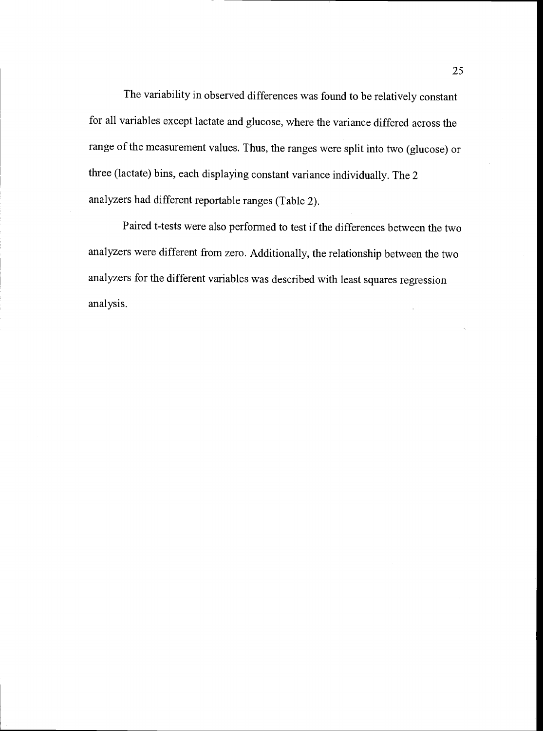The variability in observed differences was found to be relatively constant for all variables except lactate and glucose, where the variance differed across the range of the measurement values. Thus, the ranges were split into two (glucose) or three (lactate) bins, each displaying constant variance individually. The 2 analyzers had different reportable ranges (Table 2).

Paired t-tests were also performed to test if the differences between the two analyzers were different from zero. Additionally, the relationship between the two analyzers for the different variables was described with least squares regression analysis.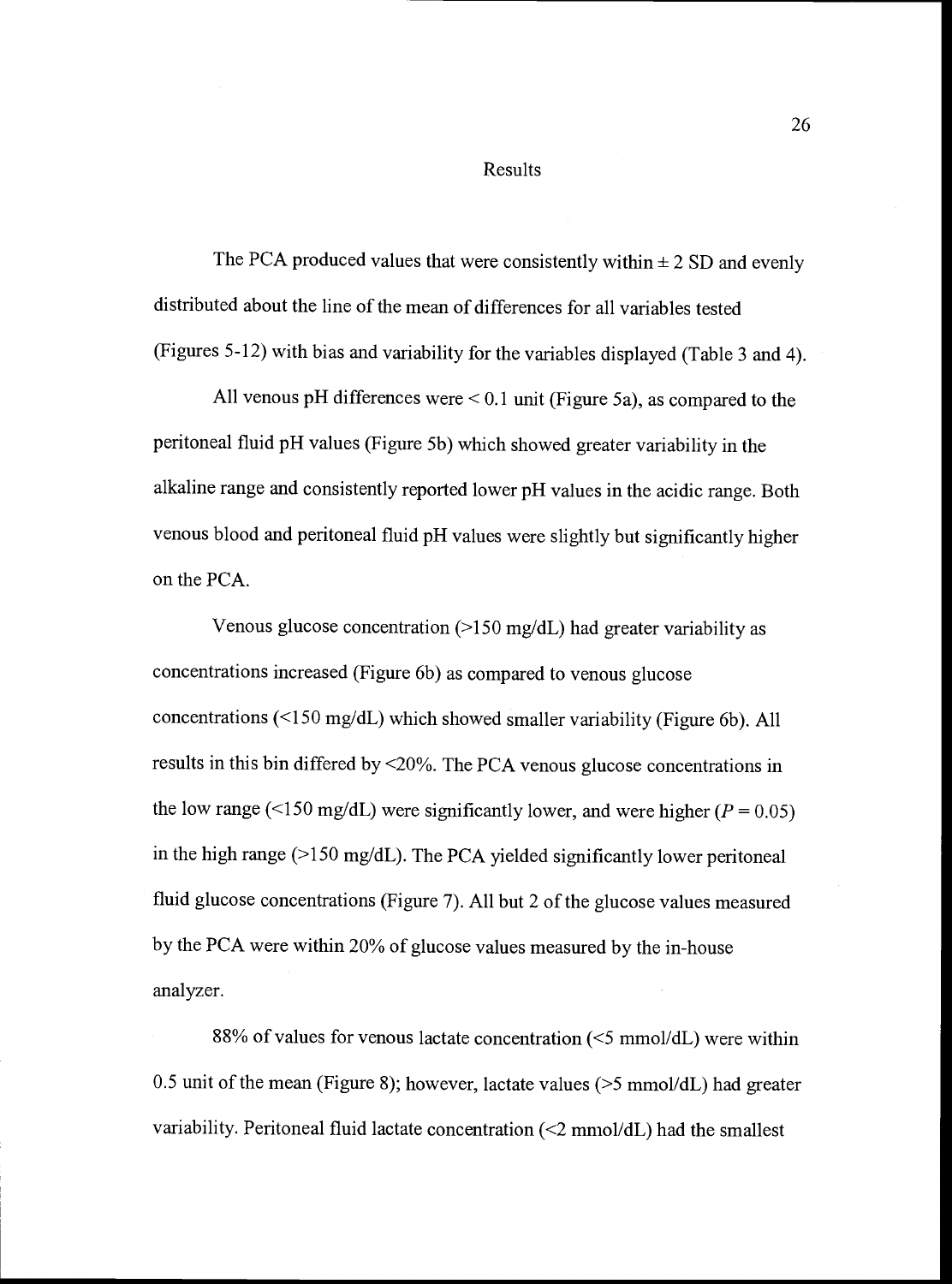# Results

The PCA produced values that were consistently within ± 2 SD and evenly distributed about the line of the mean of differences for all variables tested (Figures 5-12) with bias and variability for the variables displayed (Table 3 and 4).

All venous pH differences were < 0.1 unit (Figure 5a), as compared to the peritoneal fluid pH values (Figure 5b) which showed greater variability in the alkaline range and consistently reported lower pH values in the acidic range. Both venous blood and peritoneal fluid pH values were slightly but significantly higher on the PCA.

Venous glucose concentration (>150 mg/dL) had greater variability as concentrations increased (Figure 6b) as compared to venous glucose concentrations (<150 mg/dL) which showed smaller variability (Figure 6b). All results in this bin differed by <20%. The PCA venous glucose concentrations in the low range (<150 mg/dL) were significantly lower, and were higher ($P = 0.05$) in the high range (>150 mg/dL). The PCA yielded significantly lower peritoneal fluid glucose concentrations (Figure 7). All but 2 of the glucose values measured by the PCA were within 20% of glucose values measured by the in-house analyzer.

88% of values for venous lactate concentration (<5 mmol/dL) were within 0.5 unit of the mean (Figure 8); however, lactate values (>5 mmol/dL) had greater variability. Peritoneal fluid lactate concentration (<2 mmol/dL) had the smallest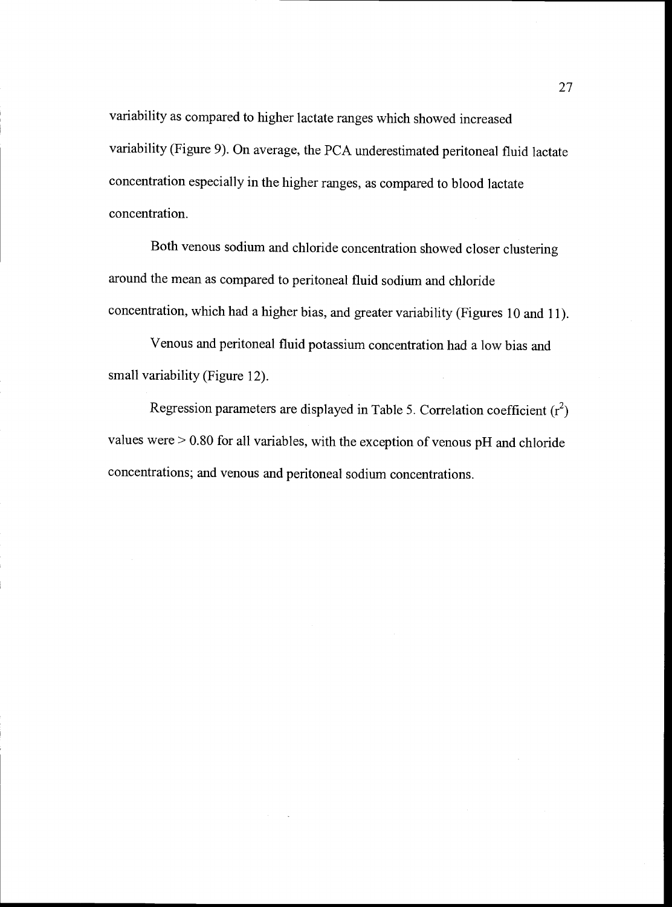variability as compared to higher lactate ranges which showed increased variability (Figure 9). On average, the PCA underestimated peritoneal fluid lactate concentration especially in the higher ranges, as compared to blood lactate concentration.

Both venous sodium and chloride concentration showed closer clustering around the mean as compared to peritoneal fluid sodium and chloride concentration, which had a higher bias, and greater variability (Figures 10 and 11).

Venous and peritoneal fluid potassium concentration had a low bias and small variability (Figure 12).

Regression parameters are displayed in Table 5. Correlation coefficient ($r^2$) values were > 0.80 for all variables, with the exception of venous pH and chloride concentrations; and venous and peritoneal sodium concentrations.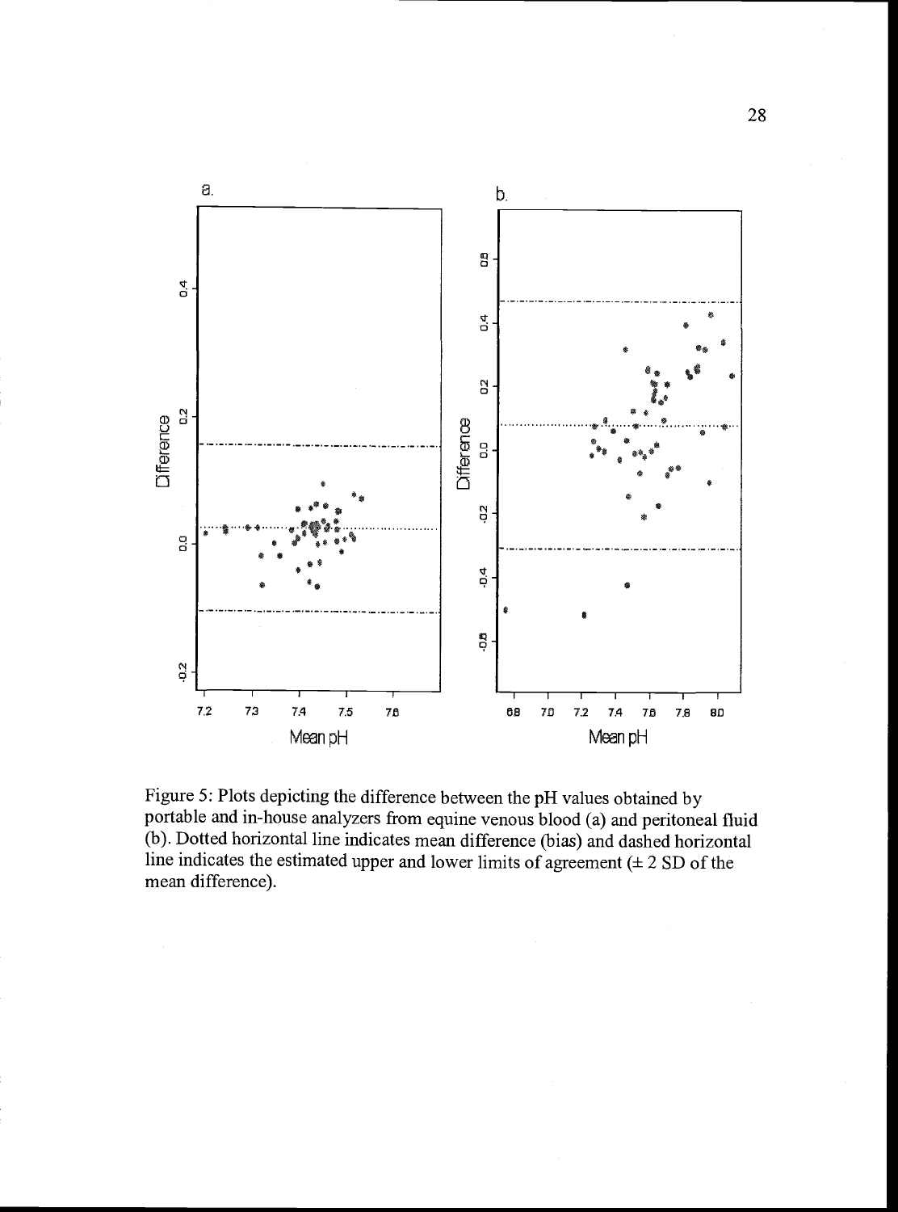Figure 5: Plots depicting the difference between the pH values obtained by portable and in-house analyzers from equine venous blood (a) and peritoneal fluid (b). Dotted horizontal line indicates mean difference (bias) and dashed horizontal line indicates the estimated upper and lower limits of agreement (± 2 SD of the mean difference).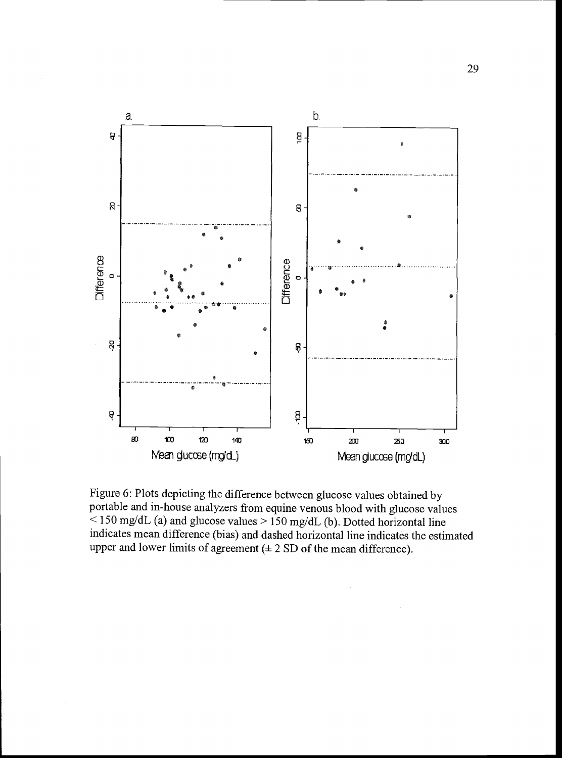Figure 6: Plots depicting the difference between glucose values obtained by portable and in-house analyzers from equine venous blood with glucose values < 150 mg/dL (a) and glucose values > 150 mg/dL (b). Dotted horizontal line indicates mean difference (bias) and dashed horizontal line indicates the estimated upper and lower limits of agreement (± 2 SD of the mean difference).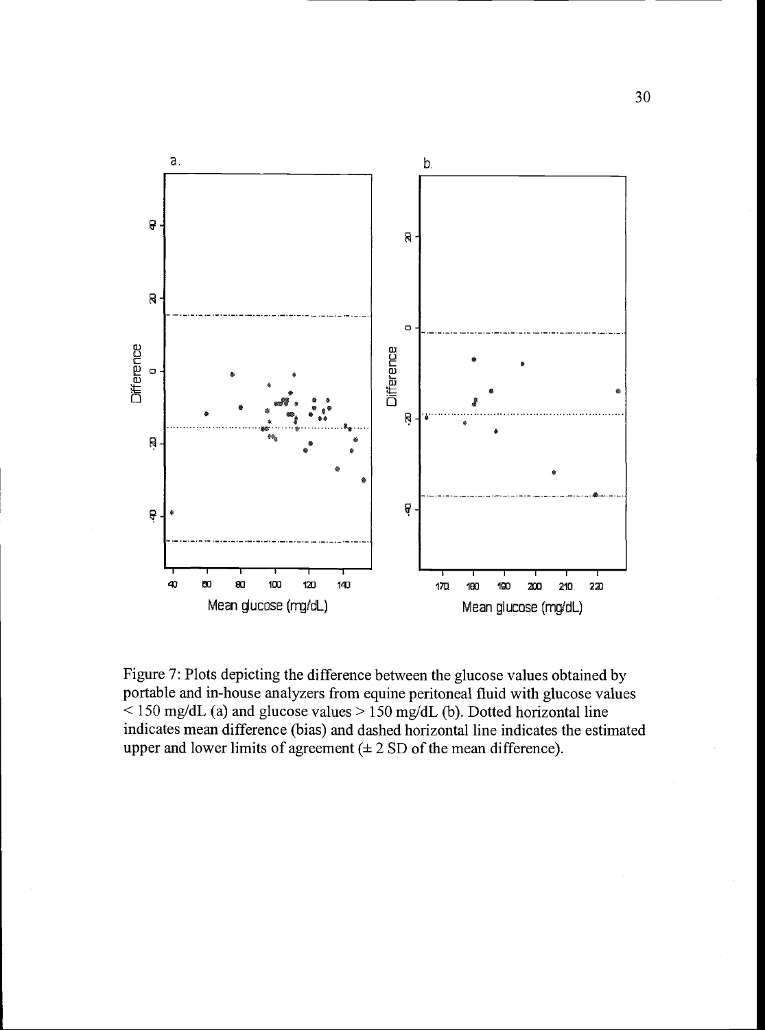Figure 7: Plots depicting the difference between the glucose values obtained by portable and in-house analyzers from equine peritoneal fluid with glucose values < 150 mg/dL (a) and glucose values > 150 mg/dL (b). Dotted horizontal line indicates mean difference (bias) and dashed horizontal line indicates the estimated upper and lower limits of agreement (± 2 SD of the mean difference).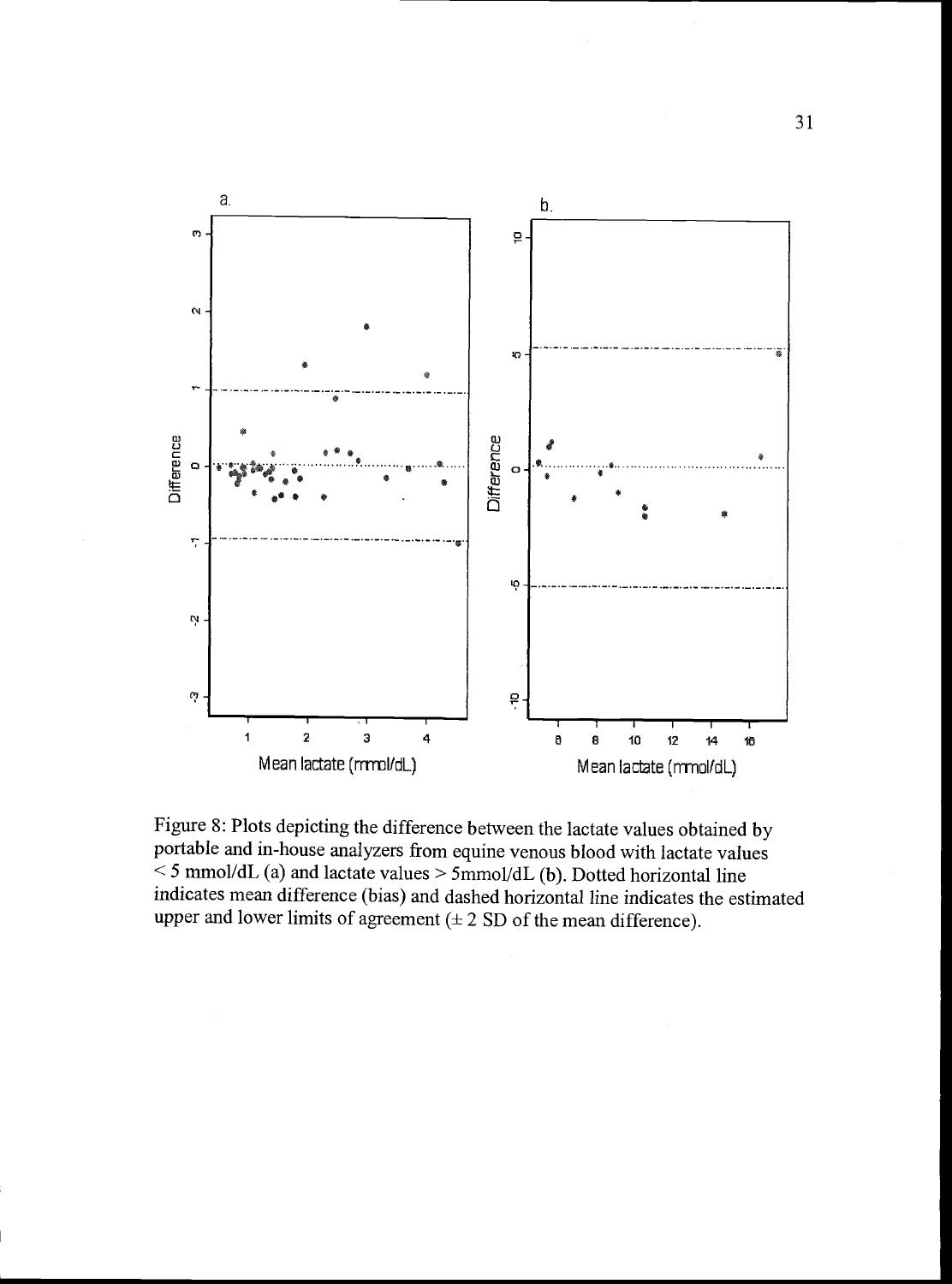Figure 8: Plots depicting the difference between the lactate values obtained by portable and in-house analyzers from equine venous blood with lactate values < 5 mmol/dL (a) and lactate values > 5mmol/dL (b). Dotted horizontal line indicates mean difference (bias) and dashed horizontal line indicates the estimated upper and lower limits of agreement (± 2 SD of the mean difference).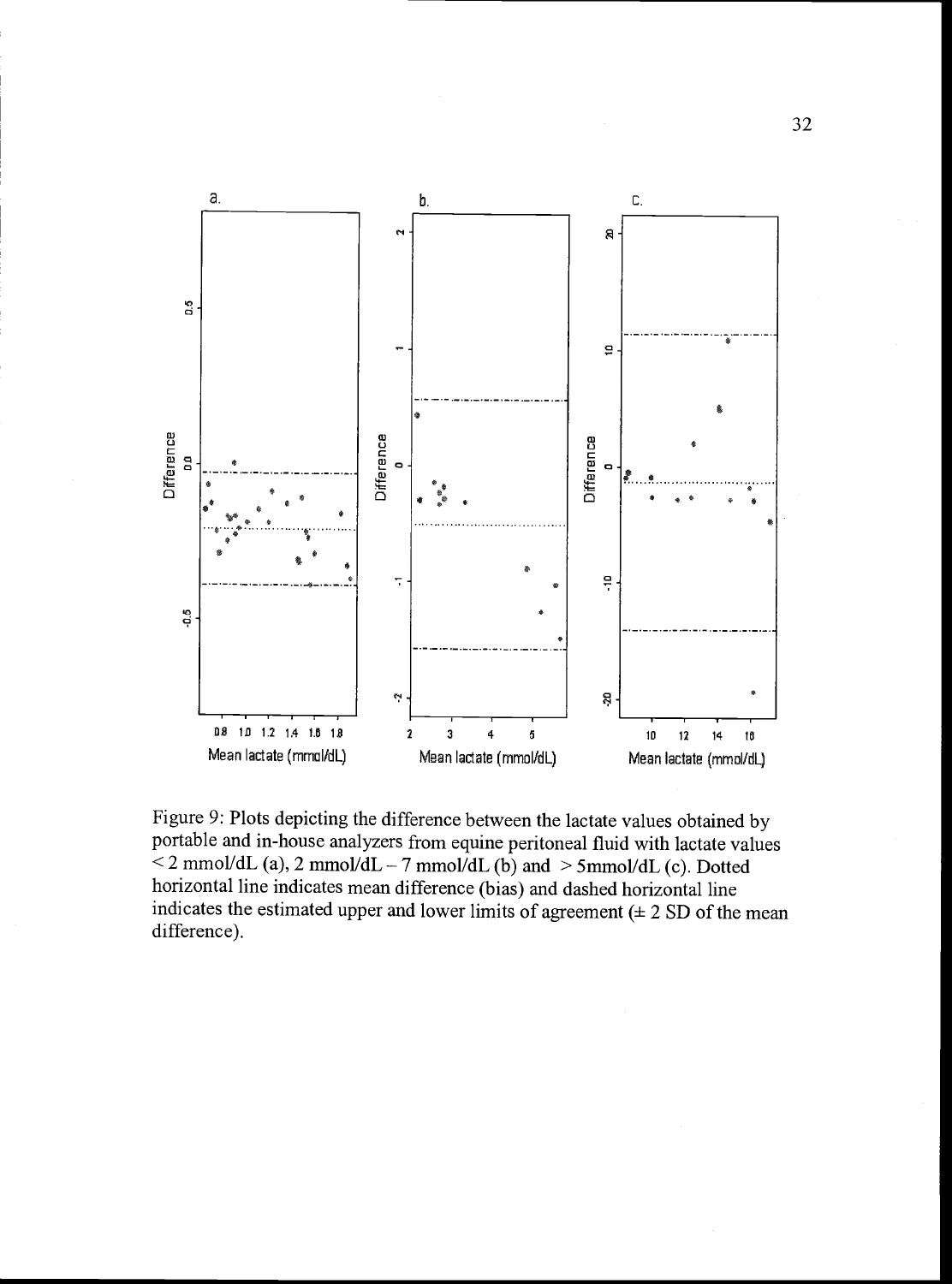Figure 9: Plots depicting the difference between the lactate values obtained by portable and in-house analyzers from equine peritoneal fluid with lactate values < 2 mmol/dL (a), 2 mmol/dL – 7 mmol/dL (b) and > 5mmol/dL (c). Dotted horizontal line indicates mean difference (bias) and dashed horizontal line indicates the estimated upper and lower limits of agreement (± 2 SD of the mean difference).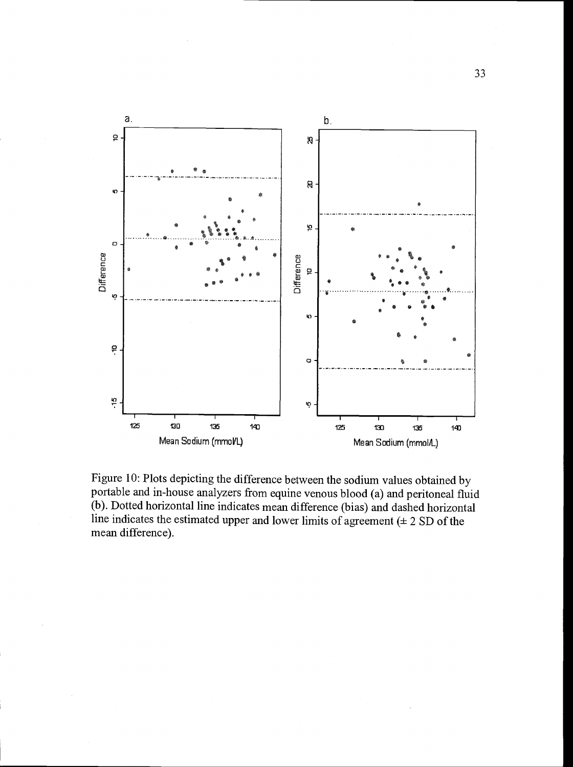Figure 10: Plots depicting the difference between the sodium values obtained by portable and in-house analyzers from equine venous blood (a) and peritoneal fluid (b). Dotted horizontal line indicates mean difference (bias) and dashed horizontal line indicates the estimated upper and lower limits of agreement (± 2 SD of the mean difference).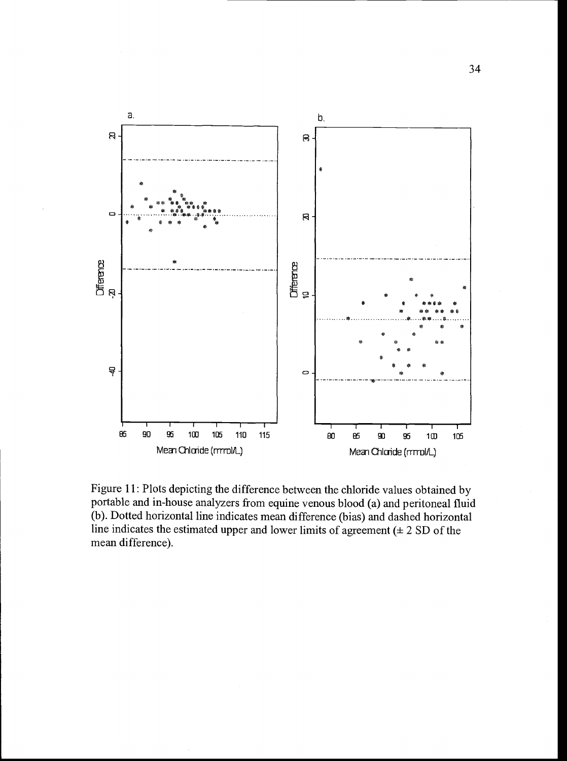Figure 11: Plots depicting the difference between the chloride values obtained by portable and in-house analyzers from equine venous blood (a) and peritoneal fluid (b). Dotted horizontal line indicates mean difference (bias) and dashed horizontal line indicates the estimated upper and lower limits of agreement (± 2 SD of the mean difference).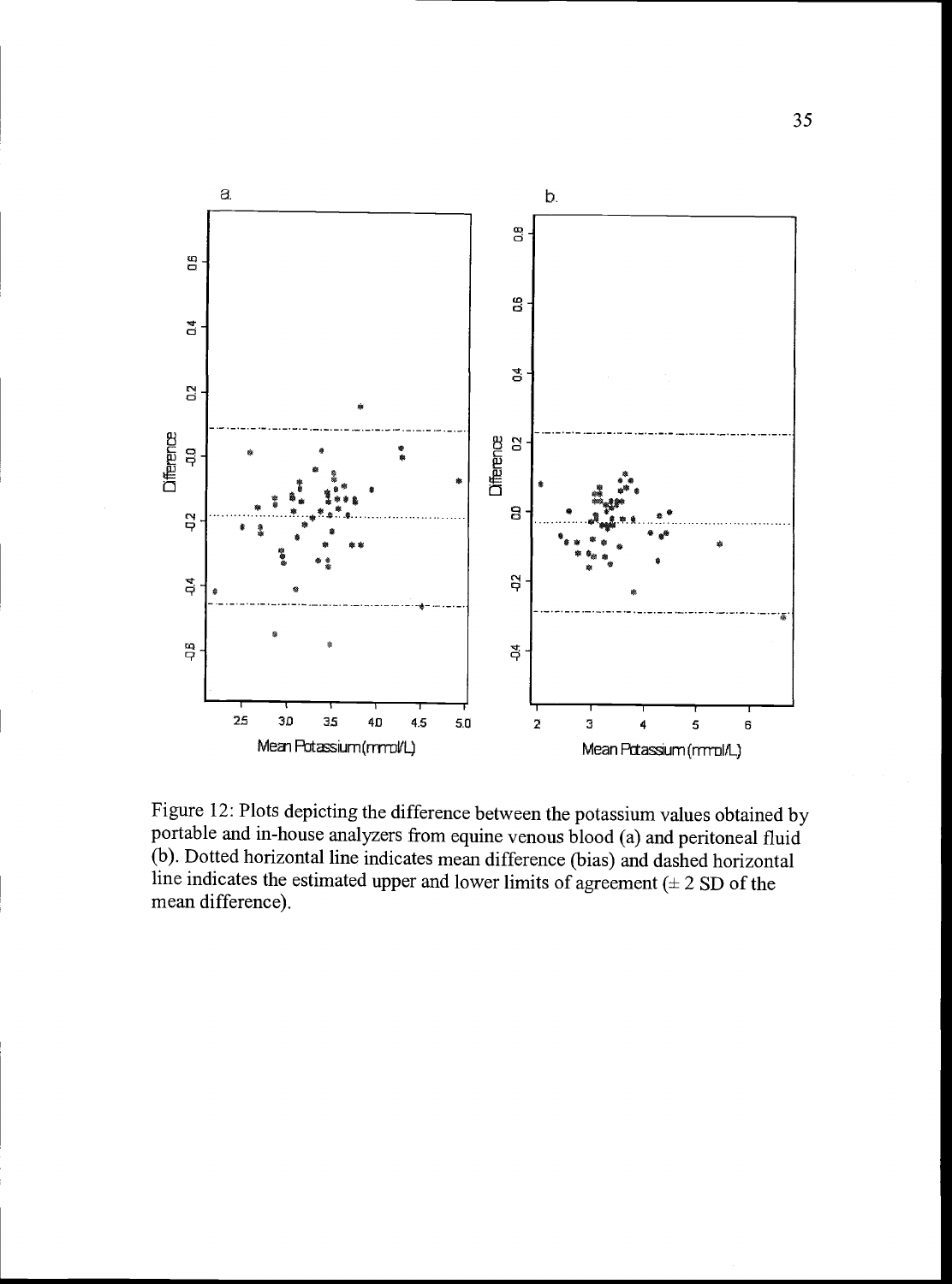Figure 12: Plots depicting the difference between the potassium values obtained by portable and in-house analyzers from equine venous blood (a) and peritoneal fluid (b). Dotted horizontal line indicates mean difference (bias) and dashed horizontal line indicates the estimated upper and lower limits of agreement (± 2 SD of the mean difference).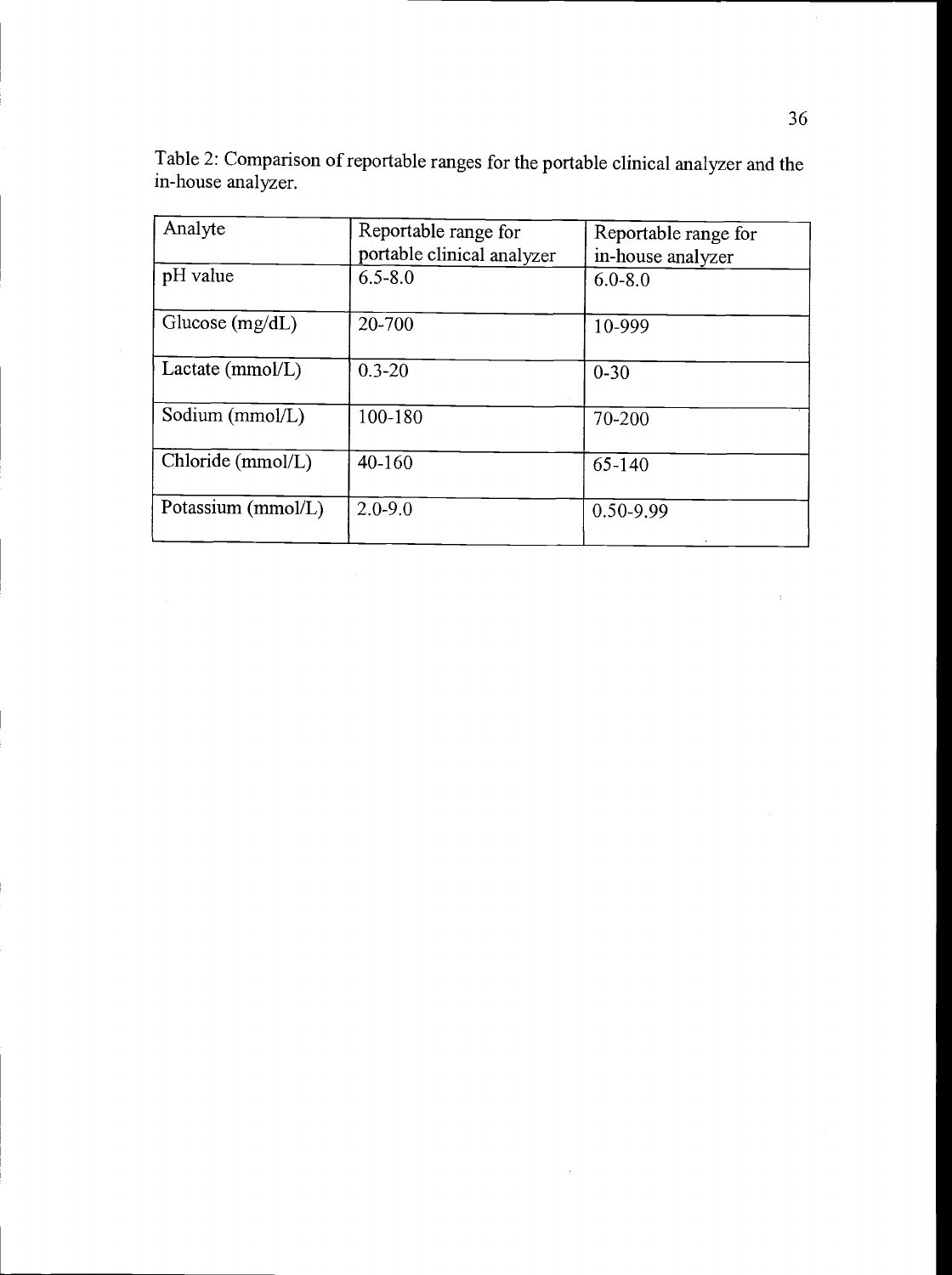Table 2: Comparison of reportable ranges for the portable clinical analyzer and the in-house analyzer.

| Analyte | Reportable range for portable clinical analyzer | Reportable range for in-house analyzer |
|---|---|---|
| pH value | 6.5-8.0 | 6.0-8.0 |
| Glucose (mg/dL) | 20-700 | 10-999 |
| Lactate (mmol/L) | 0.3-20 | 0-30 |
| Sodium (mmol/L) | 100-180 | 70-200 |
| Chloride (mmol/L) | 40-160 | 65-140 |
| Potassium (mmol/L) | 2.0-9.0 | 0.50-9.99 |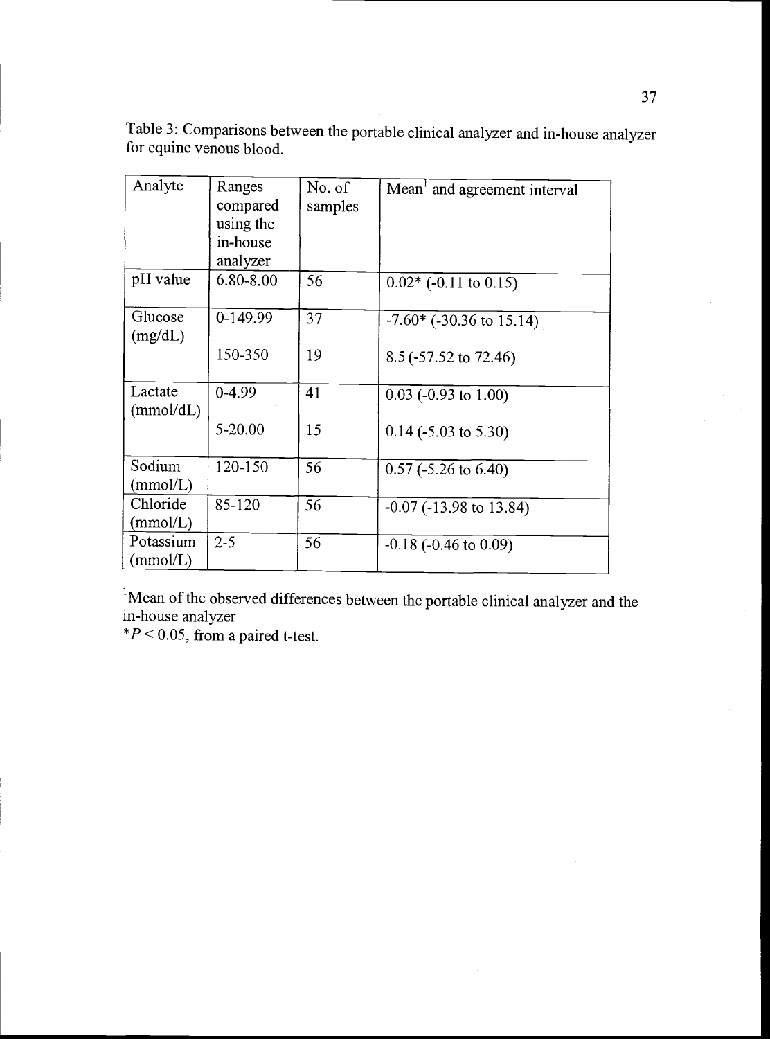Table 3: Comparisons between the portable clinical analyzer and in-house analyzer for equine venous blood.

| Analyte | Ranges compared using the in-house analyzer | No. of samples | Mean[1] and agreement interval |
|---|---|---|---|
| pH value | 6.80-8.00 | 56 | 0.02* (-0.11 to 0.15) |
| Glucose (mg/dL) | 0-149.99 | 37 | -7.60* (-30.36 to 15.14) |
| | 150-350 | 19 | 8.5 (-57.52 to 72.46) |
| Lactate (mmol/dL) | 0-4.99 | 41 | 0.03 (-0.93 to 1.00) |
| | 5-20.00 | 15 | 0.14 (-5.03 to 5.30) |
| Sodium (mmol/L) | 120-150 | 56 | 0.57 (-5.26 to 6.40) |
| Chloride (mmol/L) | 85-120 | 56 | -0.07 (-13.98 to 13.84) |
| Potassium (mmol/L) | 2-5 | 56 | -0.18 (-0.46 to 0.09) |

[1]Mean of the observed differences between the portable clinical analyzer and the in-house analyzer

*$P < 0.05$, from a paired t-test.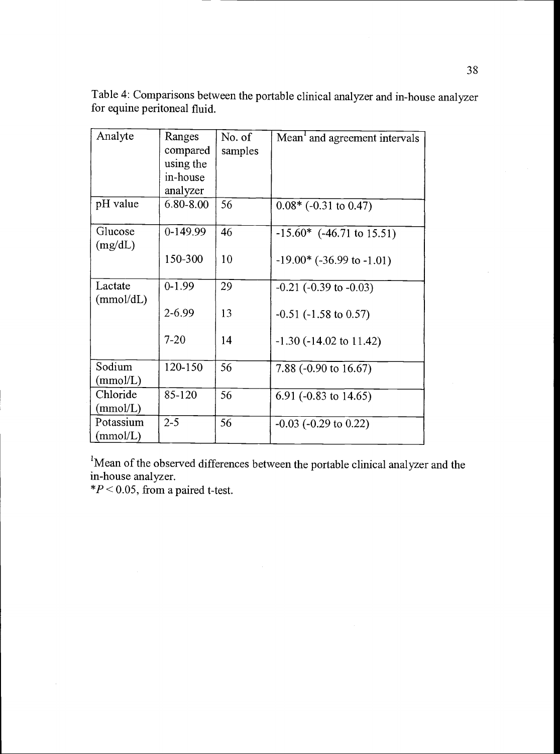Table 4: Comparisons between the portable clinical analyzer and in-house analyzer for equine peritoneal fluid.

| Analyte | Ranges compared using the in-house analyzer | No. of samples | Mean[1] and agreement intervals |
|---|---|---|---|
| pH value | 6.80-8.00 | 56 | 0.08* (-0.31 to 0.47) |
| Glucose (mg/dL) | 0-149.99 | 46 | -15.60* (-46.71 to 15.51) |
| | 150-300 | 10 | -19.00* (-36.99 to -1.01) |
| Lactate (mmol/dL) | 0-1.99 | 29 | -0.21 (-0.39 to -0.03) |
| | 2-6.99 | 13 | -0.51 (-1.58 to 0.57) |
| | 7-20 | 14 | -1.30 (-14.02 to 11.42) |
| Sodium (mmol/L) | 120-150 | 56 | 7.88 (-0.90 to 16.67) |
| Chloride (mmol/L) | 85-120 | 56 | 6.91 (-0.83 to 14.65) |
| Potassium (mmol/L) | 2-5 | 56 | -0.03 (-0.29 to 0.22) |

[1]Mean of the observed differences between the portable clinical analyzer and the in-house analyzer.

*$P < 0.05$, from a paired t-test.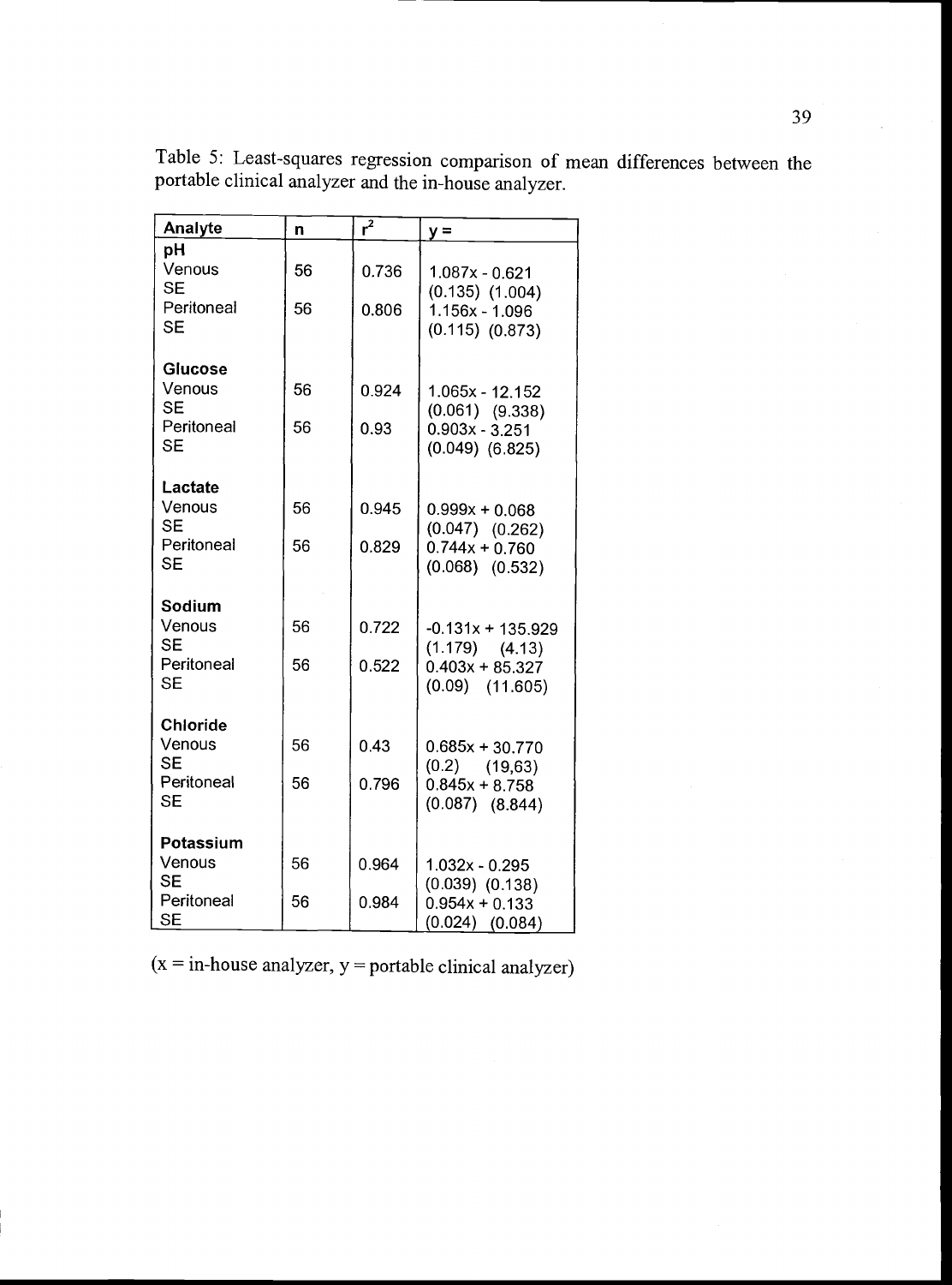Table 5: Least-squares regression comparison of mean differences between the portable clinical analyzer and the in-house analyzer.

| Analyte | n | $r^2$ | y = |
|---|---|---|---|
| **pH** | | | |
| Venous | 56 | 0.736 | 1.087x - 0.621 |
| SE | | | (0.135) (1.004) |
| Peritoneal | 56 | 0.806 | 1.156x - 1.096 |
| SE | | | (0.115) (0.873) |
| **Glucose** | | | |
| Venous | 56 | 0.924 | 1.065x - 12.152 |
| SE | | | (0.061) (9.338) |
| Peritoneal | 56 | 0.93 | 0.903x - 3.251 |
| SE | | | (0.049) (6.825) |
| **Lactate** | | | |
| Venous | 56 | 0.945 | 0.999x + 0.068 |
| SE | | | (0.047) (0.262) |
| Peritoneal | 56 | 0.829 | 0.744x + 0.760 |
| SE | | | (0.068) (0.532) |
| **Sodium** | | | |
| Venous | 56 | 0.722 | -0.131x + 135.929 |
| SE | | | (1.179) (4.13) |
| Peritoneal | 56 | 0.522 | 0.403x + 85.327 |
| SE | | | (0.09) (11.605) |
| **Chloride** | | | |
| Venous | 56 | 0.43 | 0.685x + 30.770 |
| SE | | | (0.2) (19,63) |
| Peritoneal | 56 | 0.796 | 0.845x + 8.758 |
| SE | | | (0.087) (8.844) |
| **Potassium** | | | |
| Venous | 56 | 0.964 | 1.032x - 0.295 |
| SE | | | (0.039) (0.138) |
| Peritoneal | 56 | 0.984 | 0.954x + 0.133 |
| SE | | | (0.024) (0.084) |

(x = in-house analyzer, y = portable clinical analyzer)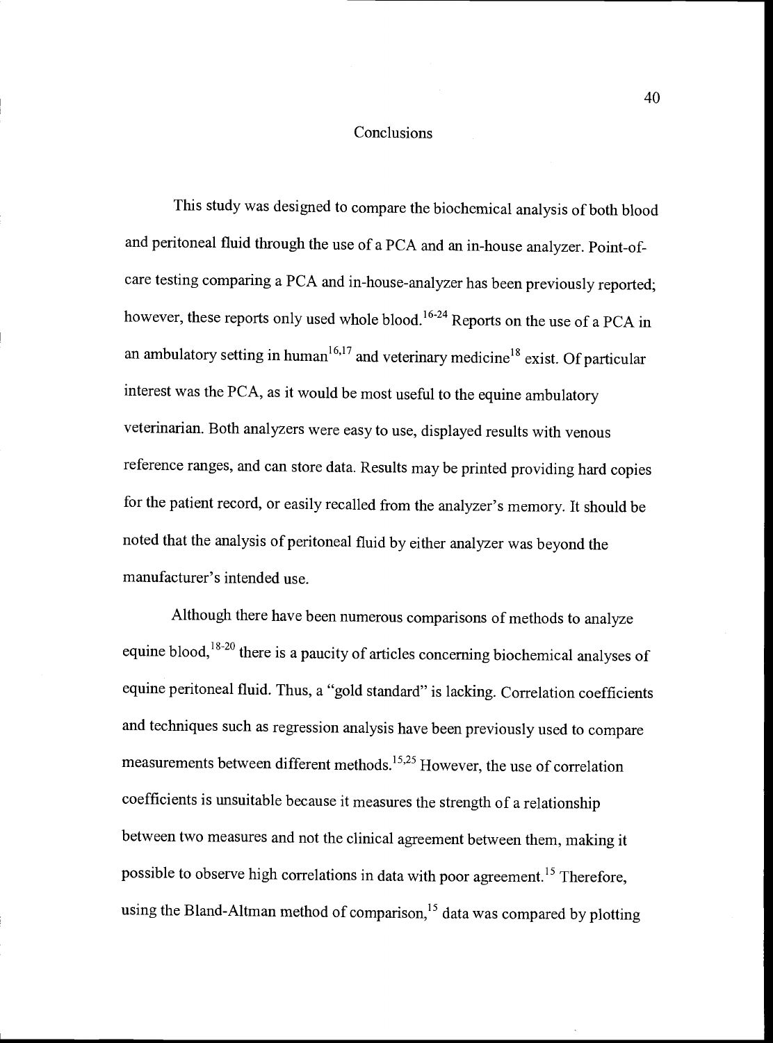# Conclusions

This study was designed to compare the biochemical analysis of both blood and peritoneal fluid through the use of a PCA and an in-house analyzer. Point-of-care testing comparing a PCA and in-house-analyzer has been previously reported; however, these reports only used whole blood.[16-24] Reports on the use of a PCA in an ambulatory setting in human[16,17] and veterinary medicine[18] exist. Of particular interest was the PCA, as it would be most useful to the equine ambulatory veterinarian. Both analyzers were easy to use, displayed results with venous reference ranges, and can store data. Results may be printed providing hard copies for the patient record, or easily recalled from the analyzer's memory. It should be noted that the analysis of peritoneal fluid by either analyzer was beyond the manufacturer's intended use.

Although there have been numerous comparisons of methods to analyze equine blood,[18-20] there is a paucity of articles concerning biochemical analyses of equine peritoneal fluid. Thus, a "gold standard" is lacking. Correlation coefficients and techniques such as regression analysis have been previously used to compare measurements between different methods.[15,25] However, the use of correlation coefficients is unsuitable because it measures the strength of a relationship between two measures and not the clinical agreement between them, making it possible to observe high correlations in data with poor agreement.[15] Therefore, using the Bland-Altman method of comparison,[15] data was compared by plotting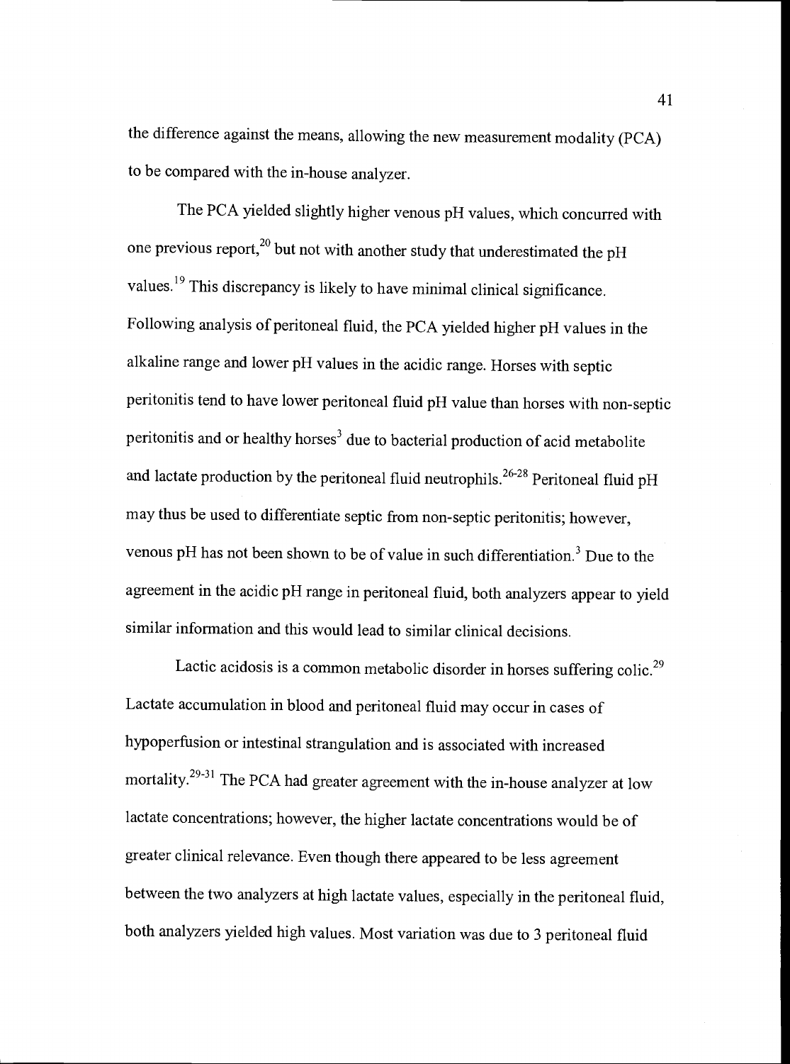the difference against the means, allowing the new measurement modality (PCA) to be compared with the in-house analyzer.

The PCA yielded slightly higher venous pH values, which concurred with one previous report,[20] but not with another study that underestimated the pH values.[19] This discrepancy is likely to have minimal clinical significance. Following analysis of peritoneal fluid, the PCA yielded higher pH values in the alkaline range and lower pH values in the acidic range. Horses with septic peritonitis tend to have lower peritoneal fluid pH value than horses with non-septic peritonitis and or healthy horses[3] due to bacterial production of acid metabolite and lactate production by the peritoneal fluid neutrophils.[26-28] Peritoneal fluid pH may thus be used to differentiate septic from non-septic peritonitis; however, venous pH has not been shown to be of value in such differentiation.[3] Due to the agreement in the acidic pH range in peritoneal fluid, both analyzers appear to yield similar information and this would lead to similar clinical decisions.

Lactic acidosis is a common metabolic disorder in horses suffering colic.[29] Lactate accumulation in blood and peritoneal fluid may occur in cases of hypoperfusion or intestinal strangulation and is associated with increased mortality.[29-31] The PCA had greater agreement with the in-house analyzer at low lactate concentrations; however, the higher lactate concentrations would be of greater clinical relevance. Even though there appeared to be less agreement between the two analyzers at high lactate values, especially in the peritoneal fluid, both analyzers yielded high values. Most variation was due to 3 peritoneal fluid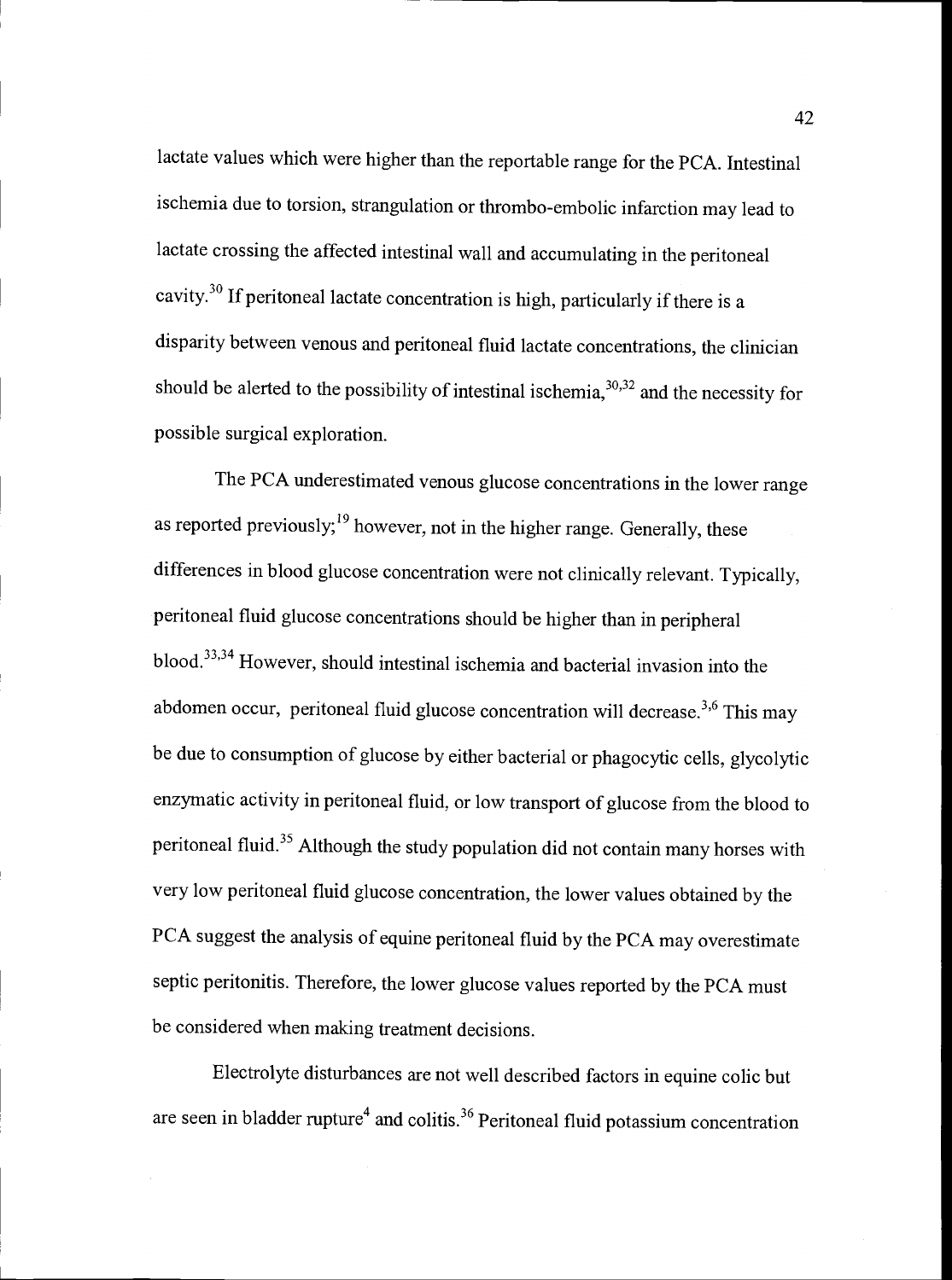lactate values which were higher than the reportable range for the PCA. Intestinal ischemia due to torsion, strangulation or thrombo-embolic infarction may lead to lactate crossing the affected intestinal wall and accumulating in the peritoneal cavity.[30] If peritoneal lactate concentration is high, particularly if there is a disparity between venous and peritoneal fluid lactate concentrations, the clinician should be alerted to the possibility of intestinal ischemia,[30,32] and the necessity for possible surgical exploration.

The PCA underestimated venous glucose concentrations in the lower range as reported previously;[19] however, not in the higher range. Generally, these differences in blood glucose concentration were not clinically relevant. Typically, peritoneal fluid glucose concentrations should be higher than in peripheral blood.[33,34] However, should intestinal ischemia and bacterial invasion into the abdomen occur, peritoneal fluid glucose concentration will decrease.[3,6] This may be due to consumption of glucose by either bacterial or phagocytic cells, glycolytic enzymatic activity in peritoneal fluid, or low transport of glucose from the blood to peritoneal fluid.[35] Although the study population did not contain many horses with very low peritoneal fluid glucose concentration, the lower values obtained by the PCA suggest the analysis of equine peritoneal fluid by the PCA may overestimate septic peritonitis. Therefore, the lower glucose values reported by the PCA must be considered when making treatment decisions.

Electrolyte disturbances are not well described factors in equine colic but are seen in bladder rupture[4] and colitis.[36] Peritoneal fluid potassium concentration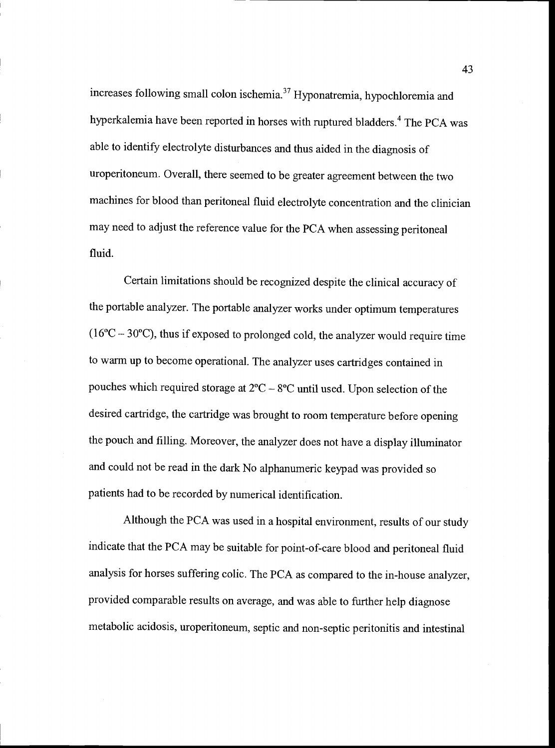increases following small colon ischemia.[37] Hyponatremia, hypochloremia and hyperkalemia have been reported in horses with ruptured bladders.[4] The PCA was able to identify electrolyte disturbances and thus aided in the diagnosis of uroperitoneum. Overall, there seemed to be greater agreement between the two machines for blood than peritoneal fluid electrolyte concentration and the clinician may need to adjust the reference value for the PCA when assessing peritoneal fluid.

Certain limitations should be recognized despite the clinical accuracy of the portable analyzer. The portable analyzer works under optimum temperatures (16ºC – 30ºC), thus if exposed to prolonged cold, the analyzer would require time to warm up to become operational. The analyzer uses cartridges contained in pouches which required storage at 2ºC – 8ºC until used. Upon selection of the desired cartridge, the cartridge was brought to room temperature before opening the pouch and filling. Moreover, the analyzer does not have a display illuminator and could not be read in the dark No alphanumeric keypad was provided so patients had to be recorded by numerical identification.

Although the PCA was used in a hospital environment, results of our study indicate that the PCA may be suitable for point-of-care blood and peritoneal fluid analysis for horses suffering colic. The PCA as compared to the in-house analyzer, provided comparable results on average, and was able to further help diagnose metabolic acidosis, uroperitoneum, septic and non-septic peritonitis and intestinal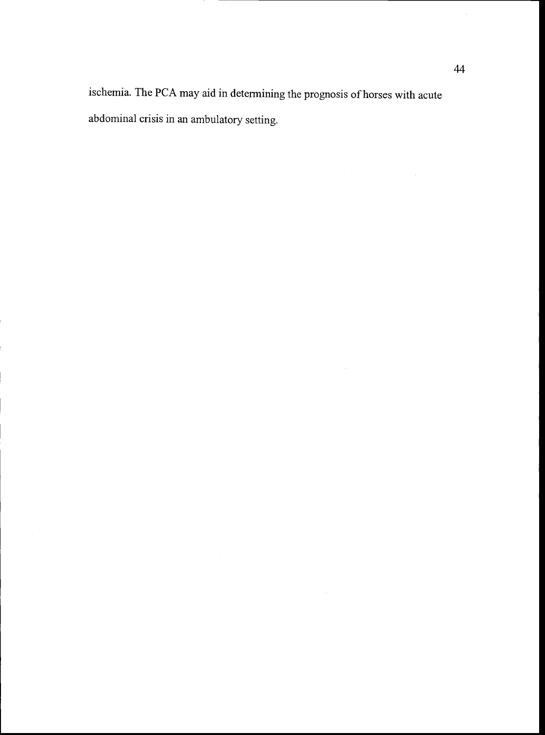ischemia. The PCA may aid in determining the prognosis of horses with acute abdominal crisis in an ambulatory setting.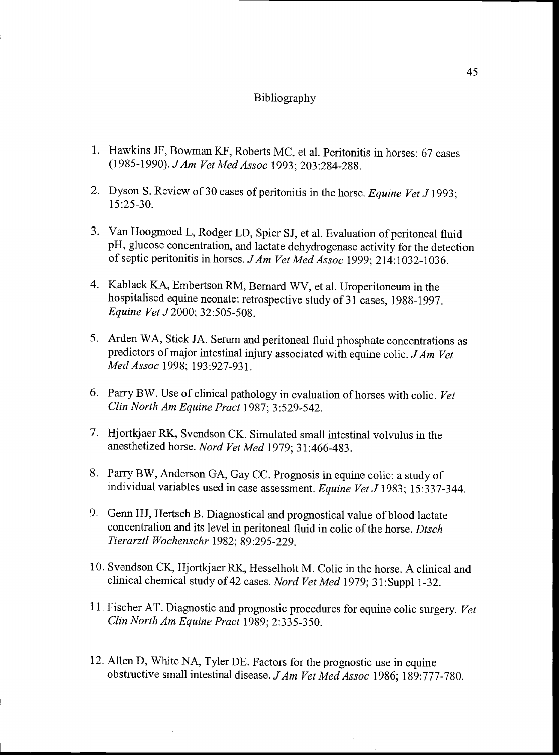# Bibliography

1. Hawkins JF, Bowman KF, Roberts MC, et al. Peritonitis in horses: 67 cases (1985-1990). *J Am Vet Med Assoc* 1993; 203:284-288.

2. Dyson S. Review of 30 cases of peritonitis in the horse. *Equine Vet J* 1993; 15:25-30.

3. Van Hoogmoed L, Rodger LD, Spier SJ, et al. Evaluation of peritoneal fluid pH, glucose concentration, and lactate dehydrogenase activity for the detection of septic peritonitis in horses. *J Am Vet Med Assoc* 1999; 214:1032-1036.

4. Kablack KA, Embertson RM, Bernard WV, et al. Uroperitoneum in the hospitalised equine neonate: retrospective study of 31 cases, 1988-1997. *Equine Vet J* 2000; 32:505-508.

5. Arden WA, Stick JA. Serum and peritoneal fluid phosphate concentrations as predictors of major intestinal injury associated with equine colic. *J Am Vet Med Assoc* 1998; 193:927-931.

6. Parry BW. Use of clinical pathology in evaluation of horses with colic. *Vet Clin North Am Equine Pract* 1987; 3:529-542.

7. Hjortkjaer RK, Svendson CK. Simulated small intestinal volvulus in the anesthetized horse. *Nord Vet Med* 1979; 31:466-483.

8. Parry BW, Anderson GA, Gay CC. Prognosis in equine colic: a study of individual variables used in case assessment. *Equine Vet J* 1983; 15:337-344.

9. Genn HJ, Hertsch B. Diagnostical and prognostical value of blood lactate concentration and its level in peritoneal fluid in colic of the horse. *Dtsch Tierarztl Wochenschr* 1982; 89:295-229.

10. Svendson CK, Hjortkjaer RK, Hesselholt M. Colic in the horse. A clinical and clinical chemical study of 42 cases. *Nord Vet Med* 1979; 31:Suppl 1-32.

11. Fischer AT. Diagnostic and prognostic procedures for equine colic surgery. *Vet Clin North Am Equine Pract* 1989; 2:335-350.

12. Allen D, White NA, Tyler DE. Factors for the prognostic use in equine obstructive small intestinal disease. *J Am Vet Med Assoc* 1986; 189:777-780.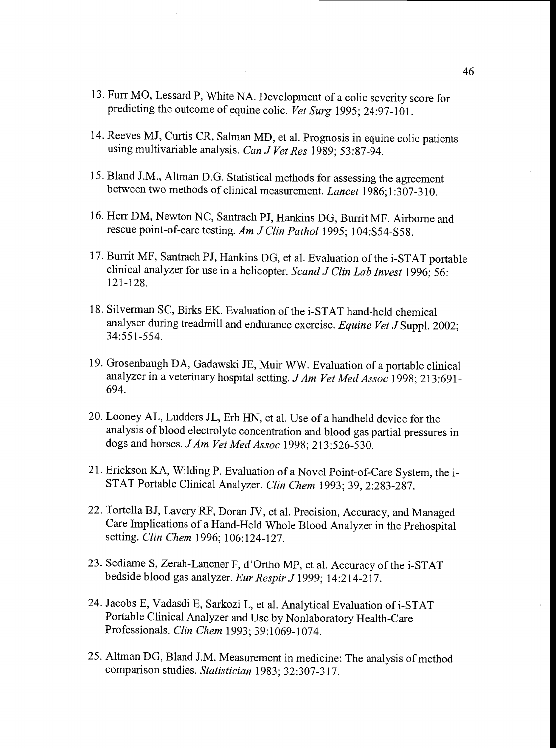13. Furr MO, Lessard P, White NA. Development of a colic severity score for predicting the outcome of equine colic. *Vet Surg* 1995; 24:97-101.

14. Reeves MJ, Curtis CR, Salman MD, et al. Prognosis in equine colic patients using multivariable analysis. *Can J Vet Res* 1989; 53:87-94.

15. Bland J.M., Altman D.G. Statistical methods for assessing the agreement between two methods of clinical measurement. *Lancet* 1986;1:307-310.

16. Herr DM, Newton NC, Santrach PJ, Hankins DG, Burrit MF. Airborne and rescue point-of-care testing. *Am J Clin Pathol* 1995; 104:S54-S58.

17. Burrit MF, Santrach PJ, Hankins DG, et al. Evaluation of the i-STAT portable clinical analyzer for use in a helicopter. *Scand J Clin Lab Invest* 1996; 56: 121-128.

18. Silverman SC, Birks EK. Evaluation of the i-STAT hand-held chemical analyser during treadmill and endurance exercise. *Equine Vet J* Suppl. 2002; 34:551-554.

19. Grosenbaugh DA, Gadawski JE, Muir WW. Evaluation of a portable clinical analyzer in a veterinary hospital setting. *J Am Vet Med Assoc* 1998; 213:691-694.

20. Looney AL, Ludders JL, Erb HN, et al. Use of a handheld device for the analysis of blood electrolyte concentration and blood gas partial pressures in dogs and horses. *J Am Vet Med Assoc* 1998; 213:526-530.

21. Erickson KA, Wilding P. Evaluation of a Novel Point-of-Care System, the i-STAT Portable Clinical Analyzer. *Clin Chem* 1993; 39, 2:283-287.

22. Tortella BJ, Lavery RF, Doran JV, et al. Precision, Accuracy, and Managed Care Implications of a Hand-Held Whole Blood Analyzer in the Prehospital setting. *Clin Chem* 1996; 106:124-127.

23. Sediame S, Zerah-Lancner F, d'Ortho MP, et al. Accuracy of the i-STAT bedside blood gas analyzer. *Eur Respir J* 1999; 14:214-217.

24. Jacobs E, Vadasdi E, Sarkozi L, et al. Analytical Evaluation of i-STAT Portable Clinical Analyzer and Use by Nonlaboratory Health-Care Professionals. *Clin Chem* 1993; 39:1069-1074.

25. Altman DG, Bland J.M. Measurement in medicine: The analysis of method comparison studies. *Statistician* 1983; 32:307-317.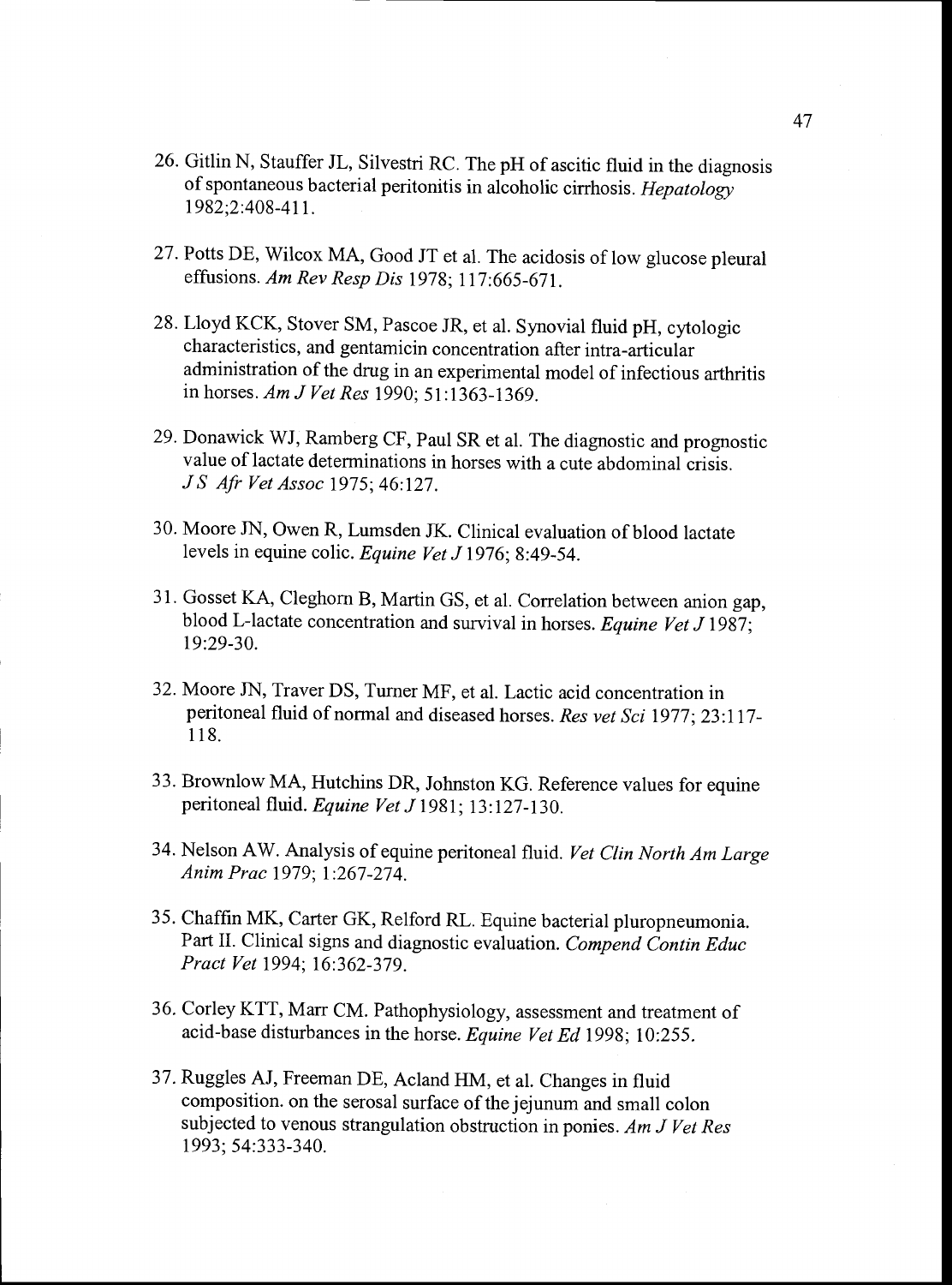26. Gitlin N, Stauffer JL, Silvestri RC. The pH of ascitic fluid in the diagnosis of spontaneous bacterial peritonitis in alcoholic cirrhosis. *Hepatology* 1982;2:408-411.

27. Potts DE, Wilcox MA, Good JT et al. The acidosis of low glucose pleural effusions. *Am Rev Resp Dis* 1978; 117:665-671.

28. Lloyd KCK, Stover SM, Pascoe JR, et al. Synovial fluid pH, cytologic characteristics, and gentamicin concentration after intra-articular administration of the drug in an experimental model of infectious arthritis in horses. *Am J Vet Res* 1990; 51:1363-1369.

29. Donawick WJ, Ramberg CF, Paul SR et al. The diagnostic and prognostic value of lactate determinations in horses with a cute abdominal crisis. *J S Afr Vet Assoc* 1975; 46:127.

30. Moore JN, Owen R, Lumsden JK. Clinical evaluation of blood lactate levels in equine colic. *Equine Vet J* 1976; 8:49-54.

31. Gosset KA, Cleghorn B, Martin GS, et al. Correlation between anion gap, blood L-lactate concentration and survival in horses. *Equine Vet J* 1987; 19:29-30.

32. Moore JN, Traver DS, Turner MF, et al. Lactic acid concentration in peritoneal fluid of normal and diseased horses. *Res vet Sci* 1977; 23:117-118.

33. Brownlow MA, Hutchins DR, Johnston KG. Reference values for equine peritoneal fluid. *Equine Vet J* 1981; 13:127-130.

34. Nelson AW. Analysis of equine peritoneal fluid. *Vet Clin North Am Large Anim Prac* 1979; 1:267-274.

35. Chaffin MK, Carter GK, Relford RL. Equine bacterial pluropneumonia. Part II. Clinical signs and diagnostic evaluation. *Compend Contin Educ Pract Vet* 1994; 16:362-379.

36. Corley KTT, Marr CM. Pathophysiology, assessment and treatment of acid-base disturbances in the horse. *Equine Vet Ed* 1998; 10:255.

37. Ruggles AJ, Freeman DE, Acland HM, et al. Changes in fluid composition. on the serosal surface of the jejunum and small colon subjected to venous strangulation obstruction in ponies. *Am J Vet Res* 1993; 54:333-340.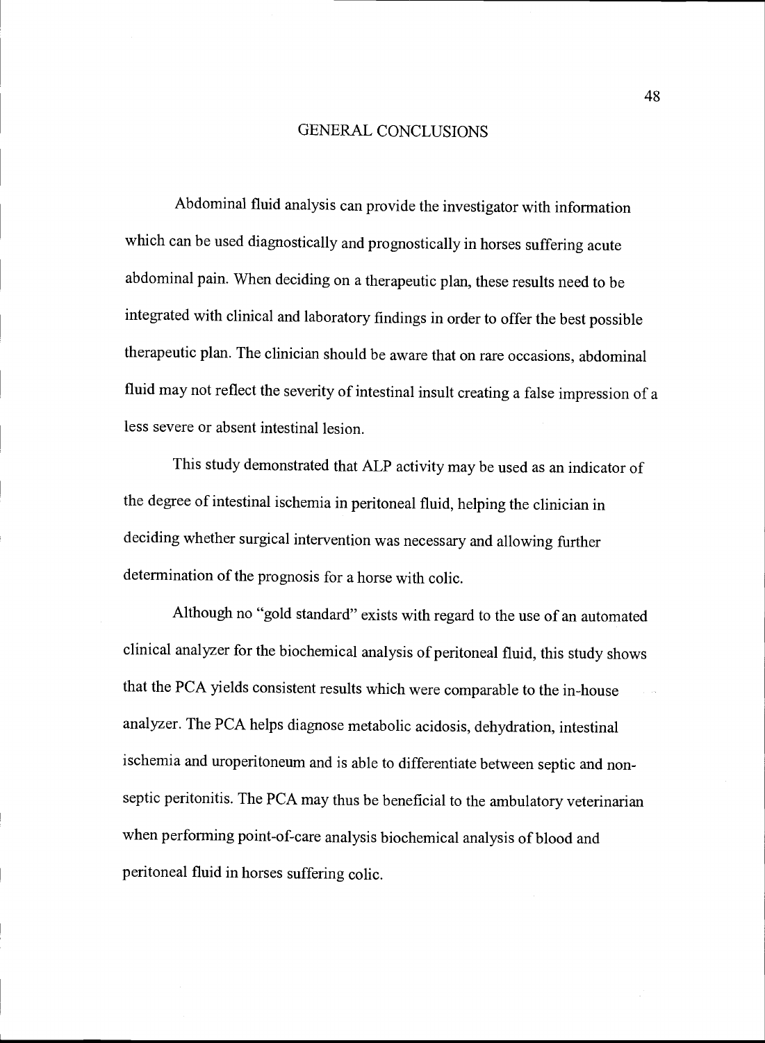# GENERAL CONCLUSIONS

Abdominal fluid analysis can provide the investigator with information which can be used diagnostically and prognostically in horses suffering acute abdominal pain. When deciding on a therapeutic plan, these results need to be integrated with clinical and laboratory findings in order to offer the best possible therapeutic plan. The clinician should be aware that on rare occasions, abdominal fluid may not reflect the severity of intestinal insult creating a false impression of a less severe or absent intestinal lesion.

This study demonstrated that ALP activity may be used as an indicator of the degree of intestinal ischemia in peritoneal fluid, helping the clinician in deciding whether surgical intervention was necessary and allowing further determination of the prognosis for a horse with colic.

Although no "gold standard" exists with regard to the use of an automated clinical analyzer for the biochemical analysis of peritoneal fluid, this study shows that the PCA yields consistent results which were comparable to the in-house analyzer. The PCA helps diagnose metabolic acidosis, dehydration, intestinal ischemia and uroperitoneum and is able to differentiate between septic and non-septic peritonitis. The PCA may thus be beneficial to the ambulatory veterinarian when performing point-of-care analysis biochemical analysis of blood and peritoneal fluid in horses suffering colic.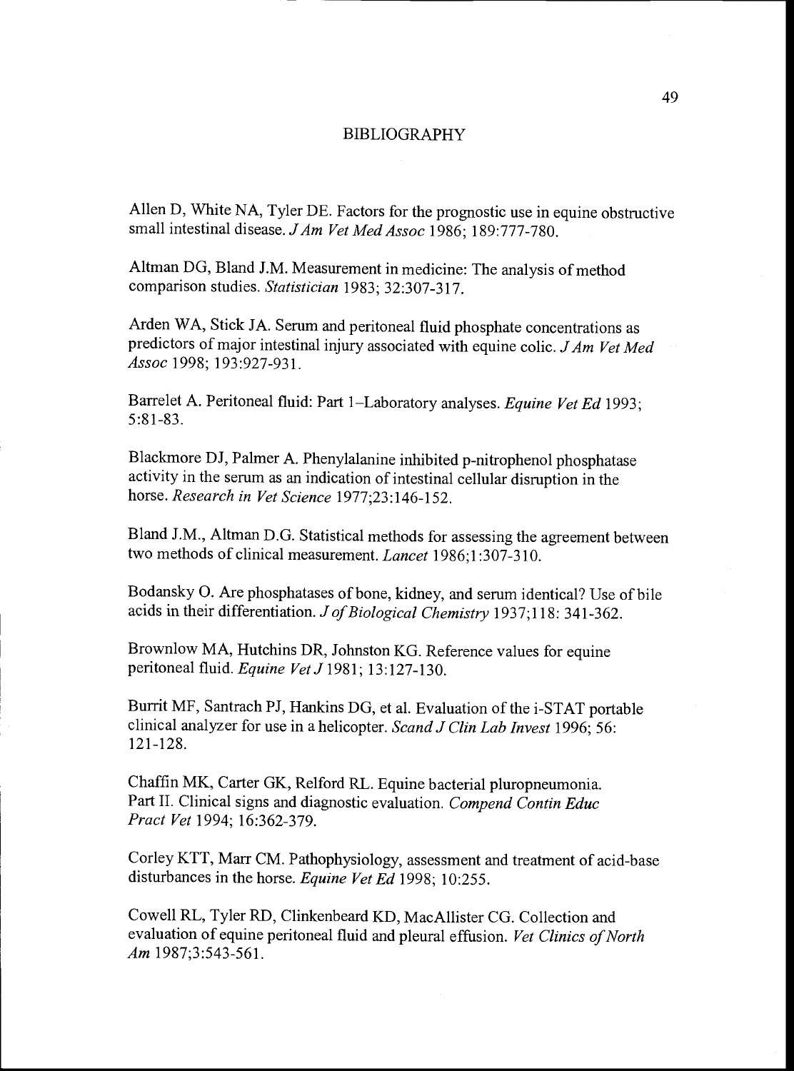# BIBLIOGRAPHY

Allen D, White NA, Tyler DE. Factors for the prognostic use in equine obstructive small intestinal disease. *J Am Vet Med Assoc* 1986; 189:777-780.

Altman DG, Bland J.M. Measurement in medicine: The analysis of method comparison studies. *Statistician* 1983; 32:307-317.

Arden WA, Stick JA. Serum and peritoneal fluid phosphate concentrations as predictors of major intestinal injury associated with equine colic. *J Am Vet Med Assoc* 1998; 193:927-931.

Barrelet A. Peritoneal fluid: Part 1–Laboratory analyses. *Equine Vet Ed* 1993; 5:81-83.

Blackmore DJ, Palmer A. Phenylalanine inhibited p-nitrophenol phosphatase activity in the serum as an indication of intestinal cellular disruption in the horse. *Research in Vet Science* 1977;23:146-152.

Bland J.M., Altman D.G. Statistical methods for assessing the agreement between two methods of clinical measurement. *Lancet* 1986;1:307-310.

Bodansky O. Are phosphatases of bone, kidney, and serum identical? Use of bile acids in their differentiation. *J of Biological Chemistry* 1937;118: 341-362.

Brownlow MA, Hutchins DR, Johnston KG. Reference values for equine peritoneal fluid. *Equine Vet J* 1981; 13:127-130.

Burrit MF, Santrach PJ, Hankins DG, et al. Evaluation of the i-STAT portable clinical analyzer for use in a helicopter. *Scand J Clin Lab Invest* 1996; 56: 121-128.

Chaffin MK, Carter GK, Relford RL. Equine bacterial pluropneumonia. Part II. Clinical signs and diagnostic evaluation. *Compend Contin Educ Pract Vet* 1994; 16:362-379.

Corley KTT, Marr CM. Pathophysiology, assessment and treatment of acid-base disturbances in the horse. *Equine Vet Ed* 1998; 10:255.

Cowell RL, Tyler RD, Clinkenbeard KD, MacAllister CG. Collection and evaluation of equine peritoneal fluid and pleural effusion. *Vet Clinics of North Am* 1987;3:543-561.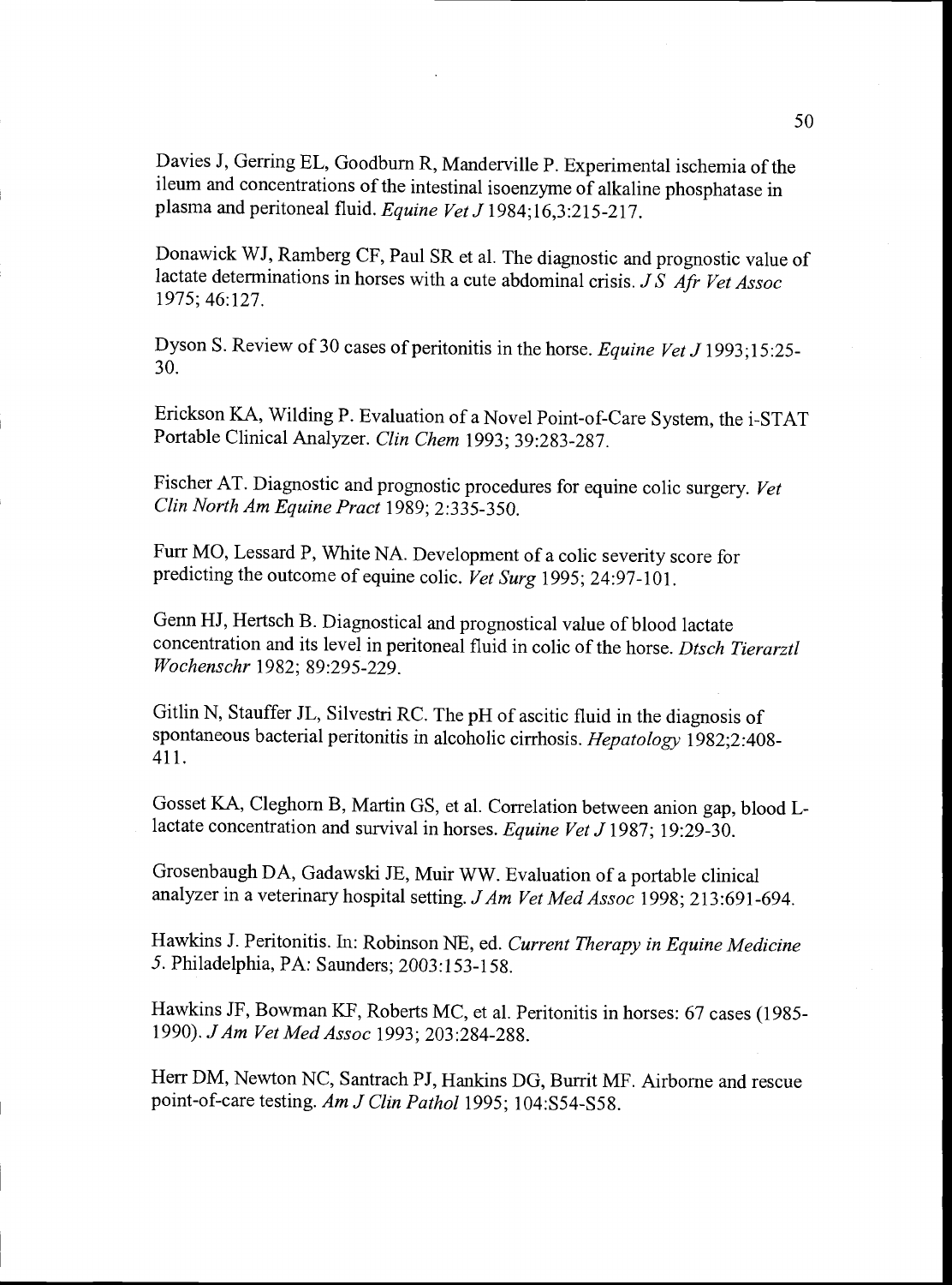Davies J, Gerring EL, Goodburn R, Manderville P. Experimental ischemia of the ileum and concentrations of the intestinal isoenzyme of alkaline phosphatase in plasma and peritoneal fluid. *Equine Vet J* 1984;16,3:215-217.

Donawick WJ, Ramberg CF, Paul SR et al. The diagnostic and prognostic value of lactate determinations in horses with a cute abdominal crisis. *J S Afr Vet Assoc* 1975; 46:127.

Dyson S. Review of 30 cases of peritonitis in the horse. *Equine Vet J* 1993;15:25-30.

Erickson KA, Wilding P. Evaluation of a Novel Point-of-Care System, the i-STAT Portable Clinical Analyzer. *Clin Chem* 1993; 39:283-287.

Fischer AT. Diagnostic and prognostic procedures for equine colic surgery. *Vet Clin North Am Equine Pract* 1989; 2:335-350.

Furr MO, Lessard P, White NA. Development of a colic severity score for predicting the outcome of equine colic. *Vet Surg* 1995; 24:97-101.

Genn HJ, Hertsch B. Diagnostical and prognostical value of blood lactate concentration and its level in peritoneal fluid in colic of the horse. *Dtsch Tierarztl Wochenschr* 1982; 89:295-229.

Gitlin N, Stauffer JL, Silvestri RC. The pH of ascitic fluid in the diagnosis of spontaneous bacterial peritonitis in alcoholic cirrhosis. *Hepatology* 1982;2:408-411.

Gosset KA, Cleghorn B, Martin GS, et al. Correlation between anion gap, blood L-lactate concentration and survival in horses. *Equine Vet J* 1987; 19:29-30.

Grosenbaugh DA, Gadawski JE, Muir WW. Evaluation of a portable clinical analyzer in a veterinary hospital setting. *J Am Vet Med Assoc* 1998; 213:691-694.

Hawkins J. Peritonitis. In: Robinson NE, ed. *Current Therapy in Equine Medicine 5*. Philadelphia, PA: Saunders; 2003:153-158.

Hawkins JF, Bowman KF, Roberts MC, et al. Peritonitis in horses: 67 cases (1985-1990). *J Am Vet Med Assoc* 1993; 203:284-288.

Herr DM, Newton NC, Santrach PJ, Hankins DG, Burrit MF. Airborne and rescue point-of-care testing. *Am J Clin Pathol* 1995; 104:S54-S58.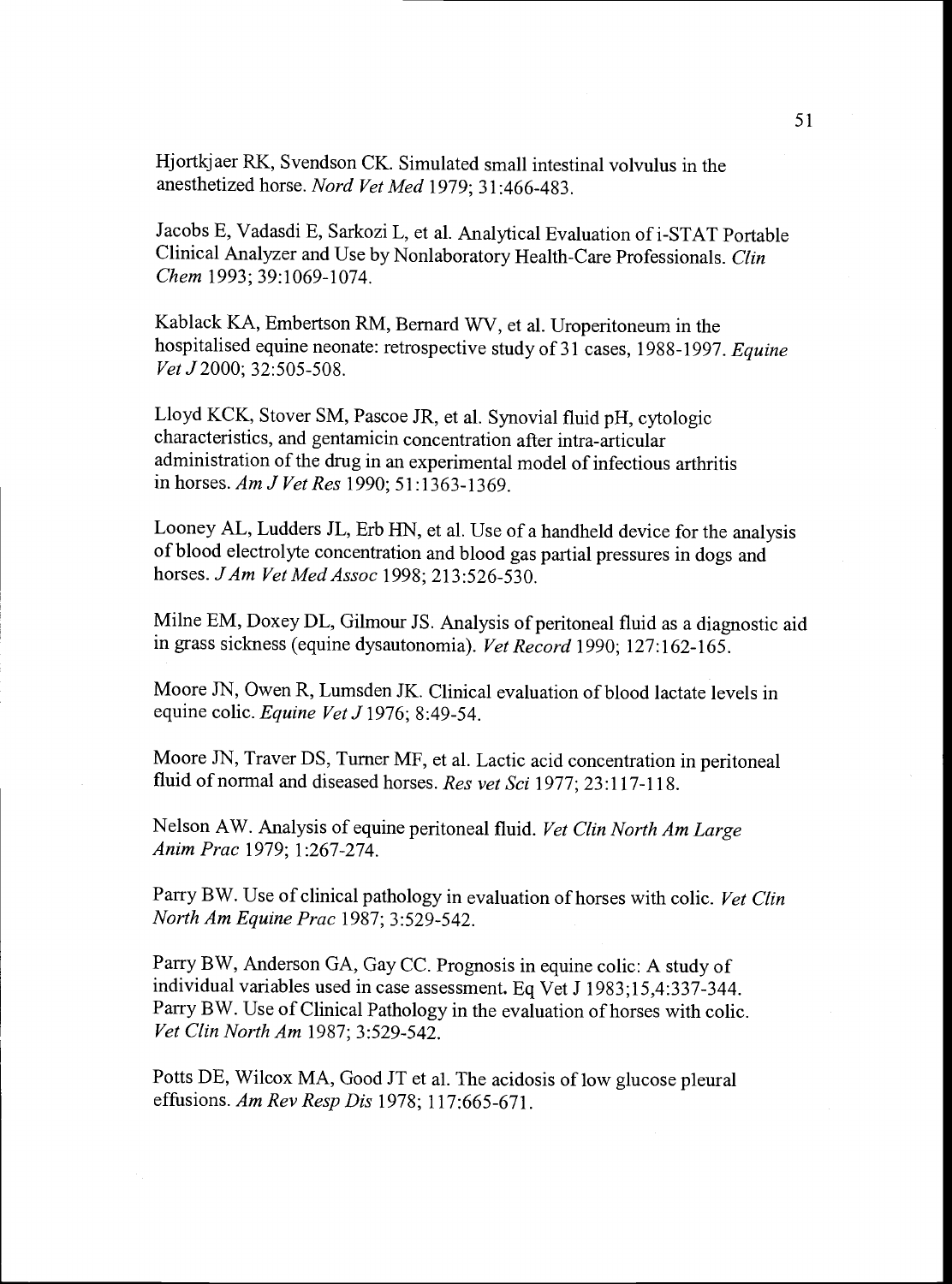Hjortkjaer RK, Svendson CK. Simulated small intestinal volvulus in the anesthetized horse. *Nord Vet Med* 1979; 31:466-483.

Jacobs E, Vadasdi E, Sarkozi L, et al. Analytical Evaluation of i-STAT Portable Clinical Analyzer and Use by Nonlaboratory Health-Care Professionals. *Clin Chem* 1993; 39:1069-1074.

Kablack KA, Embertson RM, Bernard WV, et al. Uroperitoneum in the hospitalised equine neonate: retrospective study of 31 cases, 1988-1997. *Equine Vet J* 2000; 32:505-508.

Lloyd KCK, Stover SM, Pascoe JR, et al. Synovial fluid pH, cytologic characteristics, and gentamicin concentration after intra-articular administration of the drug in an experimental model of infectious arthritis in horses. *Am J Vet Res* 1990; 51:1363-1369.

Looney AL, Ludders JL, Erb HN, et al. Use of a handheld device for the analysis of blood electrolyte concentration and blood gas partial pressures in dogs and horses. *J Am Vet Med Assoc* 1998; 213:526-530.

Milne EM, Doxey DL, Gilmour JS. Analysis of peritoneal fluid as a diagnostic aid in grass sickness (equine dysautonomia). *Vet Record* 1990; 127:162-165.

Moore JN, Owen R, Lumsden JK. Clinical evaluation of blood lactate levels in equine colic. *Equine Vet J* 1976; 8:49-54.

Moore JN, Traver DS, Turner MF, et al. Lactic acid concentration in peritoneal fluid of normal and diseased horses. *Res vet Sci* 1977; 23:117-118.

Nelson AW. Analysis of equine peritoneal fluid. *Vet Clin North Am Large Anim Prac* 1979; 1:267-274.

Parry BW. Use of clinical pathology in evaluation of horses with colic. *Vet Clin North Am Equine Prac* 1987; 3:529-542.

Parry BW, Anderson GA, Gay CC. Prognosis in equine colic: A study of individual variables used in case assessment. Eq Vet J 1983;15,4:337-344.
Parry BW. Use of Clinical Pathology in the evaluation of horses with colic. *Vet Clin North Am* 1987; 3:529-542.

Potts DE, Wilcox MA, Good JT et al. The acidosis of low glucose pleural effusions. *Am Rev Resp Dis* 1978; 117:665-671.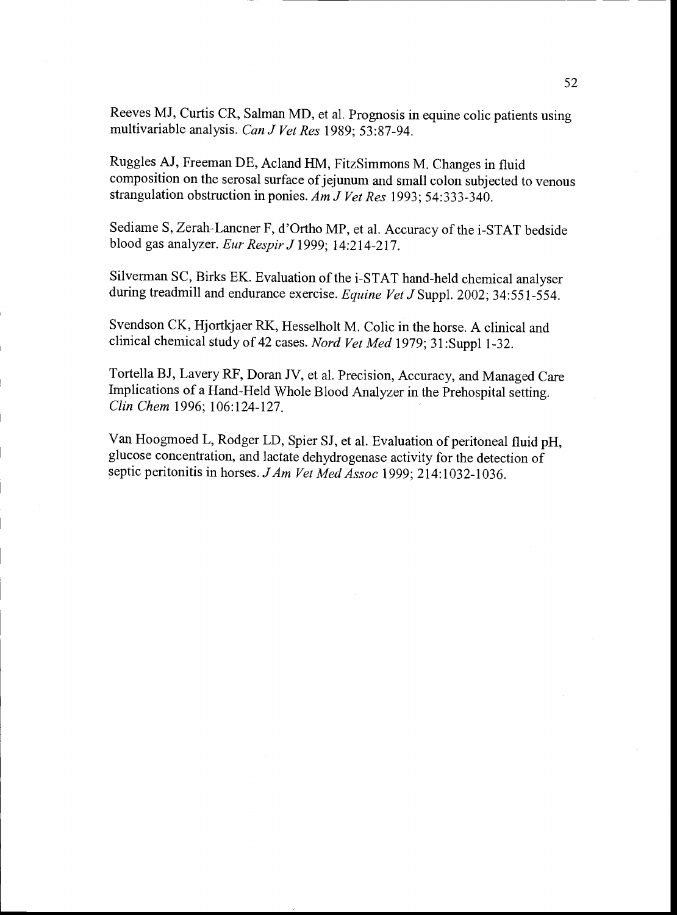Reeves MJ, Curtis CR, Salman MD, et al. Prognosis in equine colic patients using multivariable analysis. *Can J Vet Res* 1989; 53:87-94.

Ruggles AJ, Freeman DE, Acland HM, FitzSimmons M. Changes in fluid composition on the serosal surface of jejunum and small colon subjected to venous strangulation obstruction in ponies. *Am J Vet Res* 1993; 54:333-340.

Sediame S, Zerah-Lancner F, d'Ortho MP, et al. Accuracy of the i-STAT bedside blood gas analyzer. *Eur Respir J* 1999; 14:214-217.

Silverman SC, Birks EK. Evaluation of the i-STAT hand-held chemical analyser during treadmill and endurance exercise. *Equine Vet J* Suppl. 2002; 34:551-554.

Svendson CK, Hjortkjaer RK, Hesselholt M. Colic in the horse. A clinical and clinical chemical study of 42 cases. *Nord Vet Med* 1979; 31:Suppl 1-32.

Tortella BJ, Lavery RF, Doran JV, et al. Precision, Accuracy, and Managed Care Implications of a Hand-Held Whole Blood Analyzer in the Prehospital setting. *Clin Chem* 1996; 106:124-127.

Van Hoogmoed L, Rodger LD, Spier SJ, et al. Evaluation of peritoneal fluid pH, glucose concentration, and lactate dehydrogenase activity for the detection of septic peritonitis in horses. *J Am Vet Med Assoc* 1999; 214:1032-1036.